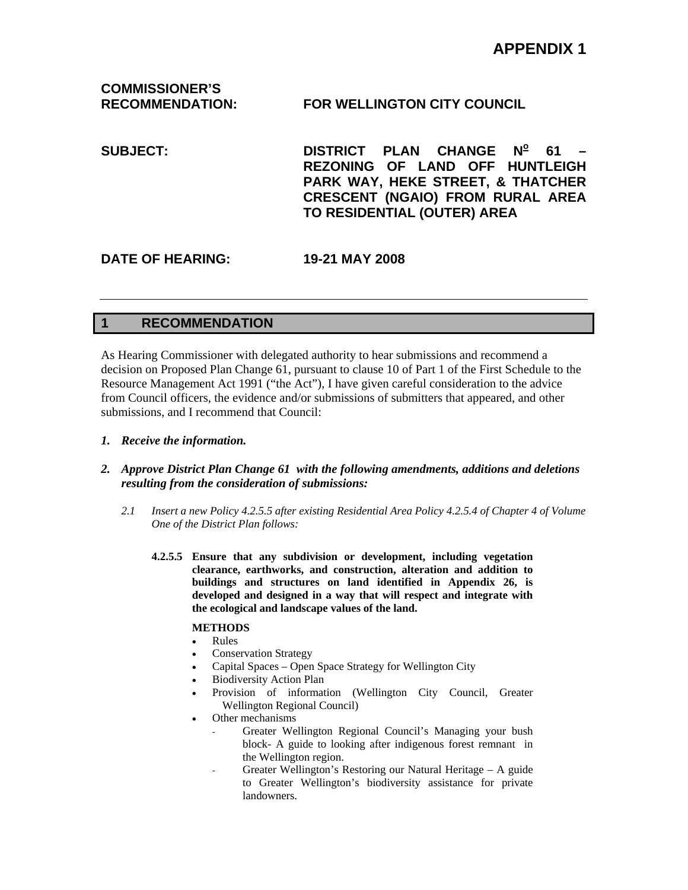# APPENDIX 1

**COMMISSIONER'S RECOMMENDATION:** **FOR WELLINGTON CITY COUNCIL**

**SUBJECT:** **DISTRICT PLAN CHANGE N° 61 – REZONING OF LAND OFF HUNTLEIGH PARK WAY, HEKE STREET, & THATCHER CRESCENT (NGAIO) FROM RURAL AREA TO RESIDENTIAL (OUTER) AREA**

**DATE OF HEARING:** **19-21 MAY 2008**

---

## 1 RECOMMENDATION

As Hearing Commissioner with delegated authority to hear submissions and recommend a decision on Proposed Plan Change 61, pursuant to clause 10 of Part 1 of the First Schedule to the Resource Management Act 1991 ("the Act"), I have given careful consideration to the advice from Council officers, the evidence and/or submissions of submitters that appeared, and other submissions, and I recommend that Council:

1. ***Receive the information.***

2. ***Approve District Plan Change 61 with the following amendments, additions and deletions resulting from the consideration of submissions:***

   2.1 *Insert a new Policy 4.2.5.5 after existing Residential Area Policy 4.2.5.4 of Chapter 4 of Volume One of the District Plan follows:*

   **4.2.5.5 Ensure that any subdivision or development, including vegetation clearance, earthworks, and construction, alteration and addition to buildings and structures on land identified in Appendix 26, is developed and designed in a way that will respect and integrate with the ecological and landscape values of the land.**

   **METHODS**
   - Rules
   - Conservation Strategy
   - Capital Spaces – Open Space Strategy for Wellington City
   - Biodiversity Action Plan
   - Provision of information (Wellington City Council, Greater Wellington Regional Council)
   - Other mechanisms
     - Greater Wellington Regional Council's Managing your bush block- A guide to looking after indigenous forest remnant in the Wellington region.
     - Greater Wellington's Restoring our Natural Heritage – A guide to Greater Wellington's biodiversity assistance for private landowners.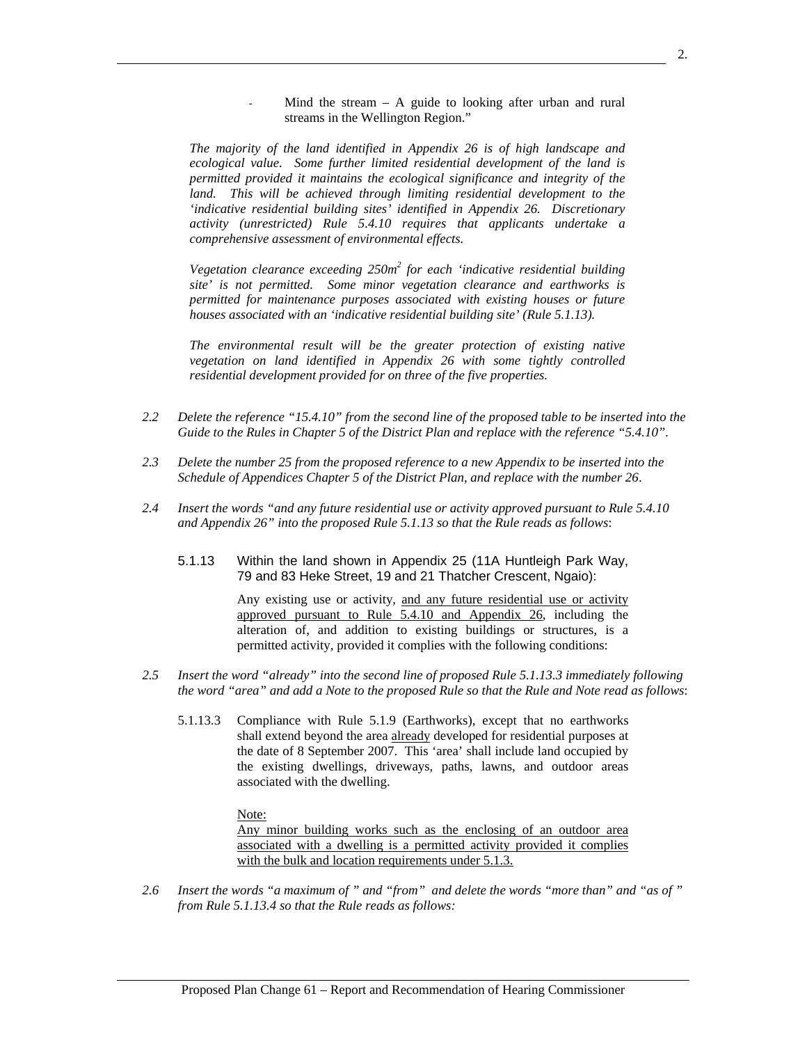- Mind the stream – A guide to looking after urban and rural streams in the Wellington Region."

*The majority of the land identified in Appendix 26 is of high landscape and ecological value. Some further limited residential development of the land is permitted provided it maintains the ecological significance and integrity of the land. This will be achieved through limiting residential development to the 'indicative residential building sites' identified in Appendix 26. Discretionary activity (unrestricted) Rule 5.4.10 requires that applicants undertake a comprehensive assessment of environmental effects.*

*Vegetation clearance exceeding 250m² for each 'indicative residential building site' is not permitted. Some minor vegetation clearance and earthworks is permitted for maintenance purposes associated with existing houses or future houses associated with an 'indicative residential building site' (Rule 5.1.13).*

*The environmental result will be the greater protection of existing native vegetation on land identified in Appendix 26 with some tightly controlled residential development provided for on three of the five properties.*

*2.2 Delete the reference "15.4.10" from the second line of the proposed table to be inserted into the Guide to the Rules in Chapter 5 of the District Plan and replace with the reference "5.4.10".*

*2.3 Delete the number 25 from the proposed reference to a new Appendix to be inserted into the Schedule of Appendices Chapter 5 of the District Plan, and replace with the number 26.*

*2.4 Insert the words "and any future residential use or activity approved pursuant to Rule 5.4.10 and Appendix 26" into the proposed Rule 5.1.13 so that the Rule reads as follows:*

5.1.13 Within the land shown in Appendix 25 (11A Huntleigh Park Way, 79 and 83 Heke Street, 19 and 21 Thatcher Crescent, Ngaio):

Any existing use or activity, <u>and any future residential use or activity approved pursuant to Rule 5.4.10 and Appendix 26</u>, including the alteration of, and addition to existing buildings or structures, is a permitted activity, provided it complies with the following conditions:

*2.5 Insert the word "already" into the second line of proposed Rule 5.1.13.3 immediately following the word "area" and add a Note to the proposed Rule so that the Rule and Note read as follows:*

5.1.13.3 Compliance with Rule 5.1.9 (Earthworks), except that no earthworks shall extend beyond the area <u>already</u> developed for residential purposes at the date of 8 September 2007. This 'area' shall include land occupied by the existing dwellings, driveways, paths, lawns, and outdoor areas associated with the dwelling.

<u>Note:</u>
<u>Any minor building works such as the enclosing of an outdoor area associated with a dwelling is a permitted activity provided it complies with the bulk and location requirements under 5.1.3.</u>

*2.6 Insert the words "a maximum of " and "from" and delete the words "more than" and "as of " from Rule 5.1.13.4 so that the Rule reads as follows:*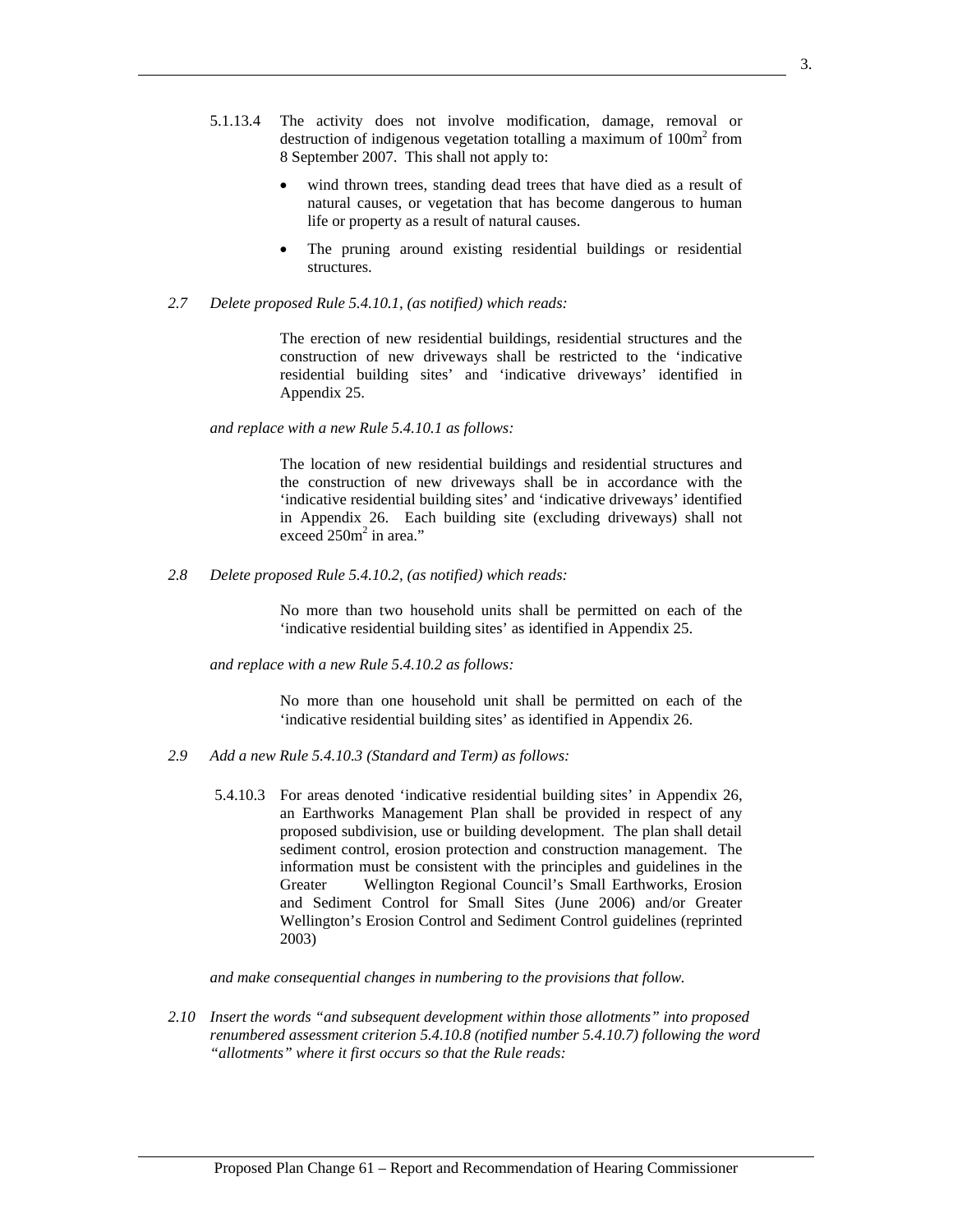5.1.13.4 The activity does not involve modification, damage, removal or destruction of indigenous vegetation totalling a maximum of 100m$^2$ from 8 September 2007. This shall not apply to:

- wind thrown trees, standing dead trees that have died as a result of natural causes, or vegetation that has become dangerous to human life or property as a result of natural causes.
- The pruning around existing residential buildings or residential structures.

*2.7 Delete proposed Rule 5.4.10.1, (as notified) which reads:*

> The erection of new residential buildings, residential structures and the construction of new driveways shall be restricted to the 'indicative residential building sites' and 'indicative driveways' identified in Appendix 25.

*and replace with a new Rule 5.4.10.1 as follows:*

> The location of new residential buildings and residential structures and the construction of new driveways shall be in accordance with the 'indicative residential building sites' and 'indicative driveways' identified in Appendix 26. Each building site (excluding driveways) shall not exceed 250m$^2$ in area."

*2.8 Delete proposed Rule 5.4.10.2, (as notified) which reads:*

> No more than two household units shall be permitted on each of the 'indicative residential building sites' as identified in Appendix 25.

*and replace with a new Rule 5.4.10.2 as follows:*

> No more than one household unit shall be permitted on each of the 'indicative residential building sites' as identified in Appendix 26.

*2.9 Add a new Rule 5.4.10.3 (Standard and Term) as follows:*

5.4.10.3 For areas denoted 'indicative residential building sites' in Appendix 26, an Earthworks Management Plan shall be provided in respect of any proposed subdivision, use or building development. The plan shall detail sediment control, erosion protection and construction management. The information must be consistent with the principles and guidelines in the Greater Wellington Regional Council's Small Earthworks, Erosion and Sediment Control for Small Sites (June 2006) and/or Greater Wellington's Erosion Control and Sediment Control guidelines (reprinted 2003)

*and make consequential changes in numbering to the provisions that follow.*

*2.10 Insert the words "and subsequent development within those allotments" into proposed renumbered assessment criterion 5.4.10.8 (notified number 5.4.10.7) following the word "allotments" where it first occurs so that the Rule reads:*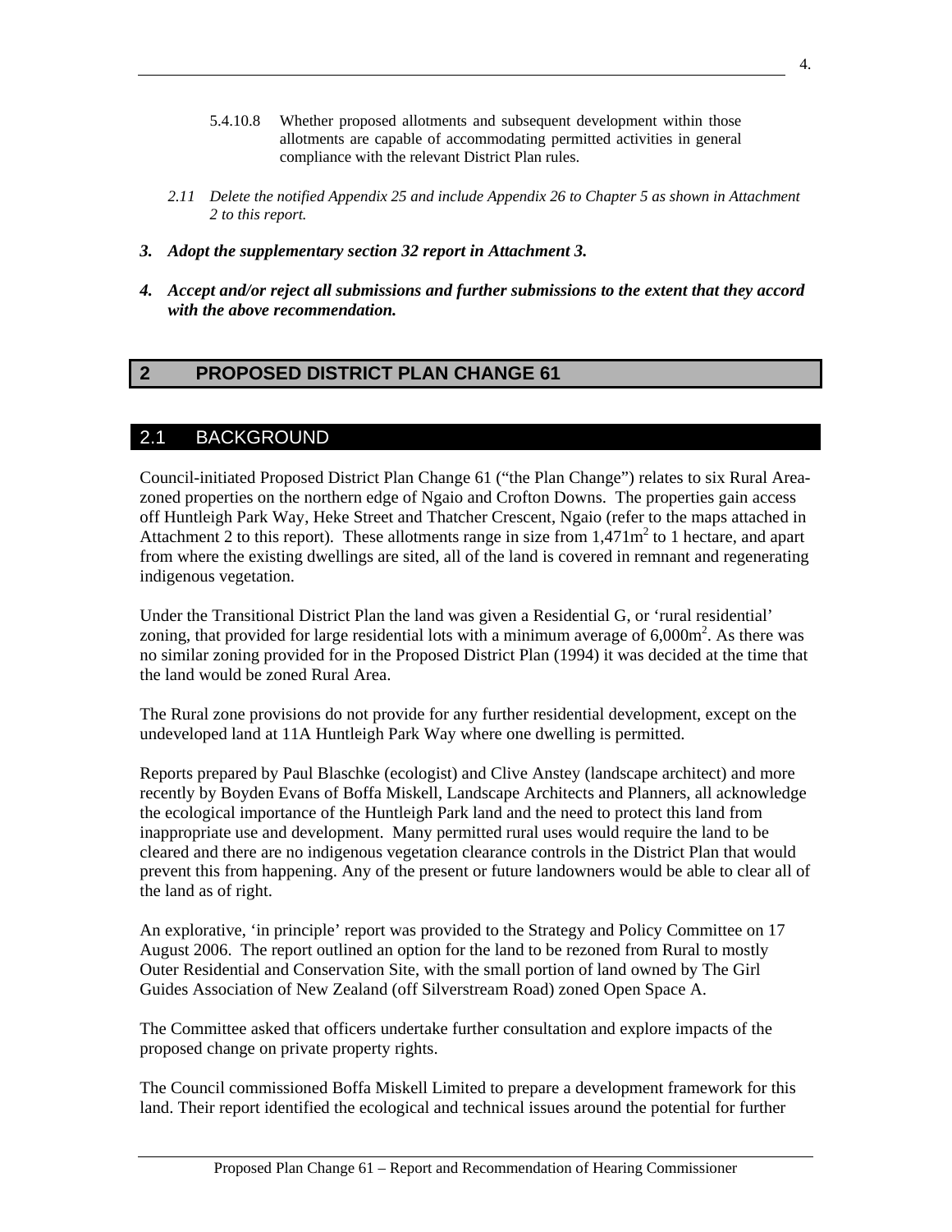5.4.10.8 Whether proposed allotments and subsequent development within those allotments are capable of accommodating permitted activities in general compliance with the relevant District Plan rules.

*2.11 Delete the notified Appendix 25 and include Appendix 26 to Chapter 5 as shown in Attachment 2 to this report.*

***3. Adopt the supplementary section 32 report in Attachment 3.***

***4. Accept and/or reject all submissions and further submissions to the extent that they accord with the above recommendation.***

# 2 PROPOSED DISTRICT PLAN CHANGE 61

## 2.1 BACKGROUND

Council-initiated Proposed District Plan Change 61 ("the Plan Change") relates to six Rural Area-zoned properties on the northern edge of Ngaio and Crofton Downs. The properties gain access off Huntleigh Park Way, Heke Street and Thatcher Crescent, Ngaio (refer to the maps attached in Attachment 2 to this report). These allotments range in size from 1,471m$^2$ to 1 hectare, and apart from where the existing dwellings are sited, all of the land is covered in remnant and regenerating indigenous vegetation.

Under the Transitional District Plan the land was given a Residential G, or 'rural residential' zoning, that provided for large residential lots with a minimum average of 6,000m$^2$. As there was no similar zoning provided for in the Proposed District Plan (1994) it was decided at the time that the land would be zoned Rural Area.

The Rural zone provisions do not provide for any further residential development, except on the undeveloped land at 11A Huntleigh Park Way where one dwelling is permitted.

Reports prepared by Paul Blaschke (ecologist) and Clive Anstey (landscape architect) and more recently by Boyden Evans of Boffa Miskell, Landscape Architects and Planners, all acknowledge the ecological importance of the Huntleigh Park land and the need to protect this land from inappropriate use and development. Many permitted rural uses would require the land to be cleared and there are no indigenous vegetation clearance controls in the District Plan that would prevent this from happening. Any of the present or future landowners would be able to clear all of the land as of right.

An explorative, 'in principle' report was provided to the Strategy and Policy Committee on 17 August 2006. The report outlined an option for the land to be rezoned from Rural to mostly Outer Residential and Conservation Site, with the small portion of land owned by The Girl Guides Association of New Zealand (off Silverstream Road) zoned Open Space A.

The Committee asked that officers undertake further consultation and explore impacts of the proposed change on private property rights.

The Council commissioned Boffa Miskell Limited to prepare a development framework for this land. Their report identified the ecological and technical issues around the potential for further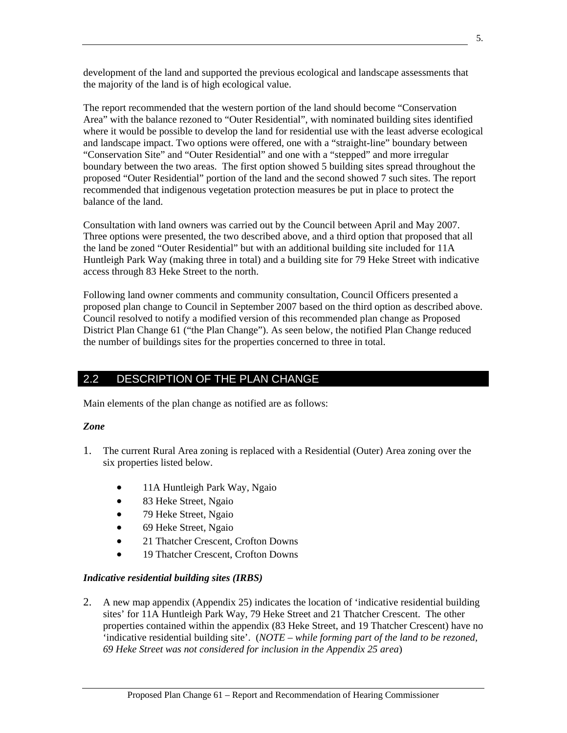development of the land and supported the previous ecological and landscape assessments that the majority of the land is of high ecological value.

The report recommended that the western portion of the land should become "Conservation Area" with the balance rezoned to "Outer Residential", with nominated building sites identified where it would be possible to develop the land for residential use with the least adverse ecological and landscape impact. Two options were offered, one with a "straight-line" boundary between "Conservation Site" and "Outer Residential" and one with a "stepped" and more irregular boundary between the two areas. The first option showed 5 building sites spread throughout the proposed "Outer Residential" portion of the land and the second showed 7 such sites. The report recommended that indigenous vegetation protection measures be put in place to protect the balance of the land.

Consultation with land owners was carried out by the Council between April and May 2007. Three options were presented, the two described above, and a third option that proposed that all the land be zoned "Outer Residential" but with an additional building site included for 11A Huntleigh Park Way (making three in total) and a building site for 79 Heke Street with indicative access through 83 Heke Street to the north.

Following land owner comments and community consultation, Council Officers presented a proposed plan change to Council in September 2007 based on the third option as described above. Council resolved to notify a modified version of this recommended plan change as Proposed District Plan Change 61 ("the Plan Change"). As seen below, the notified Plan Change reduced the number of buildings sites for the properties concerned to three in total.

## 2.2 DESCRIPTION OF THE PLAN CHANGE

Main elements of the plan change as notified are as follows:

***Zone***

1. The current Rural Area zoning is replaced with a Residential (Outer) Area zoning over the six properties listed below.

   - 11A Huntleigh Park Way, Ngaio
   - 83 Heke Street, Ngaio
   - 79 Heke Street, Ngaio
   - 69 Heke Street, Ngaio
   - 21 Thatcher Crescent, Crofton Downs
   - 19 Thatcher Crescent, Crofton Downs

***Indicative residential building sites (IRBS)***

2. A new map appendix (Appendix 25) indicates the location of 'indicative residential building sites' for 11A Huntleigh Park Way, 79 Heke Street and 21 Thatcher Crescent. The other properties contained within the appendix (83 Heke Street, and 19 Thatcher Crescent) have no 'indicative residential building site'. (*NOTE – while forming part of the land to be rezoned, 69 Heke Street was not considered for inclusion in the Appendix 25 area*)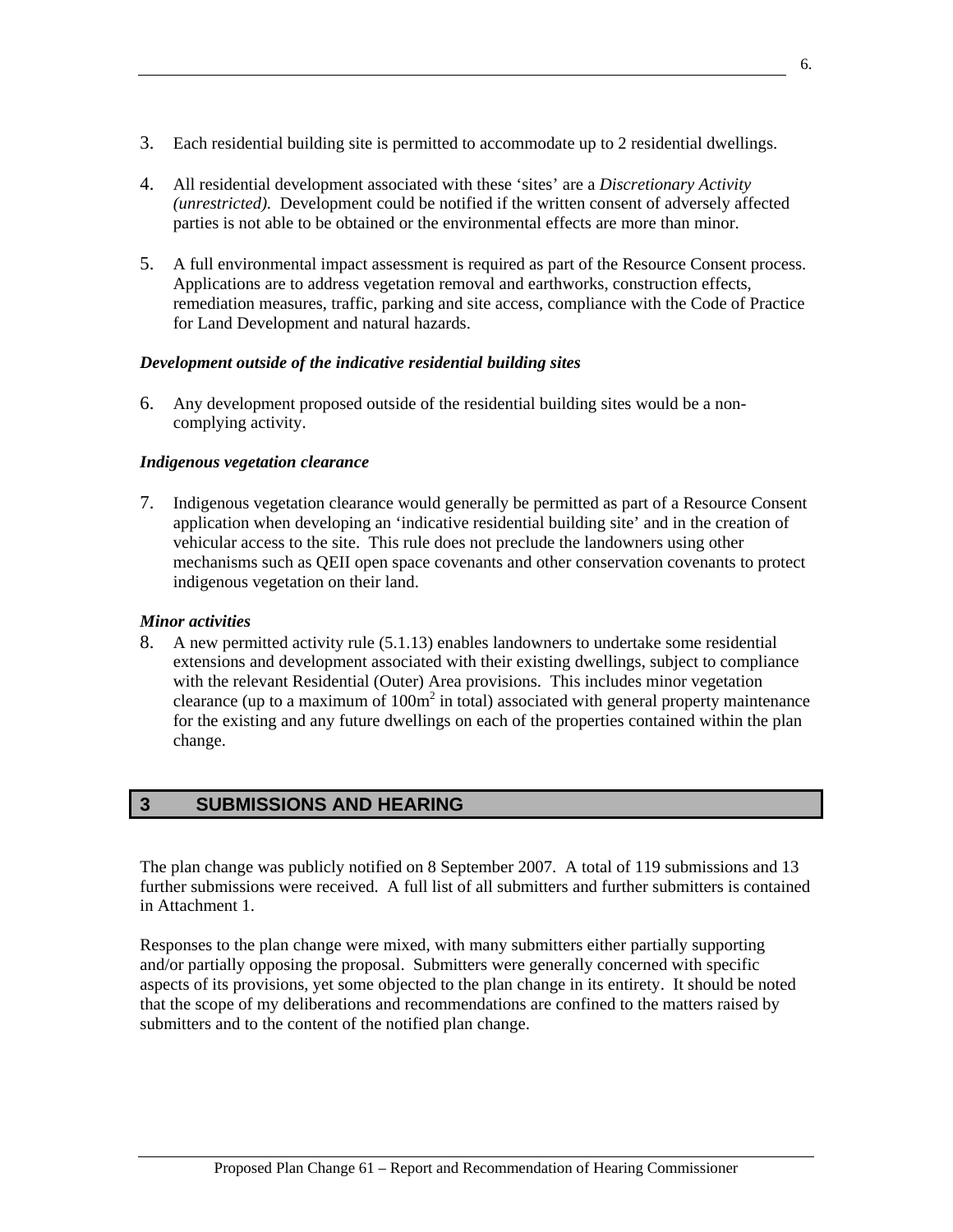3. Each residential building site is permitted to accommodate up to 2 residential dwellings.

4. All residential development associated with these 'sites' are a *Discretionary Activity (unrestricted).* Development could be notified if the written consent of adversely affected parties is not able to be obtained or the environmental effects are more than minor.

5. A full environmental impact assessment is required as part of the Resource Consent process. Applications are to address vegetation removal and earthworks, construction effects, remediation measures, traffic, parking and site access, compliance with the Code of Practice for Land Development and natural hazards.

***Development outside of the indicative residential building sites***

6. Any development proposed outside of the residential building sites would be a non-complying activity.

***Indigenous vegetation clearance***

7. Indigenous vegetation clearance would generally be permitted as part of a Resource Consent application when developing an 'indicative residential building site' and in the creation of vehicular access to the site. This rule does not preclude the landowners using other mechanisms such as QEII open space covenants and other conservation covenants to protect indigenous vegetation on their land.

***Minor activities***

8. A new permitted activity rule (5.1.13) enables landowners to undertake some residential extensions and development associated with their existing dwellings, subject to compliance with the relevant Residential (Outer) Area provisions. This includes minor vegetation clearance (up to a maximum of $100m^2$ in total) associated with general property maintenance for the existing and any future dwellings on each of the properties contained within the plan change.

## 3 SUBMISSIONS AND HEARING

The plan change was publicly notified on 8 September 2007. A total of 119 submissions and 13 further submissions were received. A full list of all submitters and further submitters is contained in Attachment 1.

Responses to the plan change were mixed, with many submitters either partially supporting and/or partially opposing the proposal. Submitters were generally concerned with specific aspects of its provisions, yet some objected to the plan change in its entirety. It should be noted that the scope of my deliberations and recommendations are confined to the matters raised by submitters and to the content of the notified plan change.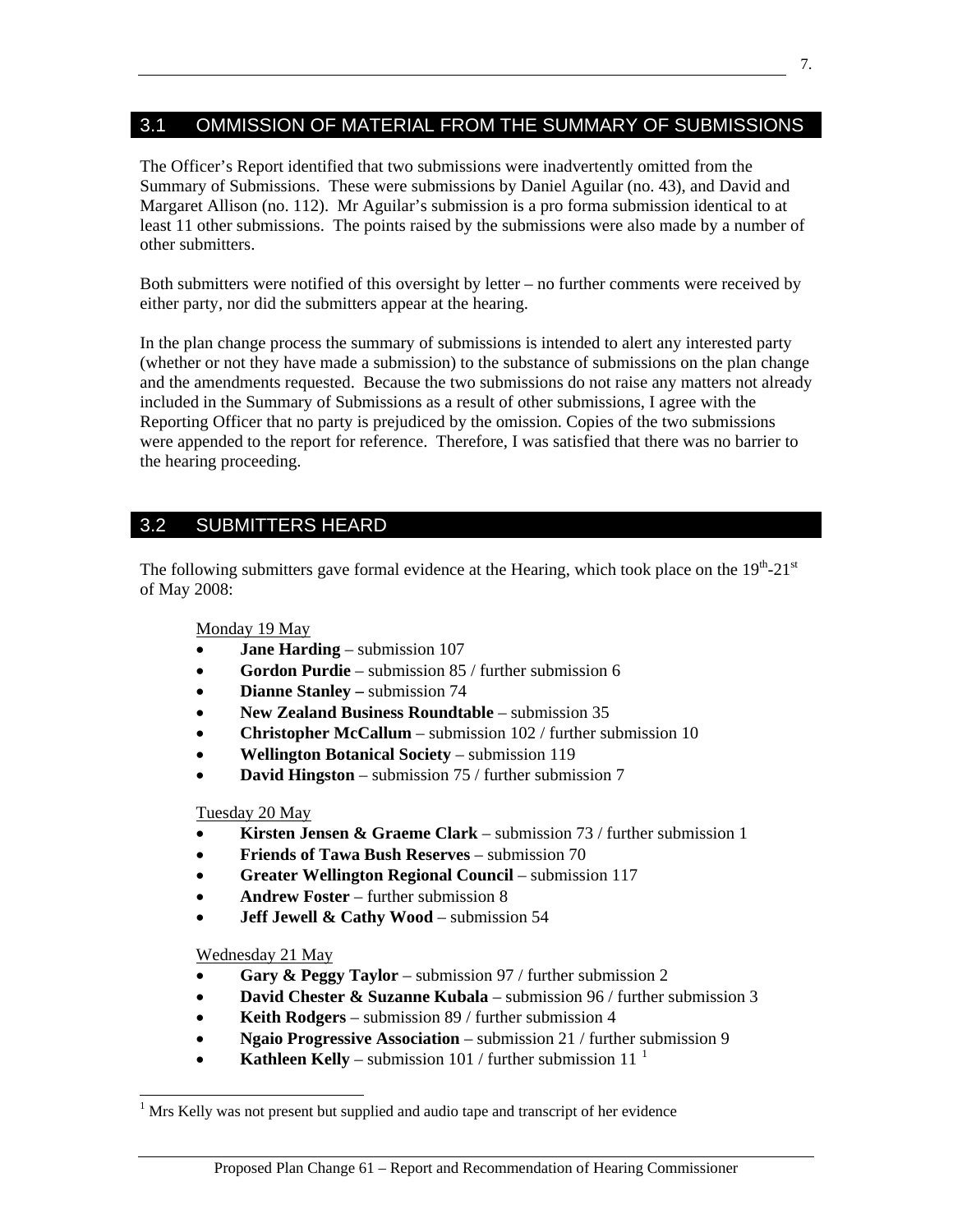## 3.1 OMMISSION OF MATERIAL FROM THE SUMMARY OF SUBMISSIONS

The Officer's Report identified that two submissions were inadvertently omitted from the Summary of Submissions. These were submissions by Daniel Aguilar (no. 43), and David and Margaret Allison (no. 112). Mr Aguilar's submission is a pro forma submission identical to at least 11 other submissions. The points raised by the submissions were also made by a number of other submitters.

Both submitters were notified of this oversight by letter – no further comments were received by either party, nor did the submitters appear at the hearing.

In the plan change process the summary of submissions is intended to alert any interested party (whether or not they have made a submission) to the substance of submissions on the plan change and the amendments requested. Because the two submissions do not raise any matters not already included in the Summary of Submissions as a result of other submissions, I agree with the Reporting Officer that no party is prejudiced by the omission. Copies of the two submissions were appended to the report for reference. Therefore, I was satisfied that there was no barrier to the hearing proceeding.

## 3.2 SUBMITTERS HEARD

The following submitters gave formal evidence at the Hearing, which took place on the 19th-21st of May 2008:

Monday 19 May

- **Jane Harding** – submission 107
- **Gordon Purdie** – submission 85 / further submission 6
- **Dianne Stanley –** submission 74
- **New Zealand Business Roundtable** – submission 35
- **Christopher McCallum** – submission 102 / further submission 10
- **Wellington Botanical Society** – submission 119
- **David Hingston** – submission 75 / further submission 7

Tuesday 20 May

- **Kirsten Jensen & Graeme Clark** – submission 73 / further submission 1
- **Friends of Tawa Bush Reserves** – submission 70
- **Greater Wellington Regional Council** – submission 117
- **Andrew Foster** – further submission 8
- **Jeff Jewell & Cathy Wood** – submission 54

Wednesday 21 May

- **Gary & Peggy Taylor** – submission 97 / further submission 2
- **David Chester & Suzanne Kubala** – submission 96 / further submission 3
- **Keith Rodgers** – submission 89 / further submission 4
- **Ngaio Progressive Association** – submission 21 / further submission 9
- **Kathleen Kelly** – submission 101 / further submission 11 [1]

[1] Mrs Kelly was not present but supplied and audio tape and transcript of her evidence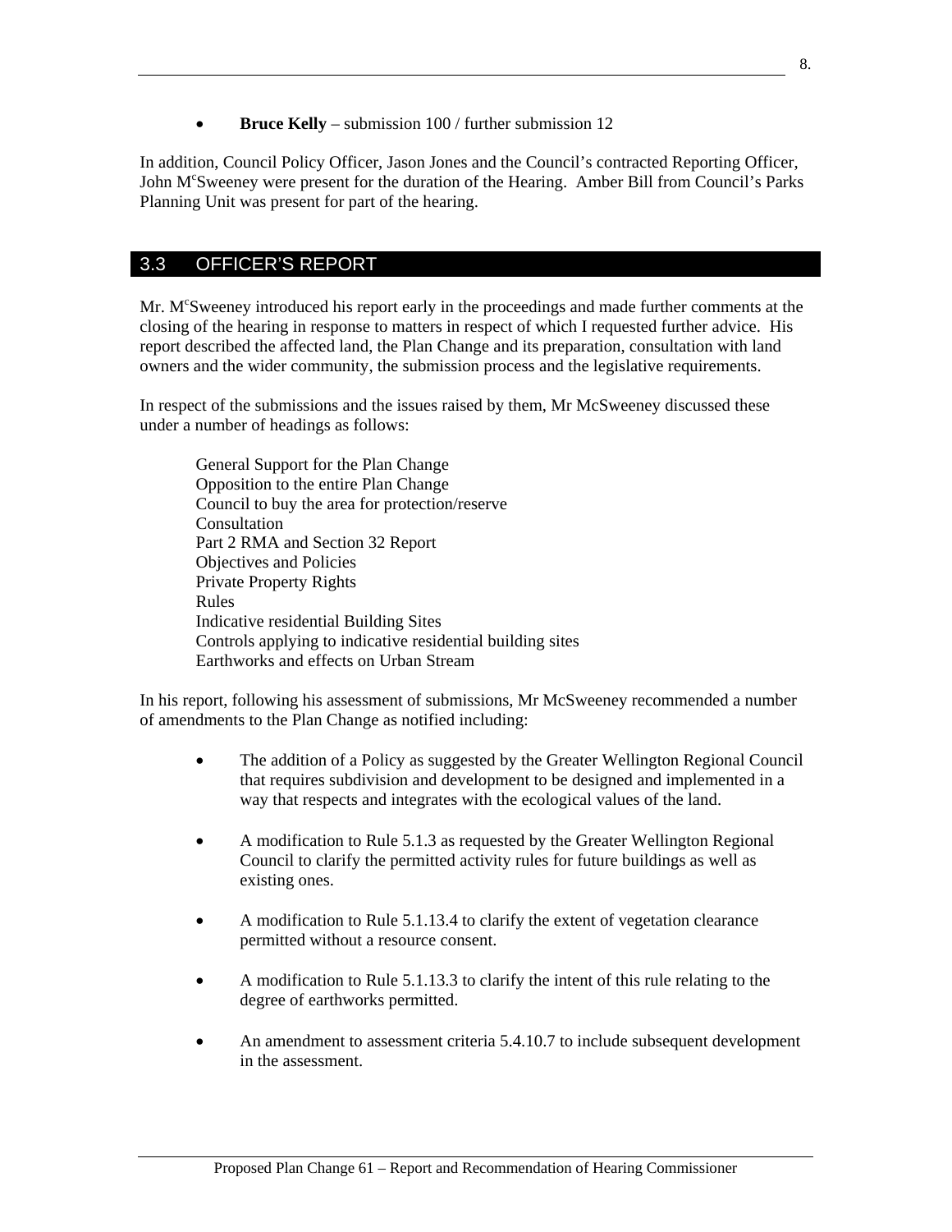- **Bruce Kelly** – submission 100 / further submission 12

In addition, Council Policy Officer, Jason Jones and the Council's contracted Reporting Officer, John M[c]Sweeney were present for the duration of the Hearing. Amber Bill from Council's Parks Planning Unit was present for part of the hearing.

## 3.3 OFFICER'S REPORT

Mr. M[c]Sweeney introduced his report early in the proceedings and made further comments at the closing of the hearing in response to matters in respect of which I requested further advice. His report described the affected land, the Plan Change and its preparation, consultation with land owners and the wider community, the submission process and the legislative requirements.

In respect of the submissions and the issues raised by them, Mr McSweeney discussed these under a number of headings as follows:

General Support for the Plan Change
Opposition to the entire Plan Change
Council to buy the area for protection/reserve
Consultation
Part 2 RMA and Section 32 Report
Objectives and Policies
Private Property Rights
Rules
Indicative residential Building Sites
Controls applying to indicative residential building sites
Earthworks and effects on Urban Stream

In his report, following his assessment of submissions, Mr McSweeney recommended a number of amendments to the Plan Change as notified including:

- The addition of a Policy as suggested by the Greater Wellington Regional Council that requires subdivision and development to be designed and implemented in a way that respects and integrates with the ecological values of the land.
- A modification to Rule 5.1.3 as requested by the Greater Wellington Regional Council to clarify the permitted activity rules for future buildings as well as existing ones.
- A modification to Rule 5.1.13.4 to clarify the extent of vegetation clearance permitted without a resource consent.
- A modification to Rule 5.1.13.3 to clarify the intent of this rule relating to the degree of earthworks permitted.
- An amendment to assessment criteria 5.4.10.7 to include subsequent development in the assessment.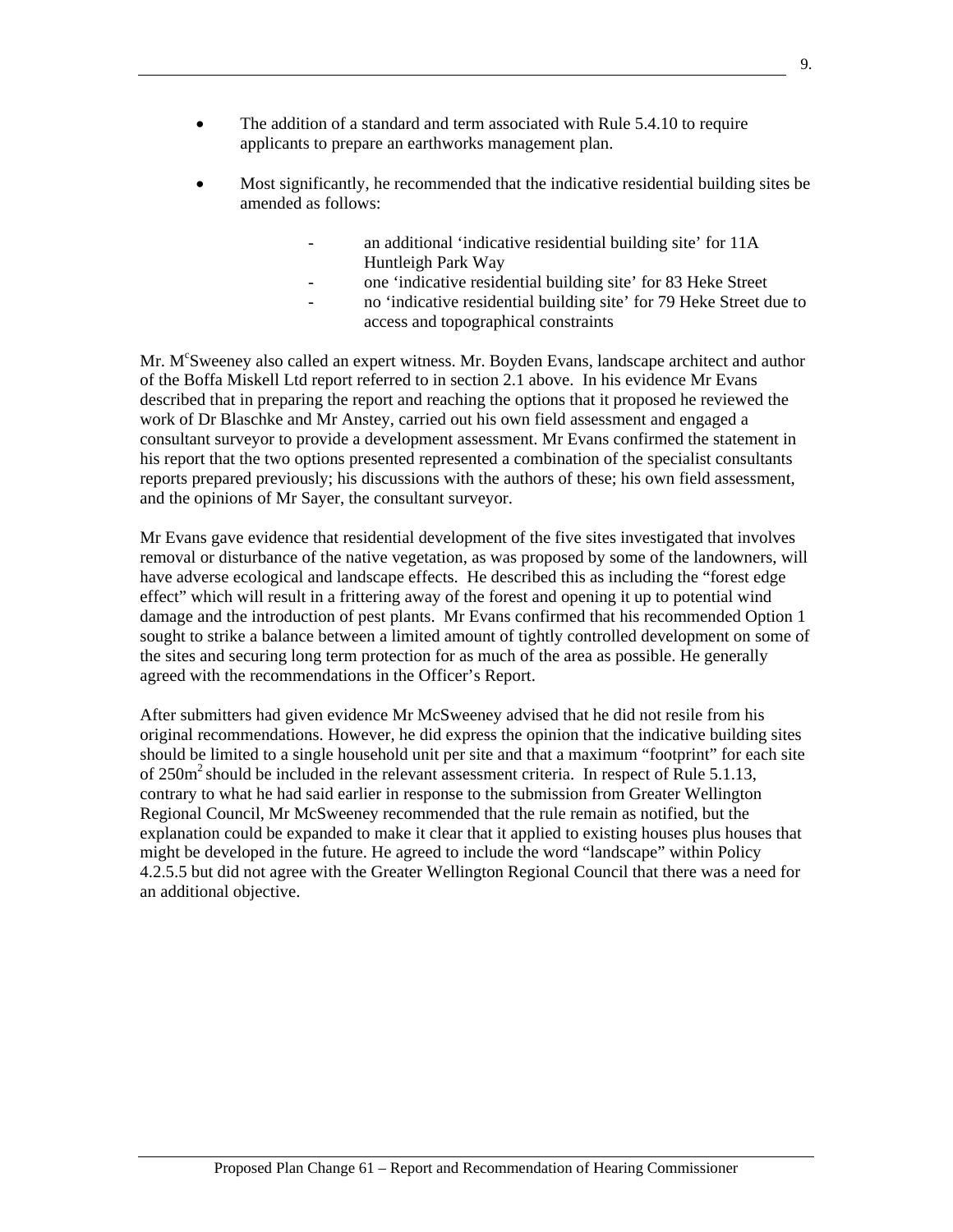- The addition of a standard and term associated with Rule 5.4.10 to require applicants to prepare an earthworks management plan.
- Most significantly, he recommended that the indicative residential building sites be amended as follows:
  - an additional 'indicative residential building site' for 11A Huntleigh Park Way
  - one 'indicative residential building site' for 83 Heke Street
  - no 'indicative residential building site' for 79 Heke Street due to access and topographical constraints

Mr. M[c]Sweeney also called an expert witness. Mr. Boyden Evans, landscape architect and author of the Boffa Miskell Ltd report referred to in section 2.1 above. In his evidence Mr Evans described that in preparing the report and reaching the options that it proposed he reviewed the work of Dr Blaschke and Mr Anstey, carried out his own field assessment and engaged a consultant surveyor to provide a development assessment. Mr Evans confirmed the statement in his report that the two options presented represented a combination of the specialist consultants reports prepared previously; his discussions with the authors of these; his own field assessment, and the opinions of Mr Sayer, the consultant surveyor.

Mr Evans gave evidence that residential development of the five sites investigated that involves removal or disturbance of the native vegetation, as was proposed by some of the landowners, will have adverse ecological and landscape effects. He described this as including the "forest edge effect" which will result in a frittering away of the forest and opening it up to potential wind damage and the introduction of pest plants. Mr Evans confirmed that his recommended Option 1 sought to strike a balance between a limited amount of tightly controlled development on some of the sites and securing long term protection for as much of the area as possible. He generally agreed with the recommendations in the Officer's Report.

After submitters had given evidence Mr McSweeney advised that he did not resile from his original recommendations. However, he did express the opinion that the indicative building sites should be limited to a single household unit per site and that a maximum "footprint" for each site of 250m$^2$ should be included in the relevant assessment criteria. In respect of Rule 5.1.13, contrary to what he had said earlier in response to the submission from Greater Wellington Regional Council, Mr McSweeney recommended that the rule remain as notified, but the explanation could be expanded to make it clear that it applied to existing houses plus houses that might be developed in the future. He agreed to include the word "landscape" within Policy 4.2.5.5 but did not agree with the Greater Wellington Regional Council that there was a need for an additional objective.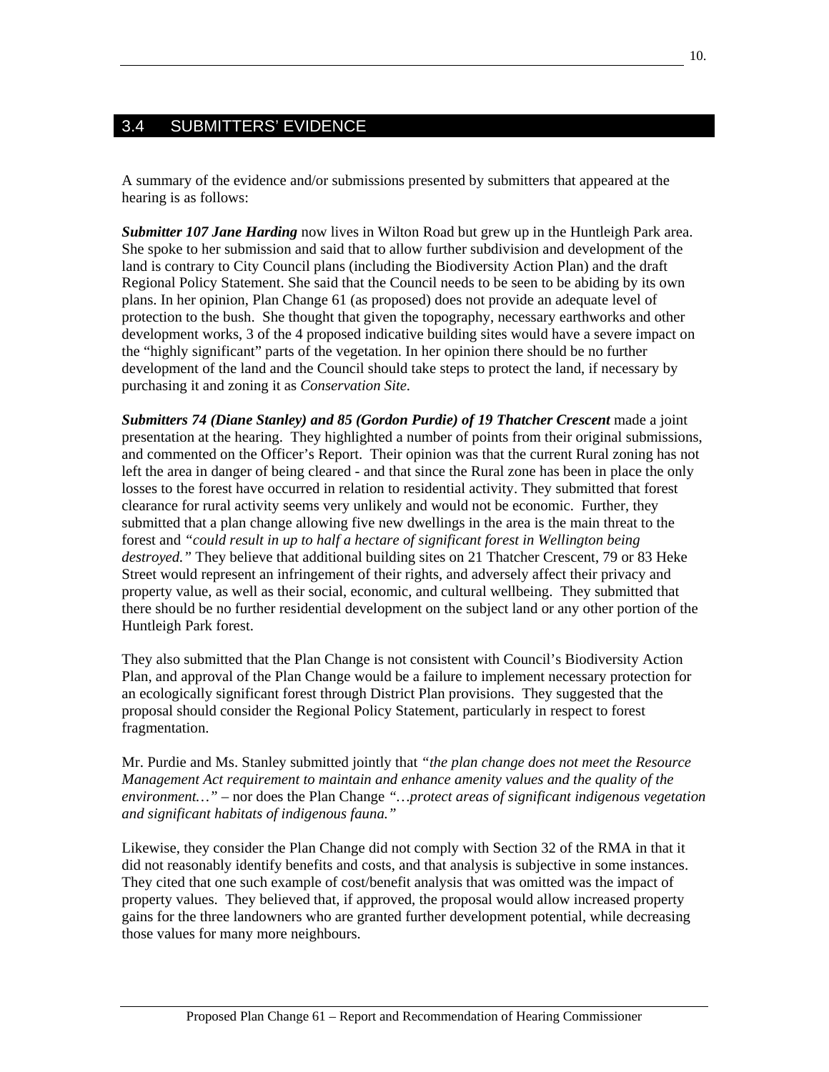## 3.4 SUBMITTERS' EVIDENCE

A summary of the evidence and/or submissions presented by submitters that appeared at the hearing is as follows:

***Submitter 107 Jane Harding*** now lives in Wilton Road but grew up in the Huntleigh Park area. She spoke to her submission and said that to allow further subdivision and development of the land is contrary to City Council plans (including the Biodiversity Action Plan) and the draft Regional Policy Statement. She said that the Council needs to be seen to be abiding by its own plans. In her opinion, Plan Change 61 (as proposed) does not provide an adequate level of protection to the bush. She thought that given the topography, necessary earthworks and other development works, 3 of the 4 proposed indicative building sites would have a severe impact on the "highly significant" parts of the vegetation. In her opinion there should be no further development of the land and the Council should take steps to protect the land, if necessary by purchasing it and zoning it as *Conservation Site*.

***Submitters 74 (Diane Stanley) and 85 (Gordon Purdie) of 19 Thatcher Crescent*** made a joint presentation at the hearing. They highlighted a number of points from their original submissions, and commented on the Officer's Report. Their opinion was that the current Rural zoning has not left the area in danger of being cleared - and that since the Rural zone has been in place the only losses to the forest have occurred in relation to residential activity. They submitted that forest clearance for rural activity seems very unlikely and would not be economic. Further, they submitted that a plan change allowing five new dwellings in the area is the main threat to the forest and *"could result in up to half a hectare of significant forest in Wellington being destroyed."* They believe that additional building sites on 21 Thatcher Crescent, 79 or 83 Heke Street would represent an infringement of their rights, and adversely affect their privacy and property value, as well as their social, economic, and cultural wellbeing. They submitted that there should be no further residential development on the subject land or any other portion of the Huntleigh Park forest.

They also submitted that the Plan Change is not consistent with Council's Biodiversity Action Plan, and approval of the Plan Change would be a failure to implement necessary protection for an ecologically significant forest through District Plan provisions. They suggested that the proposal should consider the Regional Policy Statement, particularly in respect to forest fragmentation.

Mr. Purdie and Ms. Stanley submitted jointly that *"the plan change does not meet the Resource Management Act requirement to maintain and enhance amenity values and the quality of the environment…"* – nor does the Plan Change *"…protect areas of significant indigenous vegetation and significant habitats of indigenous fauna."*

Likewise, they consider the Plan Change did not comply with Section 32 of the RMA in that it did not reasonably identify benefits and costs, and that analysis is subjective in some instances. They cited that one such example of cost/benefit analysis that was omitted was the impact of property values. They believed that, if approved, the proposal would allow increased property gains for the three landowners who are granted further development potential, while decreasing those values for many more neighbours.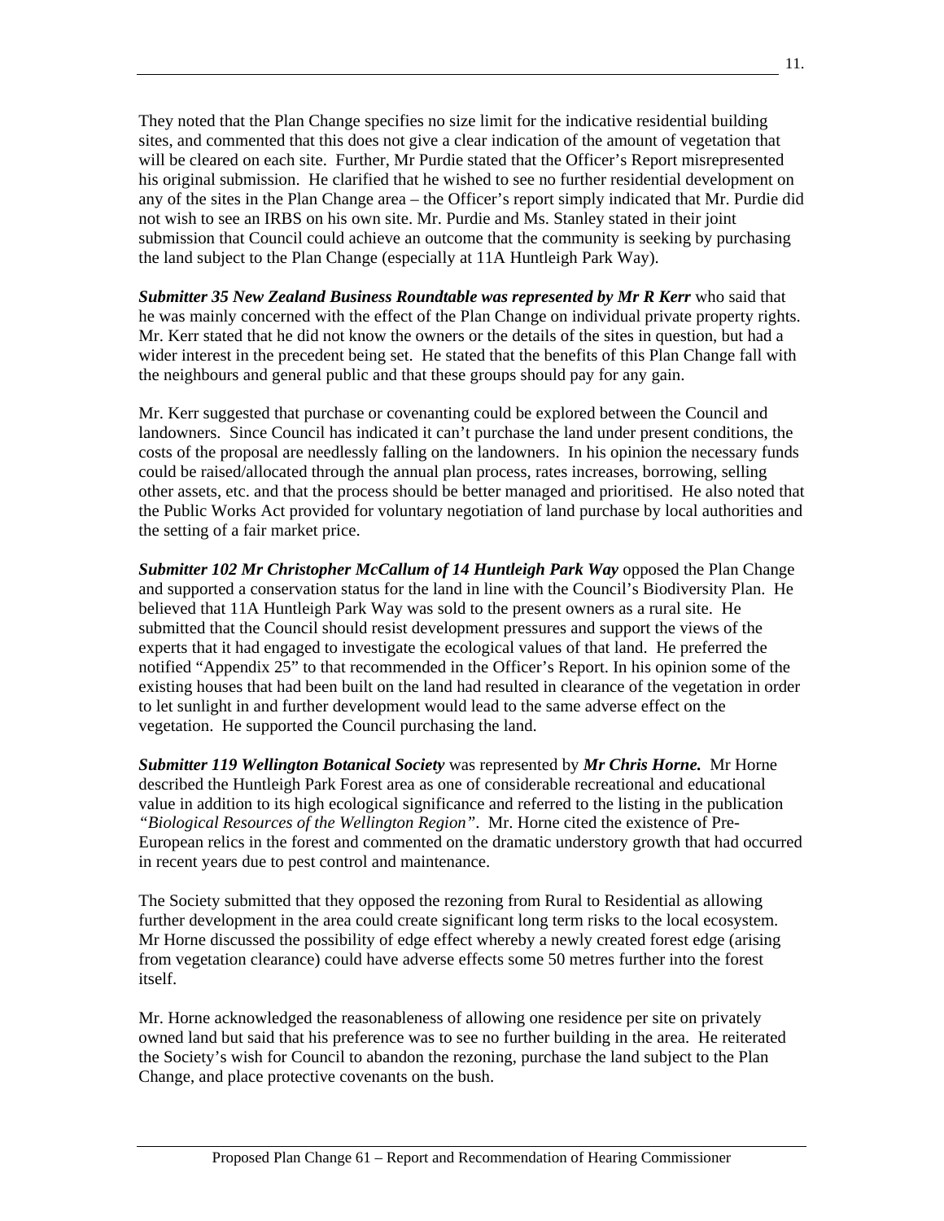They noted that the Plan Change specifies no size limit for the indicative residential building sites, and commented that this does not give a clear indication of the amount of vegetation that will be cleared on each site. Further, Mr Purdie stated that the Officer's Report misrepresented his original submission. He clarified that he wished to see no further residential development on any of the sites in the Plan Change area – the Officer's report simply indicated that Mr. Purdie did not wish to see an IRBS on his own site. Mr. Purdie and Ms. Stanley stated in their joint submission that Council could achieve an outcome that the community is seeking by purchasing the land subject to the Plan Change (especially at 11A Huntleigh Park Way).

***Submitter 35 New Zealand Business Roundtable was represented by Mr R Kerr*** who said that he was mainly concerned with the effect of the Plan Change on individual private property rights. Mr. Kerr stated that he did not know the owners or the details of the sites in question, but had a wider interest in the precedent being set. He stated that the benefits of this Plan Change fall with the neighbours and general public and that these groups should pay for any gain.

Mr. Kerr suggested that purchase or covenanting could be explored between the Council and landowners. Since Council has indicated it can't purchase the land under present conditions, the costs of the proposal are needlessly falling on the landowners. In his opinion the necessary funds could be raised/allocated through the annual plan process, rates increases, borrowing, selling other assets, etc. and that the process should be better managed and prioritised. He also noted that the Public Works Act provided for voluntary negotiation of land purchase by local authorities and the setting of a fair market price.

***Submitter 102 Mr Christopher McCallum of 14 Huntleigh Park Way*** opposed the Plan Change and supported a conservation status for the land in line with the Council's Biodiversity Plan. He believed that 11A Huntleigh Park Way was sold to the present owners as a rural site. He submitted that the Council should resist development pressures and support the views of the experts that it had engaged to investigate the ecological values of that land. He preferred the notified "Appendix 25" to that recommended in the Officer's Report. In his opinion some of the existing houses that had been built on the land had resulted in clearance of the vegetation in order to let sunlight in and further development would lead to the same adverse effect on the vegetation. He supported the Council purchasing the land.

***Submitter 119 Wellington Botanical Society*** was represented by ***Mr Chris Horne.*** Mr Horne described the Huntleigh Park Forest area as one of considerable recreational and educational value in addition to its high ecological significance and referred to the listing in the publication *"Biological Resources of the Wellington Region"*. Mr. Horne cited the existence of Pre-European relics in the forest and commented on the dramatic understory growth that had occurred in recent years due to pest control and maintenance.

The Society submitted that they opposed the rezoning from Rural to Residential as allowing further development in the area could create significant long term risks to the local ecosystem. Mr Horne discussed the possibility of edge effect whereby a newly created forest edge (arising from vegetation clearance) could have adverse effects some 50 metres further into the forest itself.

Mr. Horne acknowledged the reasonableness of allowing one residence per site on privately owned land but said that his preference was to see no further building in the area. He reiterated the Society's wish for Council to abandon the rezoning, purchase the land subject to the Plan Change, and place protective covenants on the bush.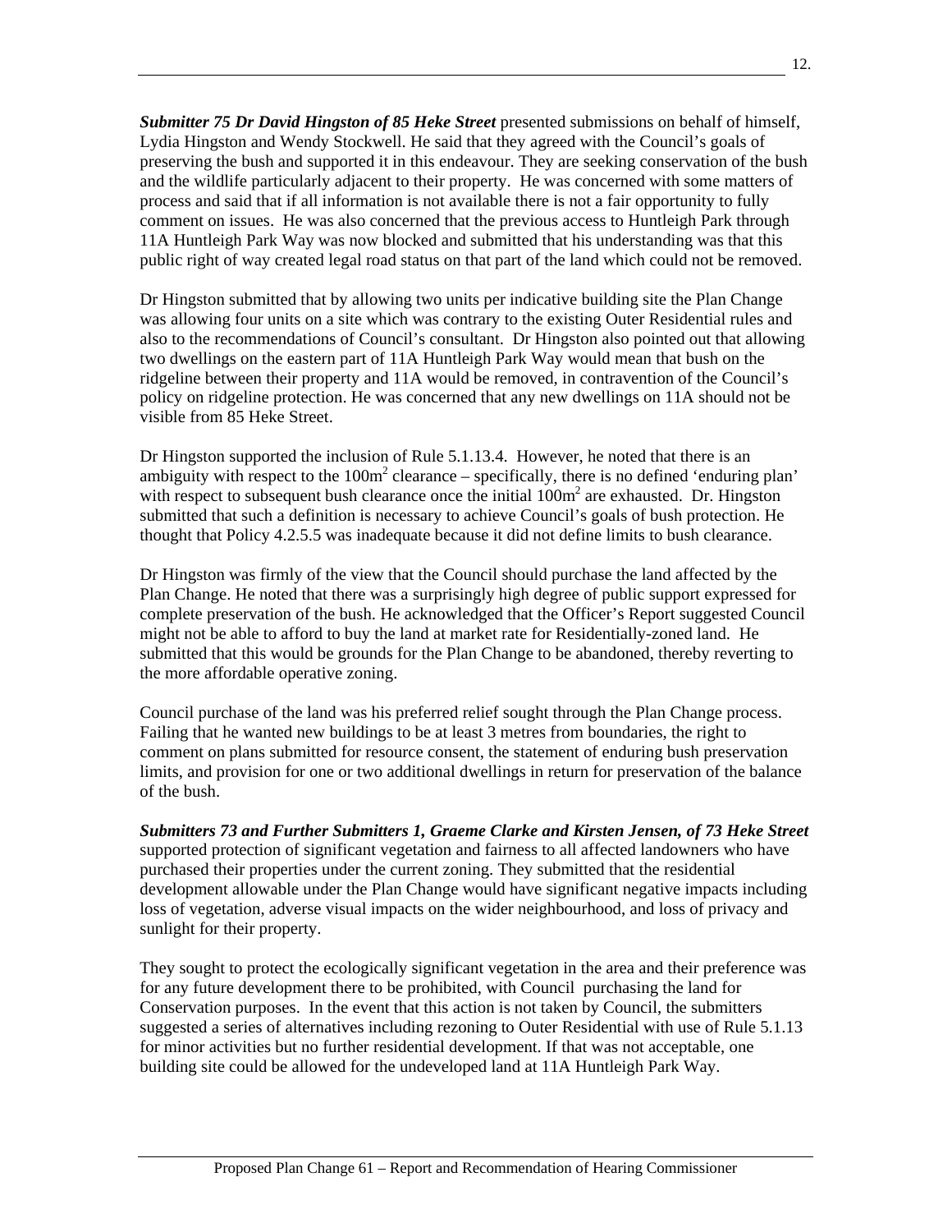***Submitter 75 Dr David Hingston of 85 Heke Street*** presented submissions on behalf of himself, Lydia Hingston and Wendy Stockwell. He said that they agreed with the Council's goals of preserving the bush and supported it in this endeavour. They are seeking conservation of the bush and the wildlife particularly adjacent to their property. He was concerned with some matters of process and said that if all information is not available there is not a fair opportunity to fully comment on issues. He was also concerned that the previous access to Huntleigh Park through 11A Huntleigh Park Way was now blocked and submitted that his understanding was that this public right of way created legal road status on that part of the land which could not be removed.

Dr Hingston submitted that by allowing two units per indicative building site the Plan Change was allowing four units on a site which was contrary to the existing Outer Residential rules and also to the recommendations of Council's consultant. Dr Hingston also pointed out that allowing two dwellings on the eastern part of 11A Huntleigh Park Way would mean that bush on the ridgeline between their property and 11A would be removed, in contravention of the Council's policy on ridgeline protection. He was concerned that any new dwellings on 11A should not be visible from 85 Heke Street.

Dr Hingston supported the inclusion of Rule 5.1.13.4. However, he noted that there is an ambiguity with respect to the $100m^2$ clearance – specifically, there is no defined 'enduring plan' with respect to subsequent bush clearance once the initial $100m^2$ are exhausted. Dr. Hingston submitted that such a definition is necessary to achieve Council's goals of bush protection. He thought that Policy 4.2.5.5 was inadequate because it did not define limits to bush clearance.

Dr Hingston was firmly of the view that the Council should purchase the land affected by the Plan Change. He noted that there was a surprisingly high degree of public support expressed for complete preservation of the bush. He acknowledged that the Officer's Report suggested Council might not be able to afford to buy the land at market rate for Residentially-zoned land. He submitted that this would be grounds for the Plan Change to be abandoned, thereby reverting to the more affordable operative zoning.

Council purchase of the land was his preferred relief sought through the Plan Change process. Failing that he wanted new buildings to be at least 3 metres from boundaries, the right to comment on plans submitted for resource consent, the statement of enduring bush preservation limits, and provision for one or two additional dwellings in return for preservation of the balance of the bush.

***Submitters 73 and Further Submitters 1, Graeme Clarke and Kirsten Jensen, of 73 Heke Street*** supported protection of significant vegetation and fairness to all affected landowners who have purchased their properties under the current zoning. They submitted that the residential development allowable under the Plan Change would have significant negative impacts including loss of vegetation, adverse visual impacts on the wider neighbourhood, and loss of privacy and sunlight for their property.

They sought to protect the ecologically significant vegetation in the area and their preference was for any future development there to be prohibited, with Council purchasing the land for Conservation purposes. In the event that this action is not taken by Council, the submitters suggested a series of alternatives including rezoning to Outer Residential with use of Rule 5.1.13 for minor activities but no further residential development. If that was not acceptable, one building site could be allowed for the undeveloped land at 11A Huntleigh Park Way.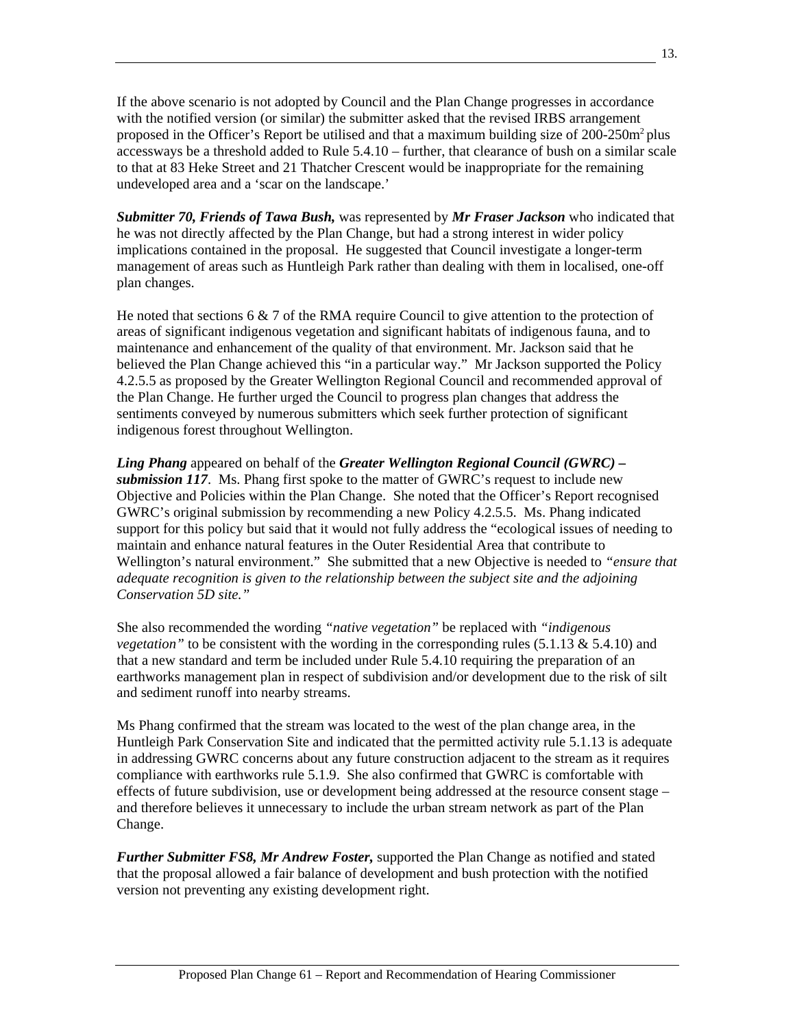If the above scenario is not adopted by Council and the Plan Change progresses in accordance with the notified version (or similar) the submitter asked that the revised IRBS arrangement proposed in the Officer's Report be utilised and that a maximum building size of 200-250m$^2$ plus accessways be a threshold added to Rule 5.4.10 – further, that clearance of bush on a similar scale to that at 83 Heke Street and 21 Thatcher Crescent would be inappropriate for the remaining undeveloped area and a 'scar on the landscape.'

***Submitter 70, Friends of Tawa Bush,*** was represented by ***Mr Fraser Jackson*** who indicated that he was not directly affected by the Plan Change, but had a strong interest in wider policy implications contained in the proposal. He suggested that Council investigate a longer-term management of areas such as Huntleigh Park rather than dealing with them in localised, one-off plan changes.

He noted that sections 6 & 7 of the RMA require Council to give attention to the protection of areas of significant indigenous vegetation and significant habitats of indigenous fauna, and to maintenance and enhancement of the quality of that environment. Mr. Jackson said that he believed the Plan Change achieved this "in a particular way." Mr Jackson supported the Policy 4.2.5.5 as proposed by the Greater Wellington Regional Council and recommended approval of the Plan Change. He further urged the Council to progress plan changes that address the sentiments conveyed by numerous submitters which seek further protection of significant indigenous forest throughout Wellington.

***Ling Phang*** appeared on behalf of the ***Greater Wellington Regional Council (GWRC) – submission 117***. Ms. Phang first spoke to the matter of GWRC's request to include new Objective and Policies within the Plan Change. She noted that the Officer's Report recognised GWRC's original submission by recommending a new Policy 4.2.5.5. Ms. Phang indicated support for this policy but said that it would not fully address the "ecological issues of needing to maintain and enhance natural features in the Outer Residential Area that contribute to Wellington's natural environment." She submitted that a new Objective is needed to *"ensure that adequate recognition is given to the relationship between the subject site and the adjoining Conservation 5D site."*

She also recommended the wording *"native vegetation"* be replaced with *"indigenous vegetation"* to be consistent with the wording in the corresponding rules (5.1.13 & 5.4.10) and that a new standard and term be included under Rule 5.4.10 requiring the preparation of an earthworks management plan in respect of subdivision and/or development due to the risk of silt and sediment runoff into nearby streams.

Ms Phang confirmed that the stream was located to the west of the plan change area, in the Huntleigh Park Conservation Site and indicated that the permitted activity rule 5.1.13 is adequate in addressing GWRC concerns about any future construction adjacent to the stream as it requires compliance with earthworks rule 5.1.9. She also confirmed that GWRC is comfortable with effects of future subdivision, use or development being addressed at the resource consent stage – and therefore believes it unnecessary to include the urban stream network as part of the Plan Change.

***Further Submitter FS8, Mr Andrew Foster,*** supported the Plan Change as notified and stated that the proposal allowed a fair balance of development and bush protection with the notified version not preventing any existing development right.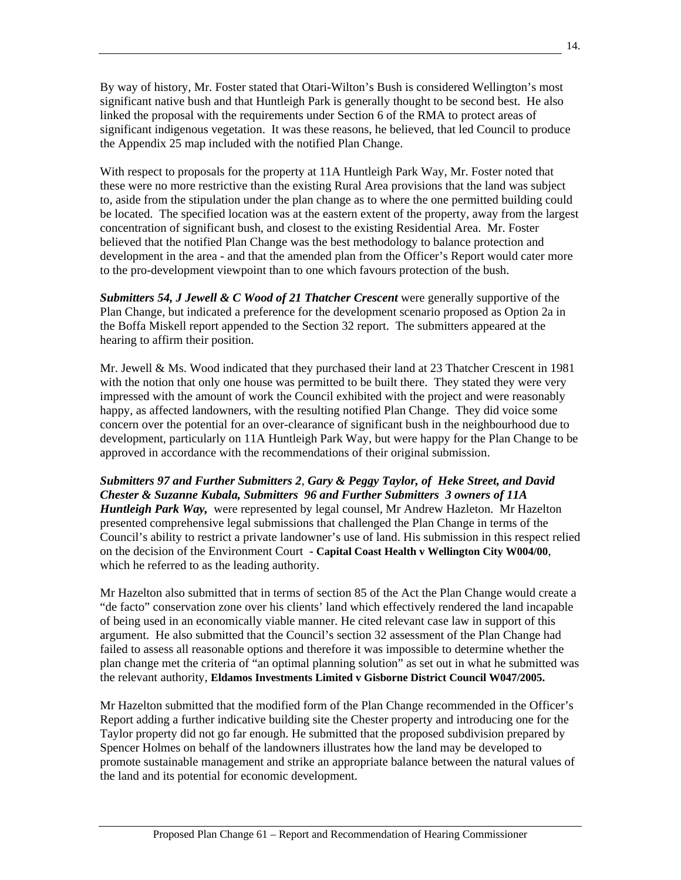By way of history, Mr. Foster stated that Otari-Wilton's Bush is considered Wellington's most significant native bush and that Huntleigh Park is generally thought to be second best. He also linked the proposal with the requirements under Section 6 of the RMA to protect areas of significant indigenous vegetation. It was these reasons, he believed, that led Council to produce the Appendix 25 map included with the notified Plan Change.

With respect to proposals for the property at 11A Huntleigh Park Way, Mr. Foster noted that these were no more restrictive than the existing Rural Area provisions that the land was subject to, aside from the stipulation under the plan change as to where the one permitted building could be located. The specified location was at the eastern extent of the property, away from the largest concentration of significant bush, and closest to the existing Residential Area. Mr. Foster believed that the notified Plan Change was the best methodology to balance protection and development in the area - and that the amended plan from the Officer's Report would cater more to the pro-development viewpoint than to one which favours protection of the bush.

***Submitters 54, J Jewell & C Wood of 21 Thatcher Crescent*** were generally supportive of the Plan Change, but indicated a preference for the development scenario proposed as Option 2a in the Boffa Miskell report appended to the Section 32 report. The submitters appeared at the hearing to affirm their position.

Mr. Jewell & Ms. Wood indicated that they purchased their land at 23 Thatcher Crescent in 1981 with the notion that only one house was permitted to be built there. They stated they were very impressed with the amount of work the Council exhibited with the project and were reasonably happy, as affected landowners, with the resulting notified Plan Change. They did voice some concern over the potential for an over-clearance of significant bush in the neighbourhood due to development, particularly on 11A Huntleigh Park Way, but were happy for the Plan Change to be approved in accordance with the recommendations of their original submission.

***Submitters 97 and Further Submitters 2, Gary & Peggy Taylor, of Heke Street, and David Chester & Suzanne Kubala, Submitters 96 and Further Submitters 3 owners of 11A Huntleigh Park Way,*** were represented by legal counsel, Mr Andrew Hazleton. Mr Hazelton presented comprehensive legal submissions that challenged the Plan Change in terms of the Council's ability to restrict a private landowner's use of land. His submission in this respect relied on the decision of the Environment Court - **Capital Coast Health v Wellington City W004/00**, which he referred to as the leading authority.

Mr Hazelton also submitted that in terms of section 85 of the Act the Plan Change would create a "de facto" conservation zone over his clients' land which effectively rendered the land incapable of being used in an economically viable manner. He cited relevant case law in support of this argument. He also submitted that the Council's section 32 assessment of the Plan Change had failed to assess all reasonable options and therefore it was impossible to determine whether the plan change met the criteria of "an optimal planning solution" as set out in what he submitted was the relevant authority, **Eldamos Investments Limited v Gisborne District Council W047/2005.**

Mr Hazelton submitted that the modified form of the Plan Change recommended in the Officer's Report adding a further indicative building site the Chester property and introducing one for the Taylor property did not go far enough. He submitted that the proposed subdivision prepared by Spencer Holmes on behalf of the landowners illustrates how the land may be developed to promote sustainable management and strike an appropriate balance between the natural values of the land and its potential for economic development.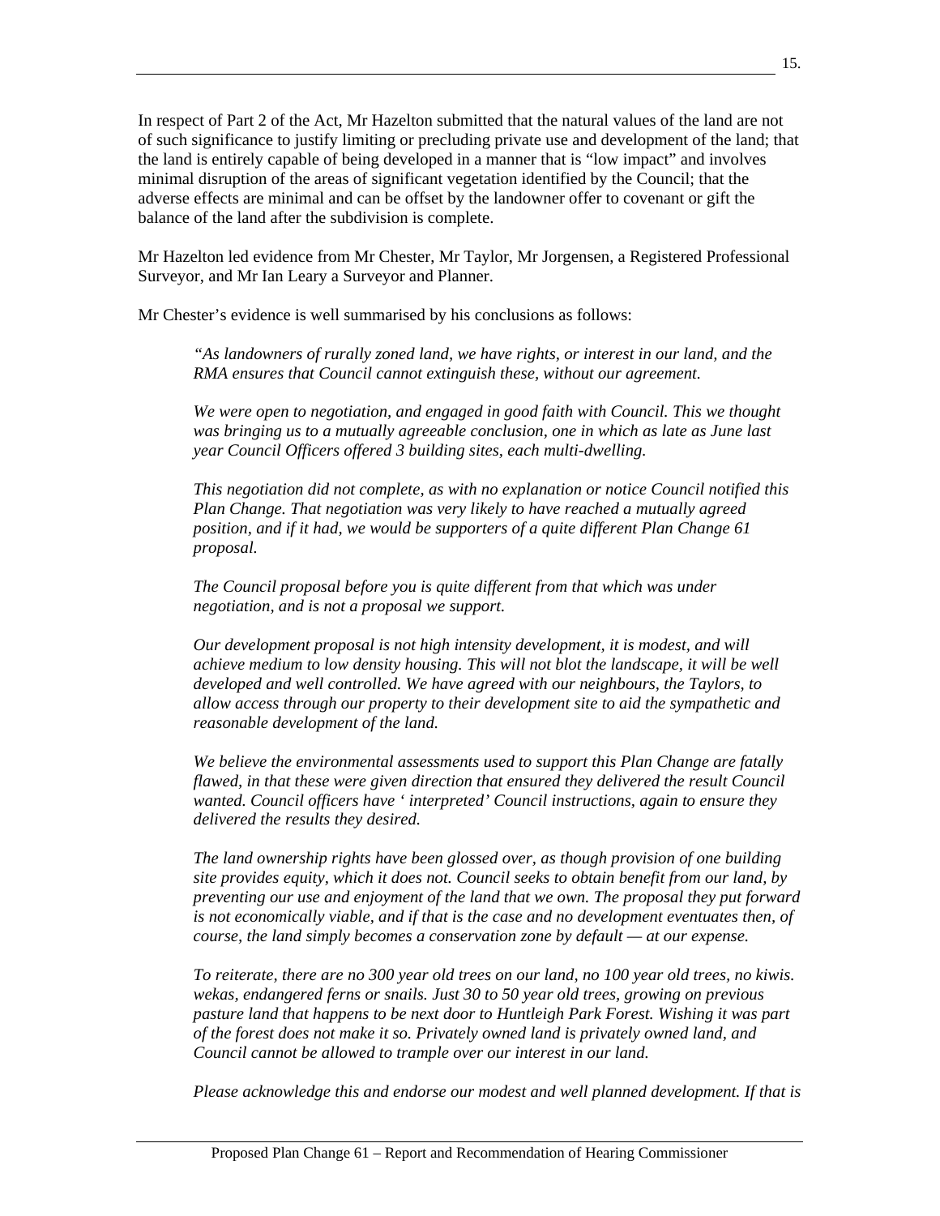In respect of Part 2 of the Act, Mr Hazelton submitted that the natural values of the land are not of such significance to justify limiting or precluding private use and development of the land; that the land is entirely capable of being developed in a manner that is "low impact" and involves minimal disruption of the areas of significant vegetation identified by the Council; that the adverse effects are minimal and can be offset by the landowner offer to covenant or gift the balance of the land after the subdivision is complete.

Mr Hazelton led evidence from Mr Chester, Mr Taylor, Mr Jorgensen, a Registered Professional Surveyor, and Mr Ian Leary a Surveyor and Planner.

Mr Chester's evidence is well summarised by his conclusions as follows:

> *"As landowners of rurally zoned land, we have rights, or interest in our land, and the RMA ensures that Council cannot extinguish these, without our agreement.*
>
> *We were open to negotiation, and engaged in good faith with Council. This we thought was bringing us to a mutually agreeable conclusion, one in which as late as June last year Council Officers offered 3 building sites, each multi-dwelling.*
>
> *This negotiation did not complete, as with no explanation or notice Council notified this Plan Change. That negotiation was very likely to have reached a mutually agreed position, and if it had, we would be supporters of a quite different Plan Change 61 proposal.*
>
> *The Council proposal before you is quite different from that which was under negotiation, and is not a proposal we support.*
>
> *Our development proposal is not high intensity development, it is modest, and will achieve medium to low density housing. This will not blot the landscape, it will be well developed and well controlled. We have agreed with our neighbours, the Taylors, to allow access through our property to their development site to aid the sympathetic and reasonable development of the land.*
>
> *We believe the environmental assessments used to support this Plan Change are fatally flawed, in that these were given direction that ensured they delivered the result Council wanted. Council officers have ' interpreted' Council instructions, again to ensure they delivered the results they desired.*
>
> *The land ownership rights have been glossed over, as though provision of one building site provides equity, which it does not. Council seeks to obtain benefit from our land, by preventing our use and enjoyment of the land that we own. The proposal they put forward is not economically viable, and if that is the case and no development eventuates then, of course, the land simply becomes a conservation zone by default — at our expense.*
>
> *To reiterate, there are no 300 year old trees on our land, no 100 year old trees, no kiwis. wekas, endangered ferns or snails. Just 30 to 50 year old trees, growing on previous pasture land that happens to be next door to Huntleigh Park Forest. Wishing it was part of the forest does not make it so. Privately owned land is privately owned land, and Council cannot be allowed to trample over our interest in our land.*
>
> *Please acknowledge this and endorse our modest and well planned development. If that is*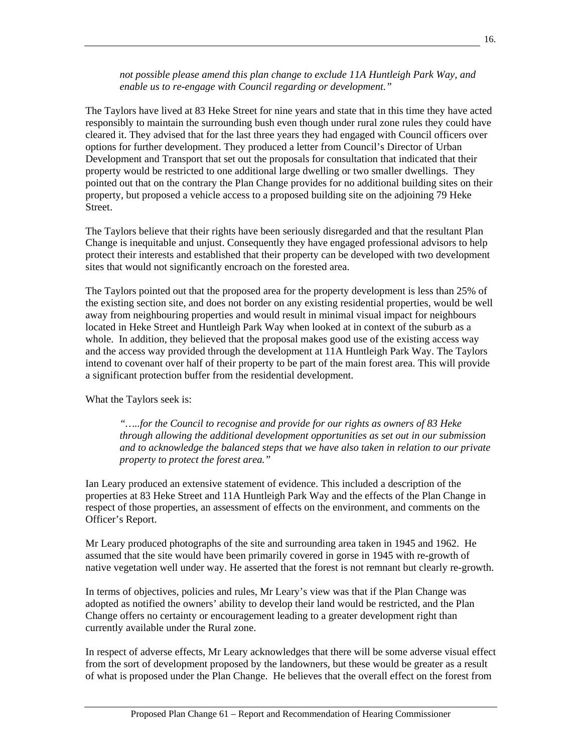*not possible please amend this plan change to exclude 11A Huntleigh Park Way, and enable us to re-engage with Council regarding or development."*

The Taylors have lived at 83 Heke Street for nine years and state that in this time they have acted responsibly to maintain the surrounding bush even though under rural zone rules they could have cleared it. They advised that for the last three years they had engaged with Council officers over options for further development. They produced a letter from Council's Director of Urban Development and Transport that set out the proposals for consultation that indicated that their property would be restricted to one additional large dwelling or two smaller dwellings. They pointed out that on the contrary the Plan Change provides for no additional building sites on their property, but proposed a vehicle access to a proposed building site on the adjoining 79 Heke Street.

The Taylors believe that their rights have been seriously disregarded and that the resultant Plan Change is inequitable and unjust. Consequently they have engaged professional advisors to help protect their interests and established that their property can be developed with two development sites that would not significantly encroach on the forested area.

The Taylors pointed out that the proposed area for the property development is less than 25% of the existing section site, and does not border on any existing residential properties, would be well away from neighbouring properties and would result in minimal visual impact for neighbours located in Heke Street and Huntleigh Park Way when looked at in context of the suburb as a whole. In addition, they believed that the proposal makes good use of the existing access way and the access way provided through the development at 11A Huntleigh Park Way. The Taylors intend to covenant over half of their property to be part of the main forest area. This will provide a significant protection buffer from the residential development.

What the Taylors seek is:

> *"…..for the Council to recognise and provide for our rights as owners of 83 Heke through allowing the additional development opportunities as set out in our submission and to acknowledge the balanced steps that we have also taken in relation to our private property to protect the forest area."*

Ian Leary produced an extensive statement of evidence. This included a description of the properties at 83 Heke Street and 11A Huntleigh Park Way and the effects of the Plan Change in respect of those properties, an assessment of effects on the environment, and comments on the Officer's Report.

Mr Leary produced photographs of the site and surrounding area taken in 1945 and 1962. He assumed that the site would have been primarily covered in gorse in 1945 with re-growth of native vegetation well under way. He asserted that the forest is not remnant but clearly re-growth.

In terms of objectives, policies and rules, Mr Leary's view was that if the Plan Change was adopted as notified the owners' ability to develop their land would be restricted, and the Plan Change offers no certainty or encouragement leading to a greater development right than currently available under the Rural zone.

In respect of adverse effects, Mr Leary acknowledges that there will be some adverse visual effect from the sort of development proposed by the landowners, but these would be greater as a result of what is proposed under the Plan Change. He believes that the overall effect on the forest from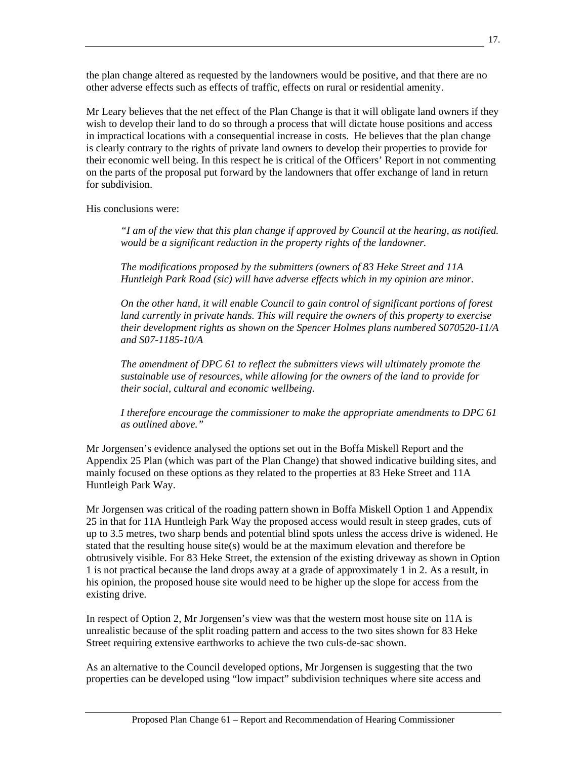the plan change altered as requested by the landowners would be positive, and that there are no other adverse effects such as effects of traffic, effects on rural or residential amenity.

Mr Leary believes that the net effect of the Plan Change is that it will obligate land owners if they wish to develop their land to do so through a process that will dictate house positions and access in impractical locations with a consequential increase in costs. He believes that the plan change is clearly contrary to the rights of private land owners to develop their properties to provide for their economic well being. In this respect he is critical of the Officers' Report in not commenting on the parts of the proposal put forward by the landowners that offer exchange of land in return for subdivision.

His conclusions were:

> *"I am of the view that this plan change if approved by Council at the hearing, as notified. would be a significant reduction in the property rights of the landowner.*
>
> *The modifications proposed by the submitters (owners of 83 Heke Street and 11A Huntleigh Park Road (sic) will have adverse effects which in my opinion are minor.*
>
> *On the other hand, it will enable Council to gain control of significant portions of forest land currently in private hands. This will require the owners of this property to exercise their development rights as shown on the Spencer Holmes plans numbered S070520-11/A and S07-1185-10/A*
>
> *The amendment of DPC 61 to reflect the submitters views will ultimately promote the sustainable use of resources, while allowing for the owners of the land to provide for their social, cultural and economic wellbeing.*
>
> *I therefore encourage the commissioner to make the appropriate amendments to DPC 61 as outlined above."*

Mr Jorgensen's evidence analysed the options set out in the Boffa Miskell Report and the Appendix 25 Plan (which was part of the Plan Change) that showed indicative building sites, and mainly focused on these options as they related to the properties at 83 Heke Street and 11A Huntleigh Park Way.

Mr Jorgensen was critical of the roading pattern shown in Boffa Miskell Option 1 and Appendix 25 in that for 11A Huntleigh Park Way the proposed access would result in steep grades, cuts of up to 3.5 metres, two sharp bends and potential blind spots unless the access drive is widened. He stated that the resulting house site(s) would be at the maximum elevation and therefore be obtrusively visible. For 83 Heke Street, the extension of the existing driveway as shown in Option 1 is not practical because the land drops away at a grade of approximately 1 in 2. As a result, in his opinion, the proposed house site would need to be higher up the slope for access from the existing drive.

In respect of Option 2, Mr Jorgensen's view was that the western most house site on 11A is unrealistic because of the split roading pattern and access to the two sites shown for 83 Heke Street requiring extensive earthworks to achieve the two culs-de-sac shown.

As an alternative to the Council developed options, Mr Jorgensen is suggesting that the two properties can be developed using "low impact" subdivision techniques where site access and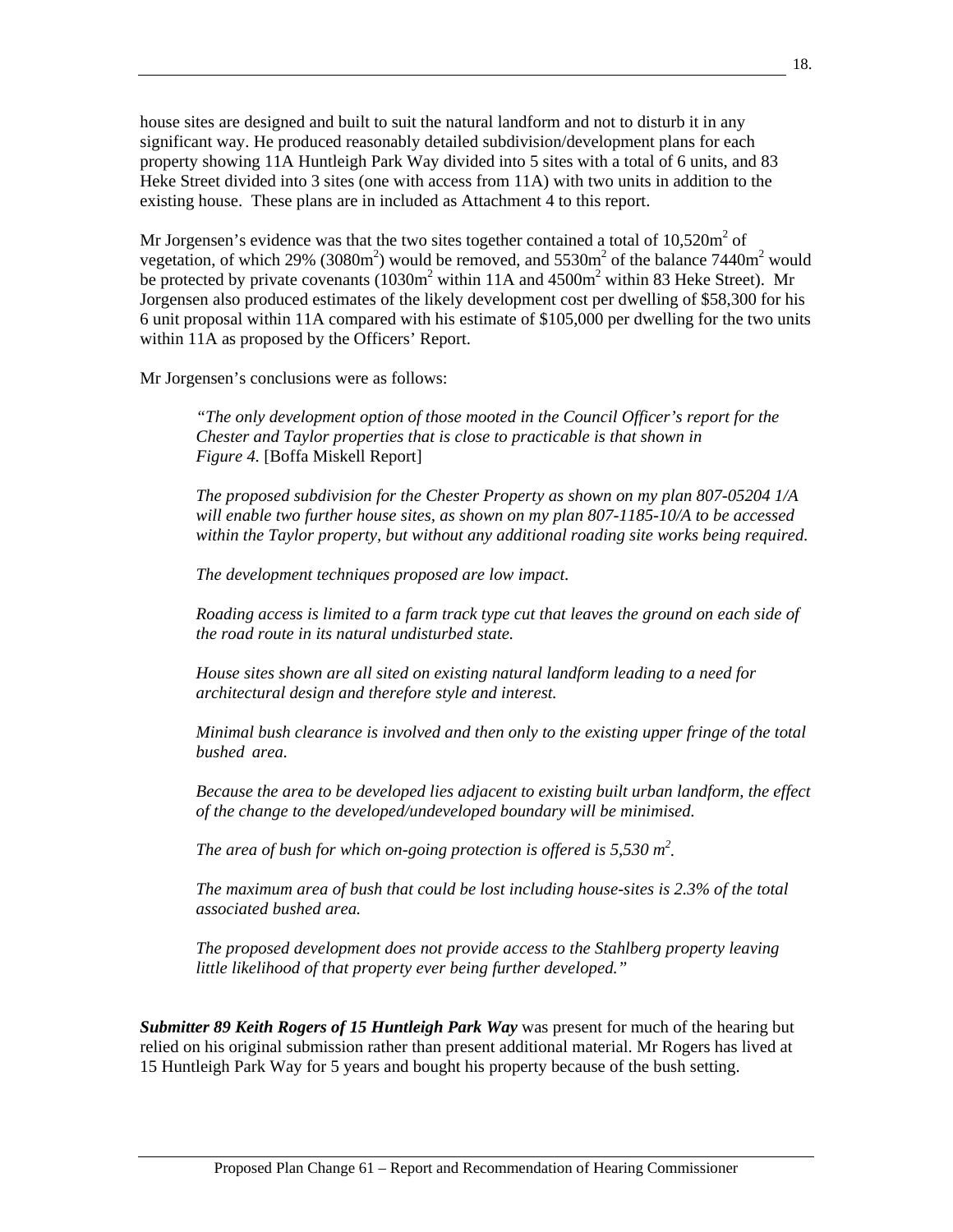house sites are designed and built to suit the natural landform and not to disturb it in any significant way. He produced reasonably detailed subdivision/development plans for each property showing 11A Huntleigh Park Way divided into 5 sites with a total of 6 units, and 83 Heke Street divided into 3 sites (one with access from 11A) with two units in addition to the existing house. These plans are in included as Attachment 4 to this report.

Mr Jorgensen's evidence was that the two sites together contained a total of 10,520m$^2$ of vegetation, of which 29% (3080m$^2$) would be removed, and 5530m$^2$ of the balance 7440m$^2$ would be protected by private covenants (1030m$^2$ within 11A and 4500m$^2$ within 83 Heke Street). Mr Jorgensen also produced estimates of the likely development cost per dwelling of $58,300 for his 6 unit proposal within 11A compared with his estimate of $105,000 per dwelling for the two units within 11A as proposed by the Officers' Report.

Mr Jorgensen's conclusions were as follows:

> *"The only development option of those mooted in the Council Officer's report for the Chester and Taylor properties that is close to practicable is that shown in Figure 4.* [Boffa Miskell Report]
>
> *The proposed subdivision for the Chester Property as shown on my plan 807-05204 1/A will enable two further house sites, as shown on my plan 807-1185-10/A to be accessed within the Taylor property, but without any additional roading site works being required.*
>
> *The development techniques proposed are low impact.*
>
> *Roading access is limited to a farm track type cut that leaves the ground on each side of the road route in its natural undisturbed state.*
>
> *House sites shown are all sited on existing natural landform leading to a need for architectural design and therefore style and interest.*
>
> *Minimal bush clearance is involved and then only to the existing upper fringe of the total bushed area.*
>
> *Because the area to be developed lies adjacent to existing built urban landform, the effect of the change to the developed/undeveloped boundary will be minimised.*
>
> *The area of bush for which on-going protection is offered is 5,530 m$^2$.*
>
> *The maximum area of bush that could be lost including house-sites is 2.3% of the total associated bushed area.*
>
> *The proposed development does not provide access to the Stahlberg property leaving little likelihood of that property ever being further developed."*

***Submitter 89 Keith Rogers of 15 Huntleigh Park Way*** was present for much of the hearing but relied on his original submission rather than present additional material. Mr Rogers has lived at 15 Huntleigh Park Way for 5 years and bought his property because of the bush setting.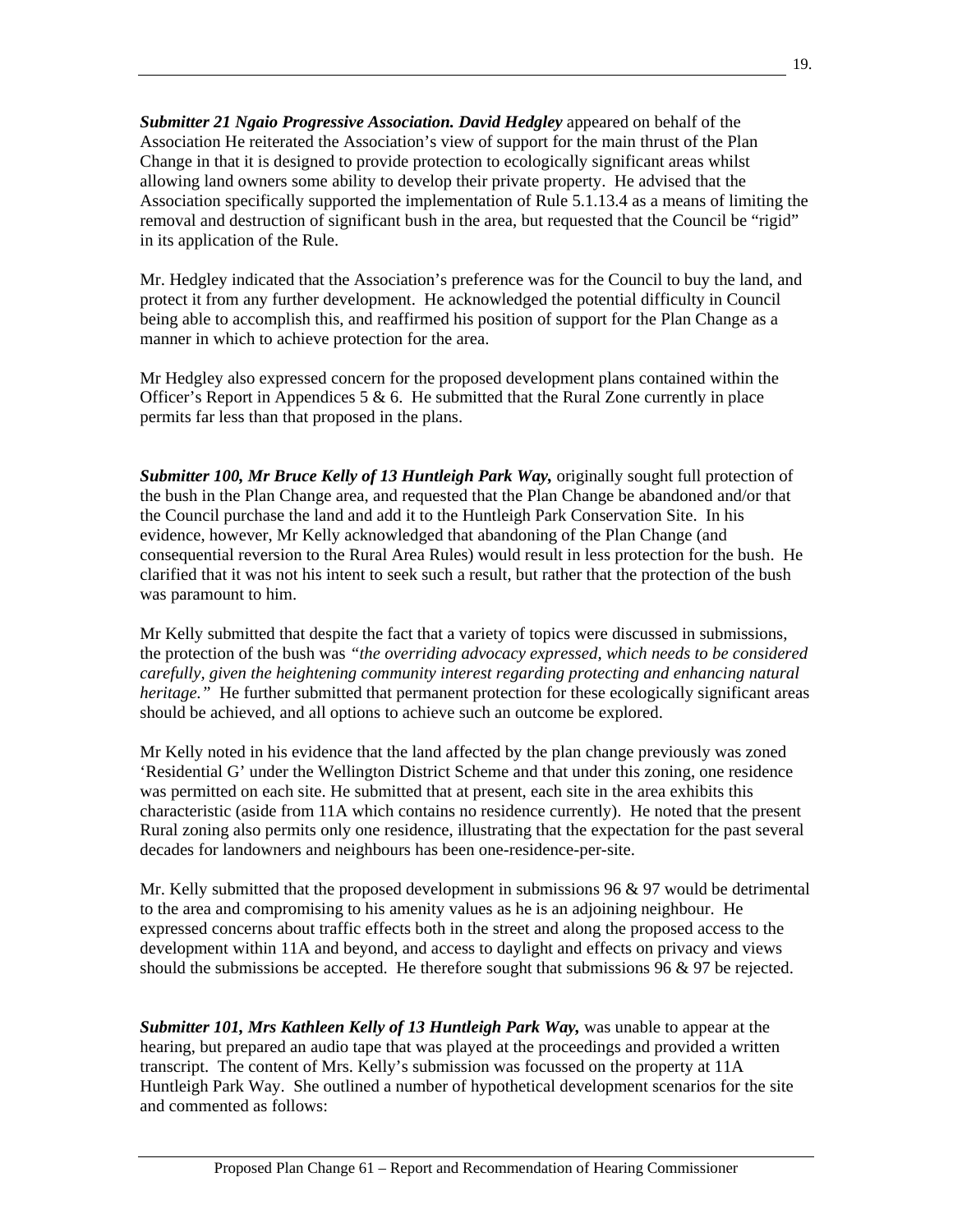***Submitter 21 Ngaio Progressive Association. David Hedgley*** appeared on behalf of the Association He reiterated the Association's view of support for the main thrust of the Plan Change in that it is designed to provide protection to ecologically significant areas whilst allowing land owners some ability to develop their private property. He advised that the Association specifically supported the implementation of Rule 5.1.13.4 as a means of limiting the removal and destruction of significant bush in the area, but requested that the Council be "rigid" in its application of the Rule.

Mr. Hedgley indicated that the Association's preference was for the Council to buy the land, and protect it from any further development. He acknowledged the potential difficulty in Council being able to accomplish this, and reaffirmed his position of support for the Plan Change as a manner in which to achieve protection for the area.

Mr Hedgley also expressed concern for the proposed development plans contained within the Officer's Report in Appendices 5 & 6. He submitted that the Rural Zone currently in place permits far less than that proposed in the plans.

***Submitter 100, Mr Bruce Kelly of 13 Huntleigh Park Way,*** originally sought full protection of the bush in the Plan Change area, and requested that the Plan Change be abandoned and/or that the Council purchase the land and add it to the Huntleigh Park Conservation Site. In his evidence, however, Mr Kelly acknowledged that abandoning of the Plan Change (and consequential reversion to the Rural Area Rules) would result in less protection for the bush. He clarified that it was not his intent to seek such a result, but rather that the protection of the bush was paramount to him.

Mr Kelly submitted that despite the fact that a variety of topics were discussed in submissions, the protection of the bush was *"the overriding advocacy expressed, which needs to be considered carefully, given the heightening community interest regarding protecting and enhancing natural heritage."* He further submitted that permanent protection for these ecologically significant areas should be achieved, and all options to achieve such an outcome be explored.

Mr Kelly noted in his evidence that the land affected by the plan change previously was zoned 'Residential G' under the Wellington District Scheme and that under this zoning, one residence was permitted on each site. He submitted that at present, each site in the area exhibits this characteristic (aside from 11A which contains no residence currently). He noted that the present Rural zoning also permits only one residence, illustrating that the expectation for the past several decades for landowners and neighbours has been one-residence-per-site.

Mr. Kelly submitted that the proposed development in submissions 96 & 97 would be detrimental to the area and compromising to his amenity values as he is an adjoining neighbour. He expressed concerns about traffic effects both in the street and along the proposed access to the development within 11A and beyond, and access to daylight and effects on privacy and views should the submissions be accepted. He therefore sought that submissions 96 & 97 be rejected.

***Submitter 101, Mrs Kathleen Kelly of 13 Huntleigh Park Way,*** was unable to appear at the hearing, but prepared an audio tape that was played at the proceedings and provided a written transcript. The content of Mrs. Kelly's submission was focussed on the property at 11A Huntleigh Park Way. She outlined a number of hypothetical development scenarios for the site and commented as follows: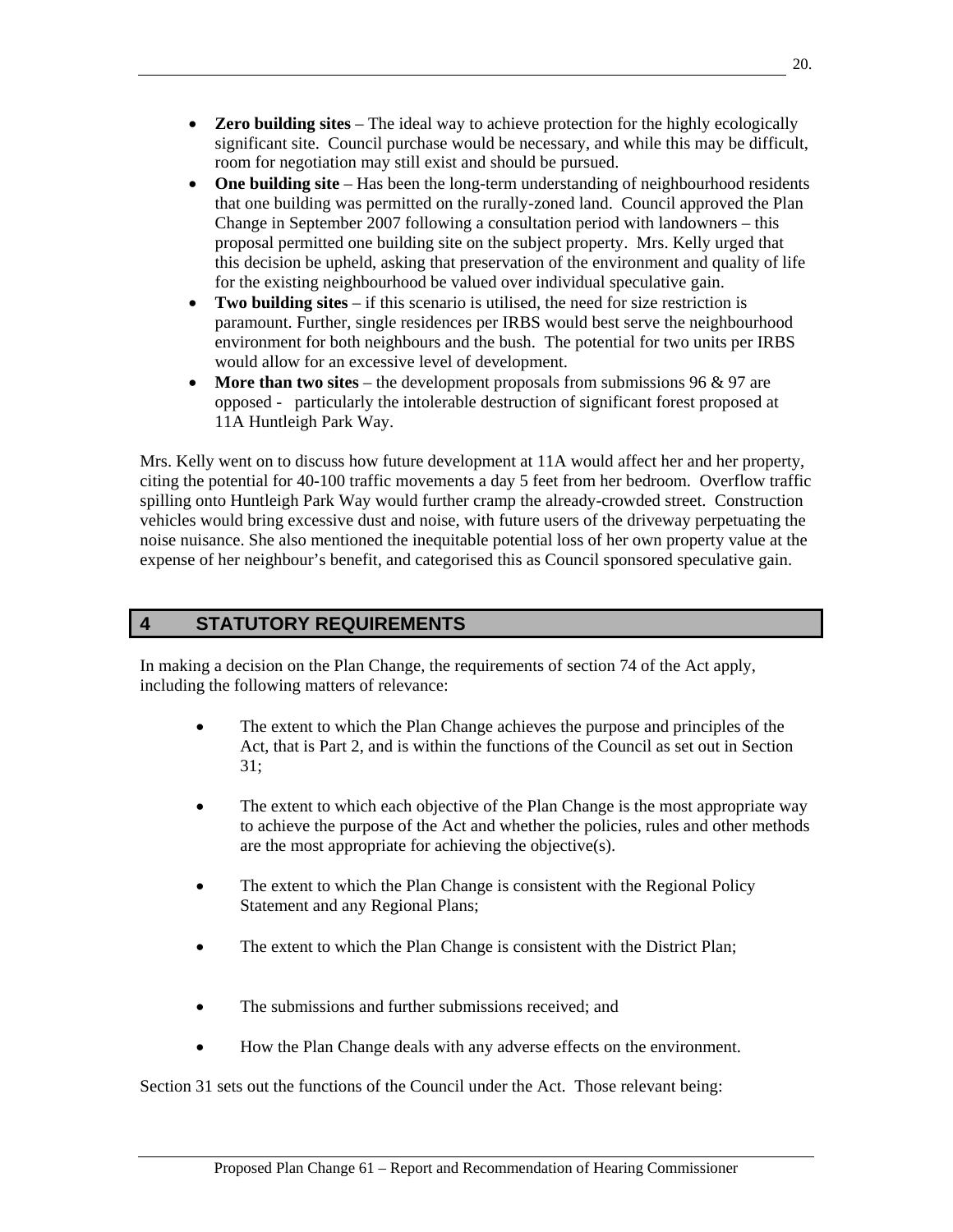- **Zero building sites** – The ideal way to achieve protection for the highly ecologically significant site. Council purchase would be necessary, and while this may be difficult, room for negotiation may still exist and should be pursued.
- **One building site** – Has been the long-term understanding of neighbourhood residents that one building was permitted on the rurally-zoned land. Council approved the Plan Change in September 2007 following a consultation period with landowners – this proposal permitted one building site on the subject property. Mrs. Kelly urged that this decision be upheld, asking that preservation of the environment and quality of life for the existing neighbourhood be valued over individual speculative gain.
- **Two building sites** – if this scenario is utilised, the need for size restriction is paramount. Further, single residences per IRBS would best serve the neighbourhood environment for both neighbours and the bush. The potential for two units per IRBS would allow for an excessive level of development.
- **More than two sites** – the development proposals from submissions 96 & 97 are opposed - particularly the intolerable destruction of significant forest proposed at 11A Huntleigh Park Way.

Mrs. Kelly went on to discuss how future development at 11A would affect her and her property, citing the potential for 40-100 traffic movements a day 5 feet from her bedroom. Overflow traffic spilling onto Huntleigh Park Way would further cramp the already-crowded street. Construction vehicles would bring excessive dust and noise, with future users of the driveway perpetuating the noise nuisance. She also mentioned the inequitable potential loss of her own property value at the expense of her neighbour's benefit, and categorised this as Council sponsored speculative gain.

## 4 STATUTORY REQUIREMENTS

In making a decision on the Plan Change, the requirements of section 74 of the Act apply, including the following matters of relevance:

- The extent to which the Plan Change achieves the purpose and principles of the Act, that is Part 2, and is within the functions of the Council as set out in Section 31;
- The extent to which each objective of the Plan Change is the most appropriate way to achieve the purpose of the Act and whether the policies, rules and other methods are the most appropriate for achieving the objective(s).
- The extent to which the Plan Change is consistent with the Regional Policy Statement and any Regional Plans;
- The extent to which the Plan Change is consistent with the District Plan;
- The submissions and further submissions received; and
- How the Plan Change deals with any adverse effects on the environment.

Section 31 sets out the functions of the Council under the Act. Those relevant being: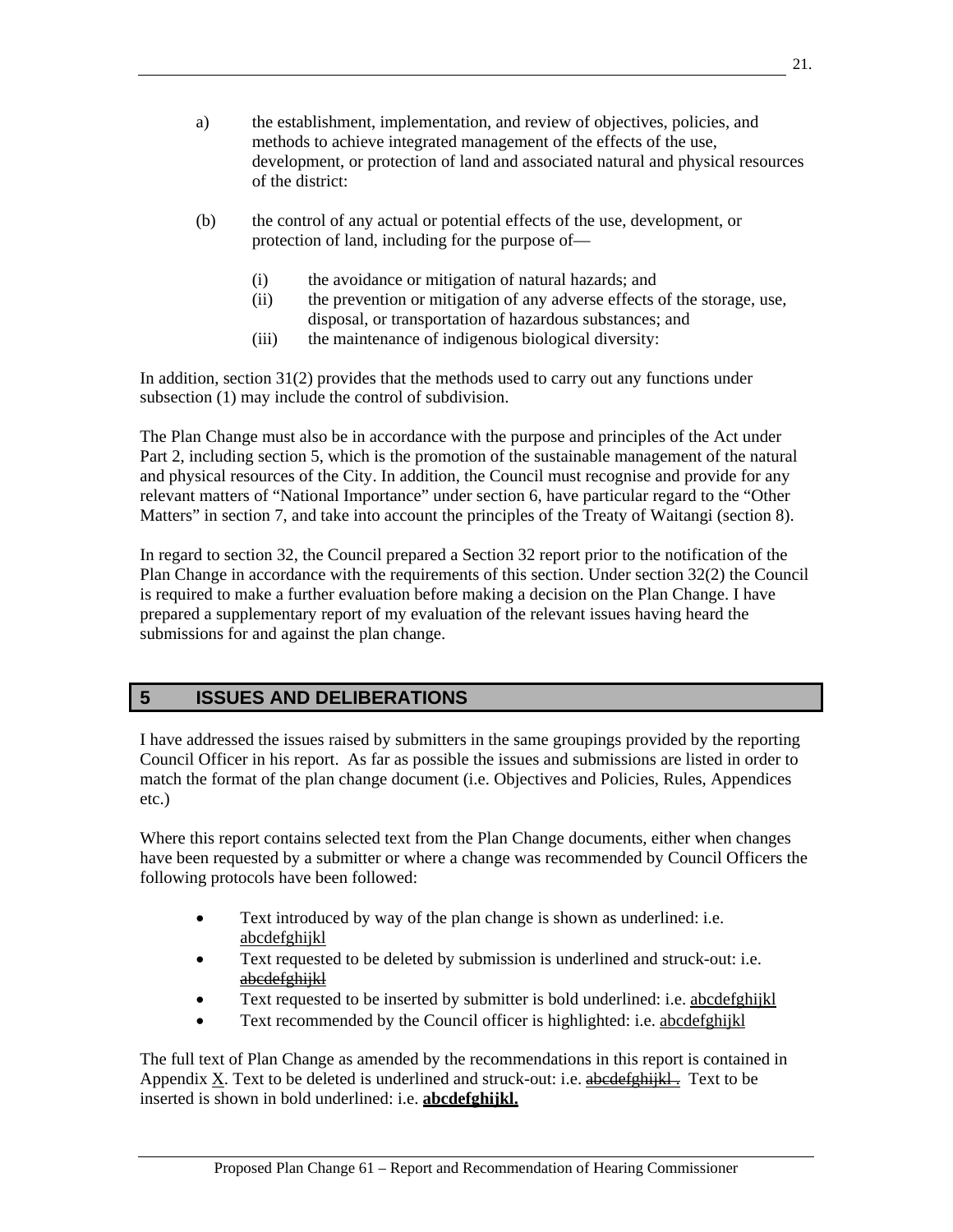a) the establishment, implementation, and review of objectives, policies, and methods to achieve integrated management of the effects of the use, development, or protection of land and associated natural and physical resources of the district:

(b) the control of any actual or potential effects of the use, development, or protection of land, including for the purpose of—

  (i) the avoidance or mitigation of natural hazards; and
  (ii) the prevention or mitigation of any adverse effects of the storage, use, disposal, or transportation of hazardous substances; and
  (iii) the maintenance of indigenous biological diversity:

In addition, section 31(2) provides that the methods used to carry out any functions under subsection (1) may include the control of subdivision.

The Plan Change must also be in accordance with the purpose and principles of the Act under Part 2, including section 5, which is the promotion of the sustainable management of the natural and physical resources of the City. In addition, the Council must recognise and provide for any relevant matters of "National Importance" under section 6, have particular regard to the "Other Matters" in section 7, and take into account the principles of the Treaty of Waitangi (section 8).

In regard to section 32, the Council prepared a Section 32 report prior to the notification of the Plan Change in accordance with the requirements of this section. Under section 32(2) the Council is required to make a further evaluation before making a decision on the Plan Change. I have prepared a supplementary report of my evaluation of the relevant issues having heard the submissions for and against the plan change.

## 5 ISSUES AND DELIBERATIONS

I have addressed the issues raised by submitters in the same groupings provided by the reporting Council Officer in his report. As far as possible the issues and submissions are listed in order to match the format of the plan change document (i.e. Objectives and Policies, Rules, Appendices etc.)

Where this report contains selected text from the Plan Change documents, either when changes have been requested by a submitter or where a change was recommended by Council Officers the following protocols have been followed:

- Text introduced by way of the plan change is shown as underlined: i.e. <u>abcdefghijkl</u>
- Text requested to be deleted by submission is underlined and struck-out: i.e. <u>~~abcdefghijkl~~</u>
- Text requested to be inserted by submitter is bold underlined: i.e. <u>abcdefghijkl</u>
- Text recommended by the Council officer is highlighted: i.e. <u>abcdefghijkl</u>

The full text of Plan Change as amended by the recommendations in this report is contained in Appendix <u>X</u>. Text to be deleted is underlined and struck-out: i.e. <u>~~abcdefghijkl~~</u>. Text to be inserted is shown in bold underlined: i.e. **<u>abcdefghijkl.</u>**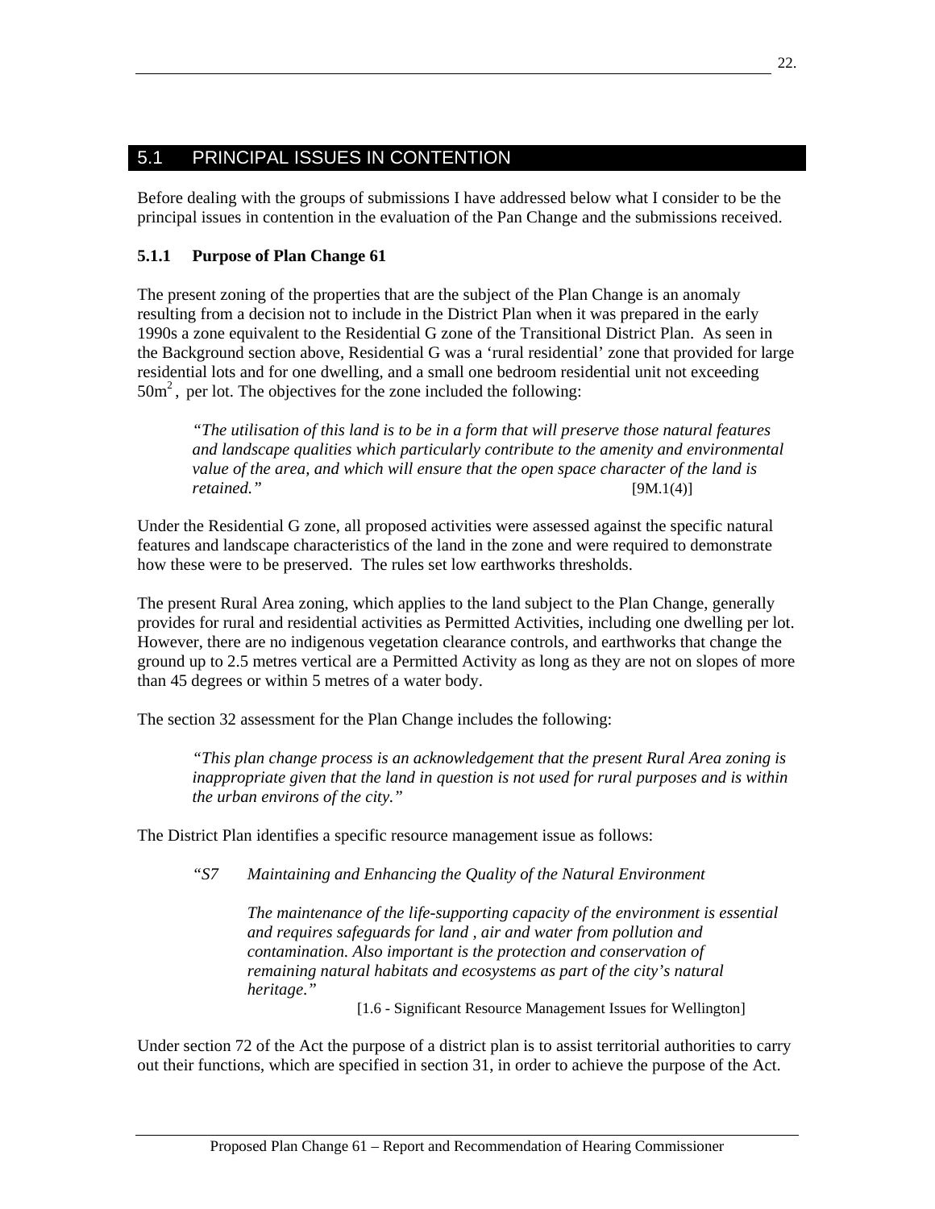## 5.1 PRINCIPAL ISSUES IN CONTENTION

Before dealing with the groups of submissions I have addressed below what I consider to be the principal issues in contention in the evaluation of the Pan Change and the submissions received.

### 5.1.1 Purpose of Plan Change 61

The present zoning of the properties that are the subject of the Plan Change is an anomaly resulting from a decision not to include in the District Plan when it was prepared in the early 1990s a zone equivalent to the Residential G zone of the Transitional District Plan. As seen in the Background section above, Residential G was a 'rural residential' zone that provided for large residential lots and for one dwelling, and a small one bedroom residential unit not exceeding $50m^2$, per lot. The objectives for the zone included the following:

> *"The utilisation of this land is to be in a form that will preserve those natural features and landscape qualities which particularly contribute to the amenity and environmental value of the area, and which will ensure that the open space character of the land is retained."* [9M.1(4)]

Under the Residential G zone, all proposed activities were assessed against the specific natural features and landscape characteristics of the land in the zone and were required to demonstrate how these were to be preserved. The rules set low earthworks thresholds.

The present Rural Area zoning, which applies to the land subject to the Plan Change, generally provides for rural and residential activities as Permitted Activities, including one dwelling per lot. However, there are no indigenous vegetation clearance controls, and earthworks that change the ground up to 2.5 metres vertical are a Permitted Activity as long as they are not on slopes of more than 45 degrees or within 5 metres of a water body.

The section 32 assessment for the Plan Change includes the following:

> *"This plan change process is an acknowledgement that the present Rural Area zoning is inappropriate given that the land in question is not used for rural purposes and is within the urban environs of the city."*

The District Plan identifies a specific resource management issue as follows:

> *"S7 Maintaining and Enhancing the Quality of the Natural Environment*
>
> *The maintenance of the life-supporting capacity of the environment is essential and requires safeguards for land , air and water from pollution and contamination. Also important is the protection and conservation of remaining natural habitats and ecosystems as part of the city's natural heritage."*
>
> [1.6 - Significant Resource Management Issues for Wellington]

Under section 72 of the Act the purpose of a district plan is to assist territorial authorities to carry out their functions, which are specified in section 31, in order to achieve the purpose of the Act.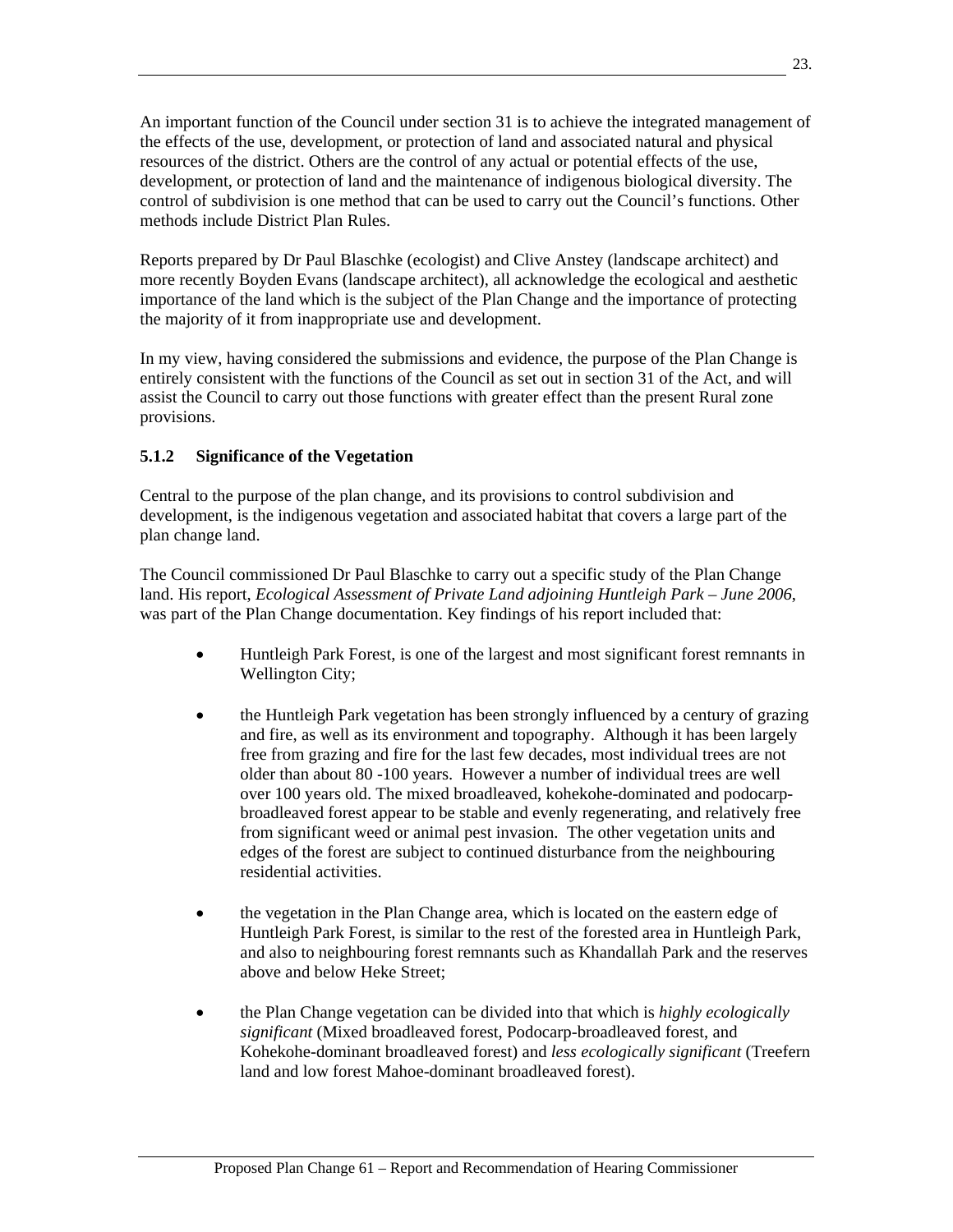An important function of the Council under section 31 is to achieve the integrated management of the effects of the use, development, or protection of land and associated natural and physical resources of the district. Others are the control of any actual or potential effects of the use, development, or protection of land and the maintenance of indigenous biological diversity. The control of subdivision is one method that can be used to carry out the Council's functions. Other methods include District Plan Rules.

Reports prepared by Dr Paul Blaschke (ecologist) and Clive Anstey (landscape architect) and more recently Boyden Evans (landscape architect), all acknowledge the ecological and aesthetic importance of the land which is the subject of the Plan Change and the importance of protecting the majority of it from inappropriate use and development.

In my view, having considered the submissions and evidence, the purpose of the Plan Change is entirely consistent with the functions of the Council as set out in section 31 of the Act, and will assist the Council to carry out those functions with greater effect than the present Rural zone provisions.

### 5.1.2 Significance of the Vegetation

Central to the purpose of the plan change, and its provisions to control subdivision and development, is the indigenous vegetation and associated habitat that covers a large part of the plan change land.

The Council commissioned Dr Paul Blaschke to carry out a specific study of the Plan Change land. His report, *Ecological Assessment of Private Land adjoining Huntleigh Park – June 2006*, was part of the Plan Change documentation. Key findings of his report included that:

- Huntleigh Park Forest, is one of the largest and most significant forest remnants in Wellington City;
- the Huntleigh Park vegetation has been strongly influenced by a century of grazing and fire, as well as its environment and topography. Although it has been largely free from grazing and fire for the last few decades, most individual trees are not older than about 80 -100 years. However a number of individual trees are well over 100 years old. The mixed broadleaved, kohekohe-dominated and podocarp-broadleaved forest appear to be stable and evenly regenerating, and relatively free from significant weed or animal pest invasion. The other vegetation units and edges of the forest are subject to continued disturbance from the neighbouring residential activities.
- the vegetation in the Plan Change area, which is located on the eastern edge of Huntleigh Park Forest, is similar to the rest of the forested area in Huntleigh Park, and also to neighbouring forest remnants such as Khandallah Park and the reserves above and below Heke Street;
- the Plan Change vegetation can be divided into that which is *highly ecologically significant* (Mixed broadleaved forest, Podocarp-broadleaved forest, and Kohekohe-dominant broadleaved forest) and *less ecologically significant* (Treefern land and low forest Mahoe-dominant broadleaved forest).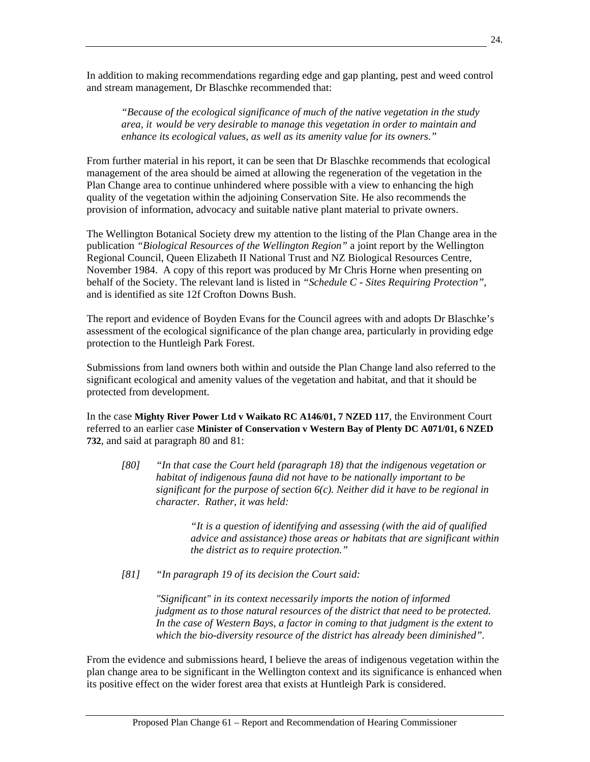In addition to making recommendations regarding edge and gap planting, pest and weed control and stream management, Dr Blaschke recommended that:

> *"Because of the ecological significance of much of the native vegetation in the study area, it would be very desirable to manage this vegetation in order to maintain and enhance its ecological values, as well as its amenity value for its owners."*

From further material in his report, it can be seen that Dr Blaschke recommends that ecological management of the area should be aimed at allowing the regeneration of the vegetation in the Plan Change area to continue unhindered where possible with a view to enhancing the high quality of the vegetation within the adjoining Conservation Site. He also recommends the provision of information, advocacy and suitable native plant material to private owners.

The Wellington Botanical Society drew my attention to the listing of the Plan Change area in the publication *"Biological Resources of the Wellington Region"* a joint report by the Wellington Regional Council, Queen Elizabeth II National Trust and NZ Biological Resources Centre, November 1984. A copy of this report was produced by Mr Chris Horne when presenting on behalf of the Society. The relevant land is listed in *"Schedule C - Sites Requiring Protection"*, and is identified as site 12f Crofton Downs Bush.

The report and evidence of Boyden Evans for the Council agrees with and adopts Dr Blaschke's assessment of the ecological significance of the plan change area, particularly in providing edge protection to the Huntleigh Park Forest.

Submissions from land owners both within and outside the Plan Change land also referred to the significant ecological and amenity values of the vegetation and habitat, and that it should be protected from development.

In the case **Mighty River Power Ltd v Waikato RC A146/01, 7 NZED 117**, the Environment Court referred to an earlier case **Minister of Conservation v Western Bay of Plenty DC A071/01, 6 NZED 732**, and said at paragraph 80 and 81:

> *[80] "In that case the Court held (paragraph 18) that the indigenous vegetation or habitat of indigenous fauna did not have to be nationally important to be significant for the purpose of section 6(c). Neither did it have to be regional in character. Rather, it was held:*
>
> > *"It is a question of identifying and assessing (with the aid of qualified advice and assistance) those areas or habitats that are significant within the district as to require protection."*
>
> *[81] "In paragraph 19 of its decision the Court said:*
>
> *"Significant" in its context necessarily imports the notion of informed judgment as to those natural resources of the district that need to be protected. In the case of Western Bays, a factor in coming to that judgment is the extent to which the bio-diversity resource of the district has already been diminished".*

From the evidence and submissions heard, I believe the areas of indigenous vegetation within the plan change area to be significant in the Wellington context and its significance is enhanced when its positive effect on the wider forest area that exists at Huntleigh Park is considered.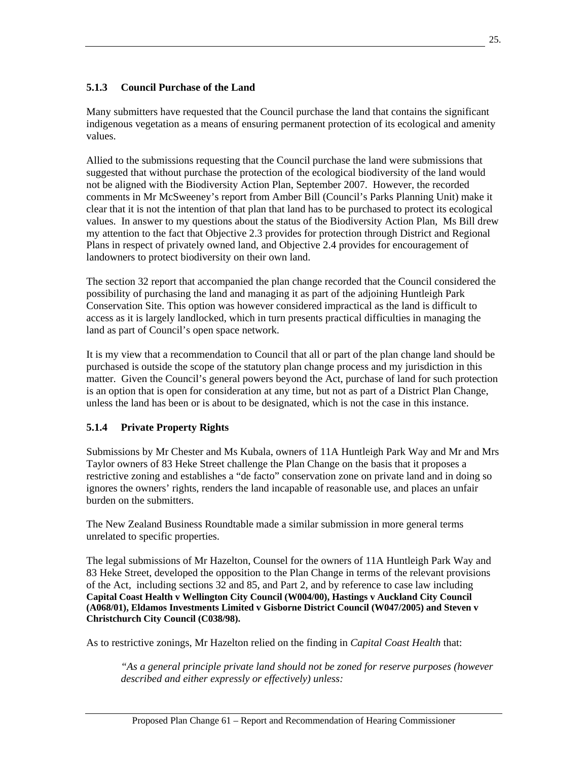### 5.1.3 Council Purchase of the Land

Many submitters have requested that the Council purchase the land that contains the significant indigenous vegetation as a means of ensuring permanent protection of its ecological and amenity values.

Allied to the submissions requesting that the Council purchase the land were submissions that suggested that without purchase the protection of the ecological biodiversity of the land would not be aligned with the Biodiversity Action Plan, September 2007. However, the recorded comments in Mr McSweeney's report from Amber Bill (Council's Parks Planning Unit) make it clear that it is not the intention of that plan that land has to be purchased to protect its ecological values. In answer to my questions about the status of the Biodiversity Action Plan, Ms Bill drew my attention to the fact that Objective 2.3 provides for protection through District and Regional Plans in respect of privately owned land, and Objective 2.4 provides for encouragement of landowners to protect biodiversity on their own land.

The section 32 report that accompanied the plan change recorded that the Council considered the possibility of purchasing the land and managing it as part of the adjoining Huntleigh Park Conservation Site. This option was however considered impractical as the land is difficult to access as it is largely landlocked, which in turn presents practical difficulties in managing the land as part of Council's open space network.

It is my view that a recommendation to Council that all or part of the plan change land should be purchased is outside the scope of the statutory plan change process and my jurisdiction in this matter. Given the Council's general powers beyond the Act, purchase of land for such protection is an option that is open for consideration at any time, but not as part of a District Plan Change, unless the land has been or is about to be designated, which is not the case in this instance.

### 5.1.4 Private Property Rights

Submissions by Mr Chester and Ms Kubala, owners of 11A Huntleigh Park Way and Mr and Mrs Taylor owners of 83 Heke Street challenge the Plan Change on the basis that it proposes a restrictive zoning and establishes a "de facto" conservation zone on private land and in doing so ignores the owners' rights, renders the land incapable of reasonable use, and places an unfair burden on the submitters.

The New Zealand Business Roundtable made a similar submission in more general terms unrelated to specific properties.

The legal submissions of Mr Hazelton, Counsel for the owners of 11A Huntleigh Park Way and 83 Heke Street, developed the opposition to the Plan Change in terms of the relevant provisions of the Act, including sections 32 and 85, and Part 2, and by reference to case law including **Capital Coast Health v Wellington City Council (W004/00), Hastings v Auckland City Council (A068/01), Eldamos Investments Limited v Gisborne District Council (W047/2005) and Steven v Christchurch City Council (C038/98).**

As to restrictive zonings, Mr Hazelton relied on the finding in *Capital Coast Health* that:

> *"As a general principle private land should not be zoned for reserve purposes (however described and either expressly or effectively) unless:*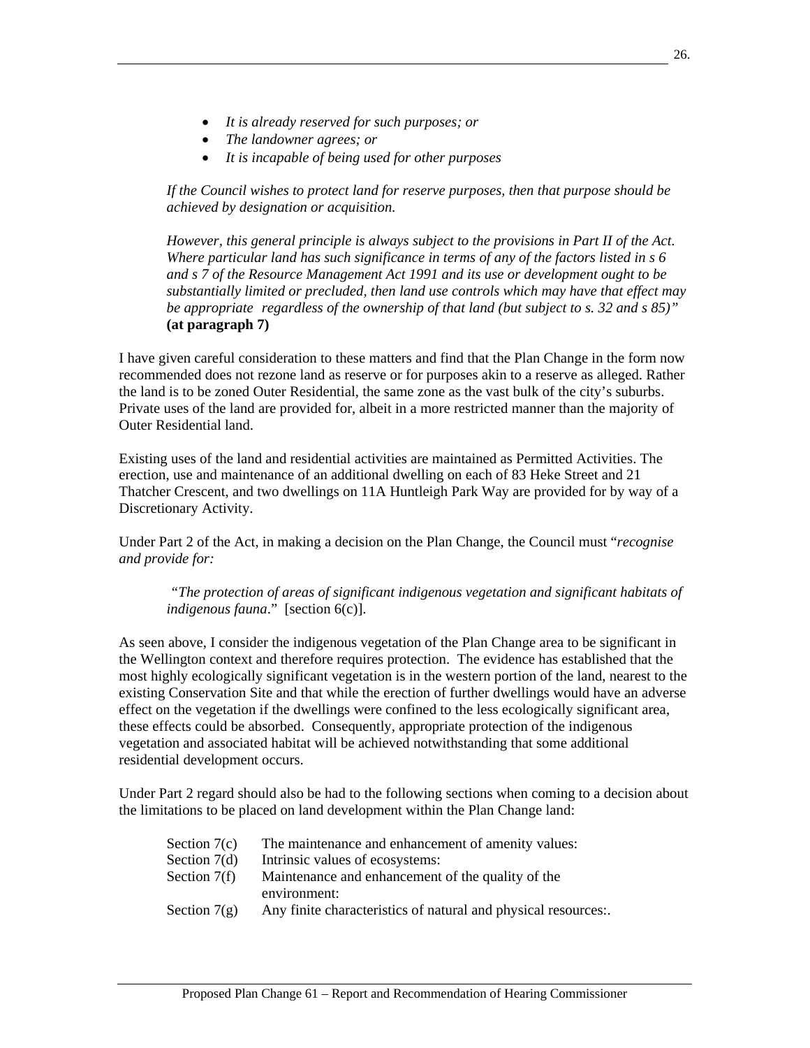- *It is already reserved for such purposes; or*
- *The landowner agrees; or*
- *It is incapable of being used for other purposes*

> *If the Council wishes to protect land for reserve purposes, then that purpose should be achieved by designation or acquisition.*
>
> *However, this general principle is always subject to the provisions in Part II of the Act. Where particular land has such significance in terms of any of the factors listed in s 6 and s 7 of the Resource Management Act 1991 and its use or development ought to be substantially limited or precluded, then land use controls which may have that effect may be appropriate regardless of the ownership of that land (but subject to s. 32 and s 85)"* **(at paragraph 7)**

I have given careful consideration to these matters and find that the Plan Change in the form now recommended does not rezone land as reserve or for purposes akin to a reserve as alleged. Rather the land is to be zoned Outer Residential, the same zone as the vast bulk of the city's suburbs. Private uses of the land are provided for, albeit in a more restricted manner than the majority of Outer Residential land.

Existing uses of the land and residential activities are maintained as Permitted Activities. The erection, use and maintenance of an additional dwelling on each of 83 Heke Street and 21 Thatcher Crescent, and two dwellings on 11A Huntleigh Park Way are provided for by way of a Discretionary Activity.

Under Part 2 of the Act, in making a decision on the Plan Change, the Council must "*recognise and provide for:*

> "*The protection of areas of significant indigenous vegetation and significant habitats of indigenous fauna*." [section 6(c)].

As seen above, I consider the indigenous vegetation of the Plan Change area to be significant in the Wellington context and therefore requires protection. The evidence has established that the most highly ecologically significant vegetation is in the western portion of the land, nearest to the existing Conservation Site and that while the erection of further dwellings would have an adverse effect on the vegetation if the dwellings were confined to the less ecologically significant area, these effects could be absorbed. Consequently, appropriate protection of the indigenous vegetation and associated habitat will be achieved notwithstanding that some additional residential development occurs.

Under Part 2 regard should also be had to the following sections when coming to a decision about the limitations to be placed on land development within the Plan Change land:

| | |
|---|---|
| Section 7(c) | The maintenance and enhancement of amenity values: |
| Section 7(d) | Intrinsic values of ecosystems: |
| Section 7(f) | Maintenance and enhancement of the quality of the environment: |
| Section 7(g) | Any finite characteristics of natural and physical resources:. |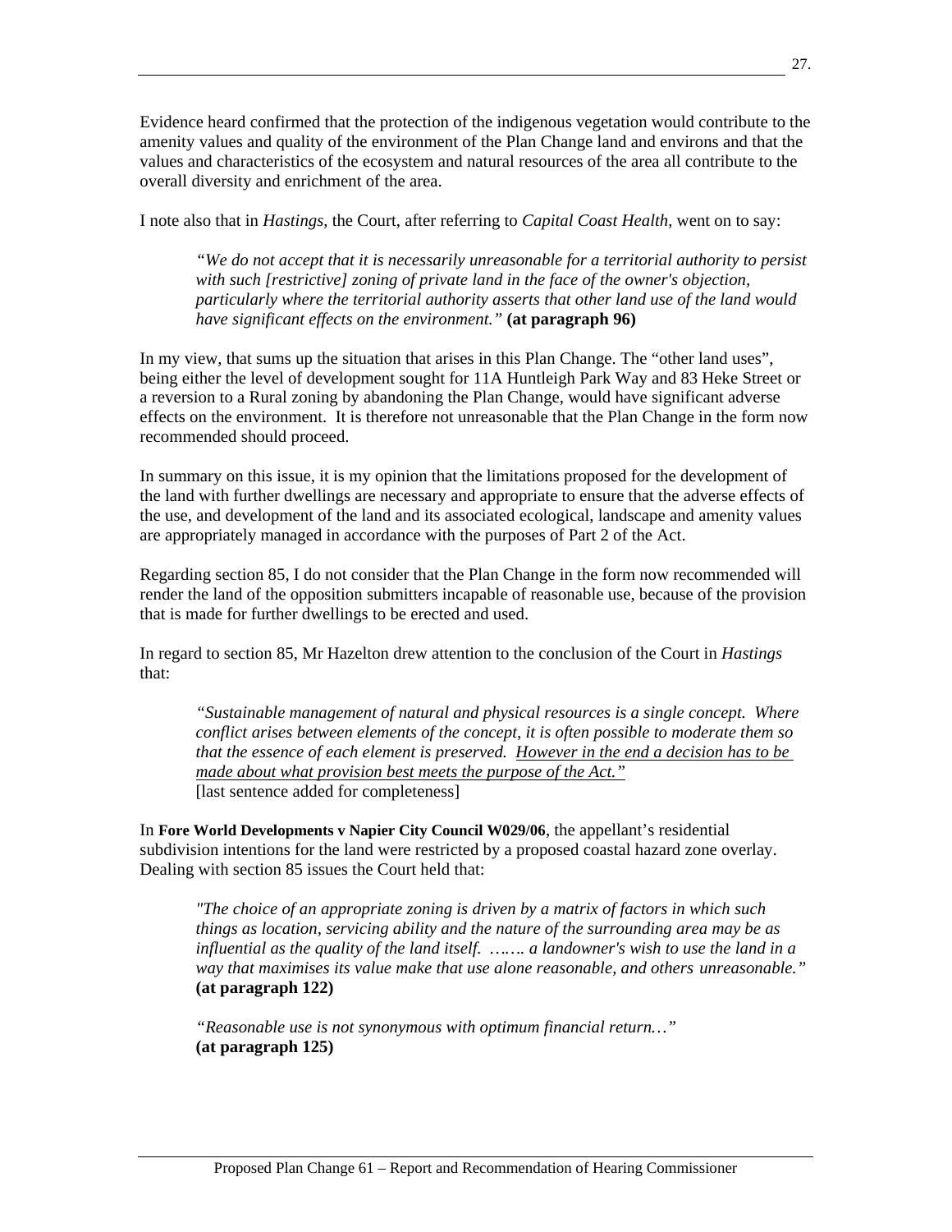Evidence heard confirmed that the protection of the indigenous vegetation would contribute to the amenity values and quality of the environment of the Plan Change land and environs and that the values and characteristics of the ecosystem and natural resources of the area all contribute to the overall diversity and enrichment of the area.

I note also that in *Hastings*, the Court, after referring to *Capital Coast Health*, went on to say:

> *"We do not accept that it is necessarily unreasonable for a territorial authority to persist with such [restrictive] zoning of private land in the face of the owner's objection, particularly where the territorial authority asserts that other land use of the land would have significant effects on the environment."* **(at paragraph 96)**

In my view, that sums up the situation that arises in this Plan Change. The "other land uses", being either the level of development sought for 11A Huntleigh Park Way and 83 Heke Street or a reversion to a Rural zoning by abandoning the Plan Change, would have significant adverse effects on the environment. It is therefore not unreasonable that the Plan Change in the form now recommended should proceed.

In summary on this issue, it is my opinion that the limitations proposed for the development of the land with further dwellings are necessary and appropriate to ensure that the adverse effects of the use, and development of the land and its associated ecological, landscape and amenity values are appropriately managed in accordance with the purposes of Part 2 of the Act.

Regarding section 85, I do not consider that the Plan Change in the form now recommended will render the land of the opposition submitters incapable of reasonable use, because of the provision that is made for further dwellings to be erected and used.

In regard to section 85, Mr Hazelton drew attention to the conclusion of the Court in *Hastings* that:

> *"Sustainable management of natural and physical resources is a single concept. Where conflict arises between elements of the concept, it is often possible to moderate them so that the essence of each element is preserved. <u>However in the end a decision has to be made about what provision best meets the purpose of the Act."</u>*
> [last sentence added for completeness]

In **Fore World Developments v Napier City Council W029/06**, the appellant's residential subdivision intentions for the land were restricted by a proposed coastal hazard zone overlay. Dealing with section 85 issues the Court held that:

> *"The choice of an appropriate zoning is driven by a matrix of factors in which such things as location, servicing ability and the nature of the surrounding area may be as influential as the quality of the land itself. ……. a landowner's wish to use the land in a way that maximises its value make that use alone reasonable, and others unreasonable."* **(at paragraph 122)**
>
> *"Reasonable use is not synonymous with optimum financial return…"* **(at paragraph 125)**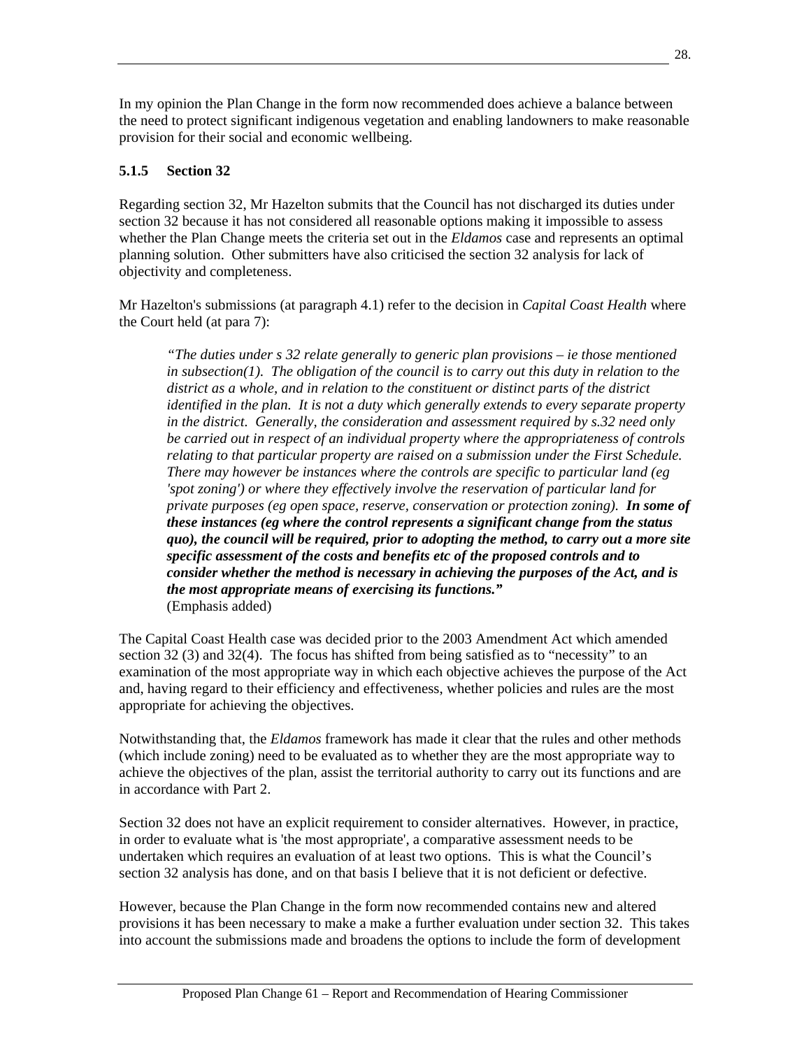In my opinion the Plan Change in the form now recommended does achieve a balance between the need to protect significant indigenous vegetation and enabling landowners to make reasonable provision for their social and economic wellbeing.

### 5.1.5 Section 32

Regarding section 32, Mr Hazelton submits that the Council has not discharged its duties under section 32 because it has not considered all reasonable options making it impossible to assess whether the Plan Change meets the criteria set out in the *Eldamos* case and represents an optimal planning solution. Other submitters have also criticised the section 32 analysis for lack of objectivity and completeness.

Mr Hazelton's submissions (at paragraph 4.1) refer to the decision in *Capital Coast Health* where the Court held (at para 7):

> *"The duties under s 32 relate generally to generic plan provisions – ie those mentioned in subsection(1). The obligation of the council is to carry out this duty in relation to the district as a whole, and in relation to the constituent or distinct parts of the district identified in the plan. It is not a duty which generally extends to every separate property in the district. Generally, the consideration and assessment required by s.32 need only be carried out in respect of an individual property where the appropriateness of controls relating to that particular property are raised on a submission under the First Schedule. There may however be instances where the controls are specific to particular land (eg 'spot zoning') or where they effectively involve the reservation of particular land for private purposes (eg open space, reserve, conservation or protection zoning).* ***In some of these instances (eg where the control represents a significant change from the status quo), the council will be required, prior to adopting the method, to carry out a more site specific assessment of the costs and benefits etc of the proposed controls and to consider whether the method is necessary in achieving the purposes of the Act, and is the most appropriate means of exercising its functions."***
> (Emphasis added)

The Capital Coast Health case was decided prior to the 2003 Amendment Act which amended section 32 (3) and 32(4). The focus has shifted from being satisfied as to "necessity" to an examination of the most appropriate way in which each objective achieves the purpose of the Act and, having regard to their efficiency and effectiveness, whether policies and rules are the most appropriate for achieving the objectives.

Notwithstanding that, the *Eldamos* framework has made it clear that the rules and other methods (which include zoning) need to be evaluated as to whether they are the most appropriate way to achieve the objectives of the plan, assist the territorial authority to carry out its functions and are in accordance with Part 2.

Section 32 does not have an explicit requirement to consider alternatives. However, in practice, in order to evaluate what is 'the most appropriate', a comparative assessment needs to be undertaken which requires an evaluation of at least two options. This is what the Council's section 32 analysis has done, and on that basis I believe that it is not deficient or defective.

However, because the Plan Change in the form now recommended contains new and altered provisions it has been necessary to make a make a further evaluation under section 32. This takes into account the submissions made and broadens the options to include the form of development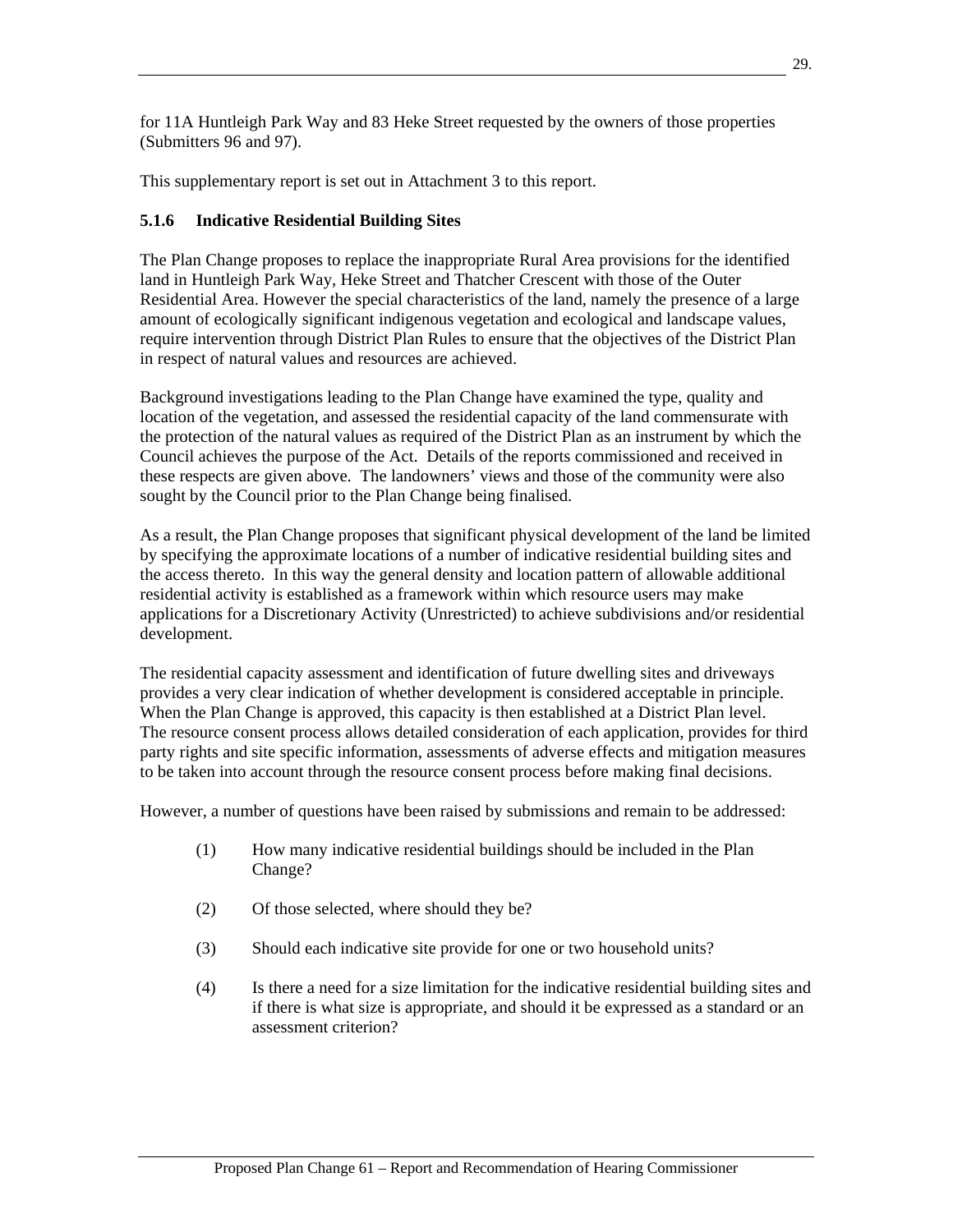for 11A Huntleigh Park Way and 83 Heke Street requested by the owners of those properties (Submitters 96 and 97).

This supplementary report is set out in Attachment 3 to this report.

### 5.1.6 Indicative Residential Building Sites

The Plan Change proposes to replace the inappropriate Rural Area provisions for the identified land in Huntleigh Park Way, Heke Street and Thatcher Crescent with those of the Outer Residential Area. However the special characteristics of the land, namely the presence of a large amount of ecologically significant indigenous vegetation and ecological and landscape values, require intervention through District Plan Rules to ensure that the objectives of the District Plan in respect of natural values and resources are achieved.

Background investigations leading to the Plan Change have examined the type, quality and location of the vegetation, and assessed the residential capacity of the land commensurate with the protection of the natural values as required of the District Plan as an instrument by which the Council achieves the purpose of the Act. Details of the reports commissioned and received in these respects are given above. The landowners' views and those of the community were also sought by the Council prior to the Plan Change being finalised.

As a result, the Plan Change proposes that significant physical development of the land be limited by specifying the approximate locations of a number of indicative residential building sites and the access thereto. In this way the general density and location pattern of allowable additional residential activity is established as a framework within which resource users may make applications for a Discretionary Activity (Unrestricted) to achieve subdivisions and/or residential development.

The residential capacity assessment and identification of future dwelling sites and driveways provides a very clear indication of whether development is considered acceptable in principle. When the Plan Change is approved, this capacity is then established at a District Plan level. The resource consent process allows detailed consideration of each application, provides for third party rights and site specific information, assessments of adverse effects and mitigation measures to be taken into account through the resource consent process before making final decisions.

However, a number of questions have been raised by submissions and remain to be addressed:

(1) How many indicative residential buildings should be included in the Plan Change?

(2) Of those selected, where should they be?

(3) Should each indicative site provide for one or two household units?

(4) Is there a need for a size limitation for the indicative residential building sites and if there is what size is appropriate, and should it be expressed as a standard or an assessment criterion?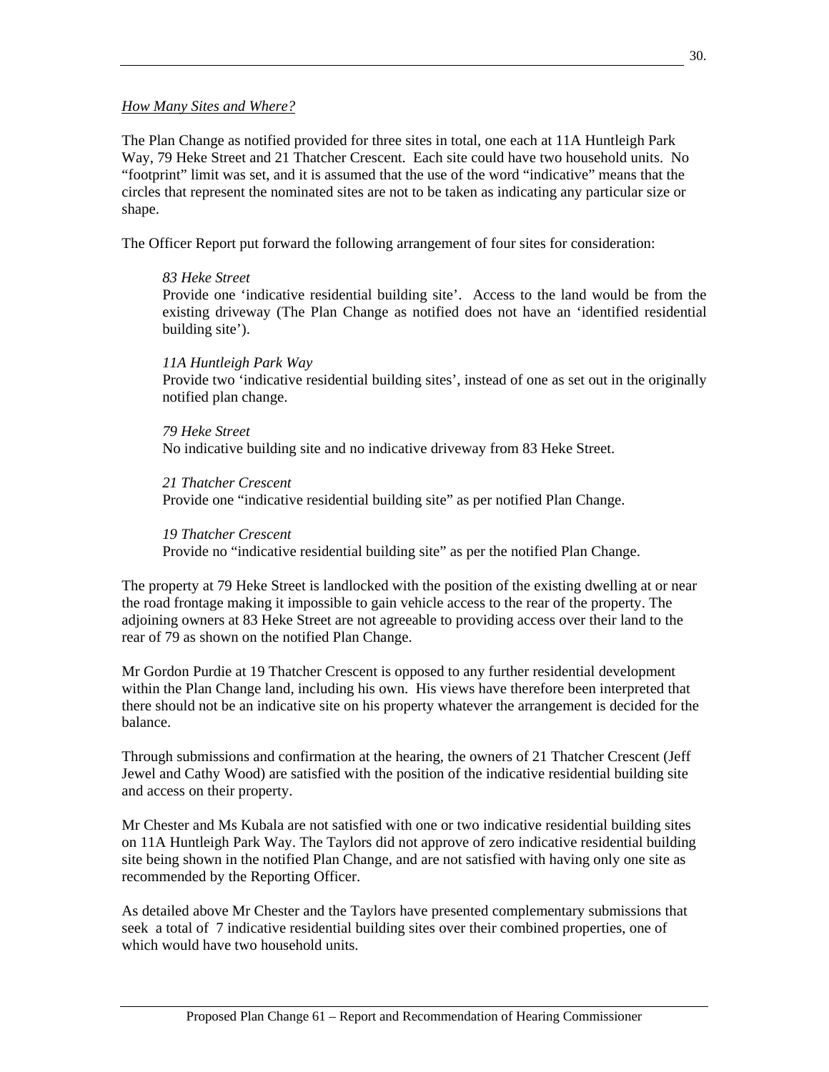*How Many Sites and Where?*

The Plan Change as notified provided for three sites in total, one each at 11A Huntleigh Park Way, 79 Heke Street and 21 Thatcher Crescent. Each site could have two household units. No "footprint" limit was set, and it is assumed that the use of the word "indicative" means that the circles that represent the nominated sites are not to be taken as indicating any particular size or shape.

The Officer Report put forward the following arrangement of four sites for consideration:

> *83 Heke Street*
> Provide one 'indicative residential building site'. Access to the land would be from the existing driveway (The Plan Change as notified does not have an 'identified residential building site').
>
> *11A Huntleigh Park Way*
> Provide two 'indicative residential building sites', instead of one as set out in the originally notified plan change.
>
> *79 Heke Street*
> No indicative building site and no indicative driveway from 83 Heke Street.
>
> *21 Thatcher Crescent*
> Provide one "indicative residential building site" as per notified Plan Change.
>
> *19 Thatcher Crescent*
> Provide no "indicative residential building site" as per the notified Plan Change.

The property at 79 Heke Street is landlocked with the position of the existing dwelling at or near the road frontage making it impossible to gain vehicle access to the rear of the property. The adjoining owners at 83 Heke Street are not agreeable to providing access over their land to the rear of 79 as shown on the notified Plan Change.

Mr Gordon Purdie at 19 Thatcher Crescent is opposed to any further residential development within the Plan Change land, including his own. His views have therefore been interpreted that there should not be an indicative site on his property whatever the arrangement is decided for the balance.

Through submissions and confirmation at the hearing, the owners of 21 Thatcher Crescent (Jeff Jewel and Cathy Wood) are satisfied with the position of the indicative residential building site and access on their property.

Mr Chester and Ms Kubala are not satisfied with one or two indicative residential building sites on 11A Huntleigh Park Way. The Taylors did not approve of zero indicative residential building site being shown in the notified Plan Change, and are not satisfied with having only one site as recommended by the Reporting Officer.

As detailed above Mr Chester and the Taylors have presented complementary submissions that seek a total of 7 indicative residential building sites over their combined properties, one of which would have two household units.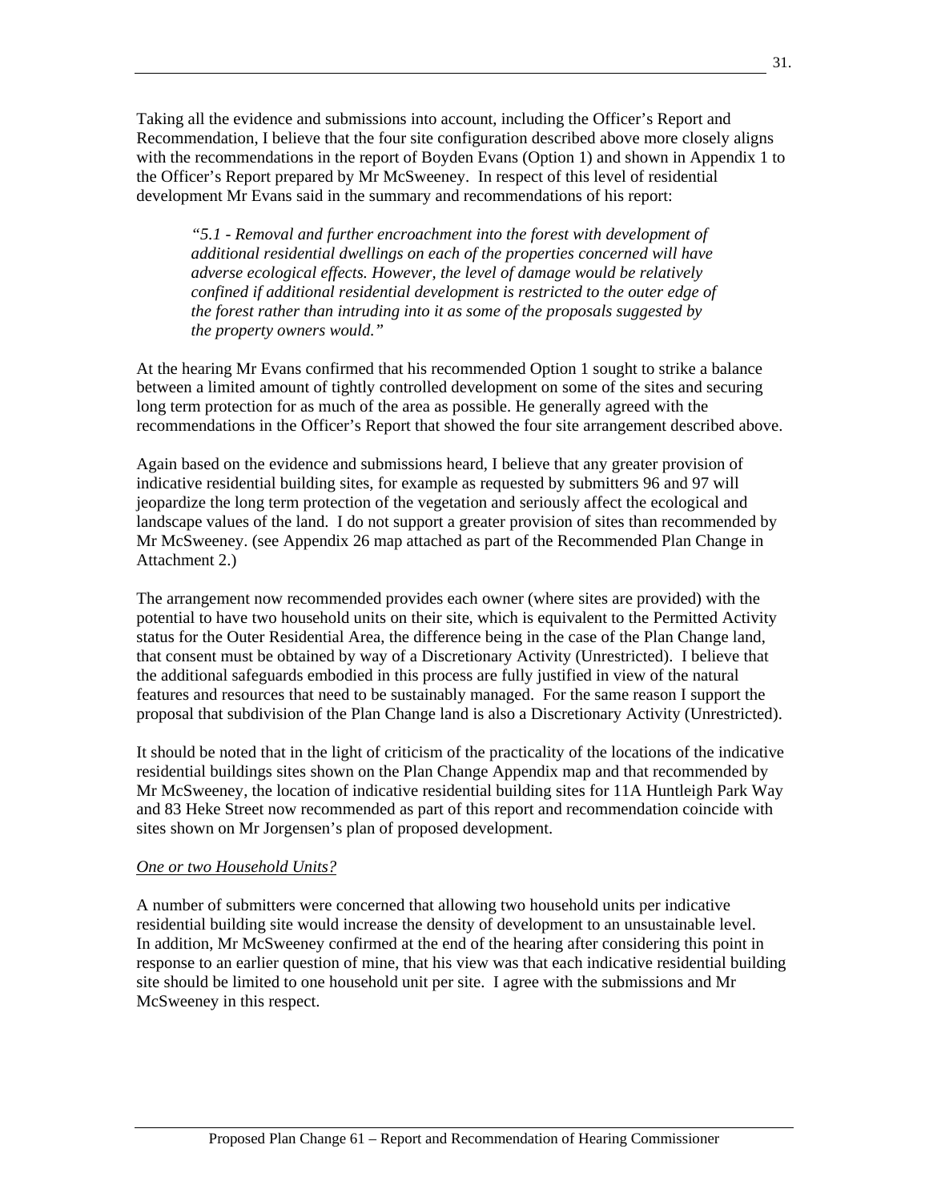Taking all the evidence and submissions into account, including the Officer's Report and Recommendation, I believe that the four site configuration described above more closely aligns with the recommendations in the report of Boyden Evans (Option 1) and shown in Appendix 1 to the Officer's Report prepared by Mr McSweeney. In respect of this level of residential development Mr Evans said in the summary and recommendations of his report:

> *"5.1 - Removal and further encroachment into the forest with development of additional residential dwellings on each of the properties concerned will have adverse ecological effects. However, the level of damage would be relatively confined if additional residential development is restricted to the outer edge of the forest rather than intruding into it as some of the proposals suggested by the property owners would."*

At the hearing Mr Evans confirmed that his recommended Option 1 sought to strike a balance between a limited amount of tightly controlled development on some of the sites and securing long term protection for as much of the area as possible. He generally agreed with the recommendations in the Officer's Report that showed the four site arrangement described above.

Again based on the evidence and submissions heard, I believe that any greater provision of indicative residential building sites, for example as requested by submitters 96 and 97 will jeopardize the long term protection of the vegetation and seriously affect the ecological and landscape values of the land. I do not support a greater provision of sites than recommended by Mr McSweeney. (see Appendix 26 map attached as part of the Recommended Plan Change in Attachment 2.)

The arrangement now recommended provides each owner (where sites are provided) with the potential to have two household units on their site, which is equivalent to the Permitted Activity status for the Outer Residential Area, the difference being in the case of the Plan Change land, that consent must be obtained by way of a Discretionary Activity (Unrestricted). I believe that the additional safeguards embodied in this process are fully justified in view of the natural features and resources that need to be sustainably managed. For the same reason I support the proposal that subdivision of the Plan Change land is also a Discretionary Activity (Unrestricted).

It should be noted that in the light of criticism of the practicality of the locations of the indicative residential buildings sites shown on the Plan Change Appendix map and that recommended by Mr McSweeney, the location of indicative residential building sites for 11A Huntleigh Park Way and 83 Heke Street now recommended as part of this report and recommendation coincide with sites shown on Mr Jorgensen's plan of proposed development.

<u>*One or two Household Units?*</u>

A number of submitters were concerned that allowing two household units per indicative residential building site would increase the density of development to an unsustainable level. In addition, Mr McSweeney confirmed at the end of the hearing after considering this point in response to an earlier question of mine, that his view was that each indicative residential building site should be limited to one household unit per site. I agree with the submissions and Mr McSweeney in this respect.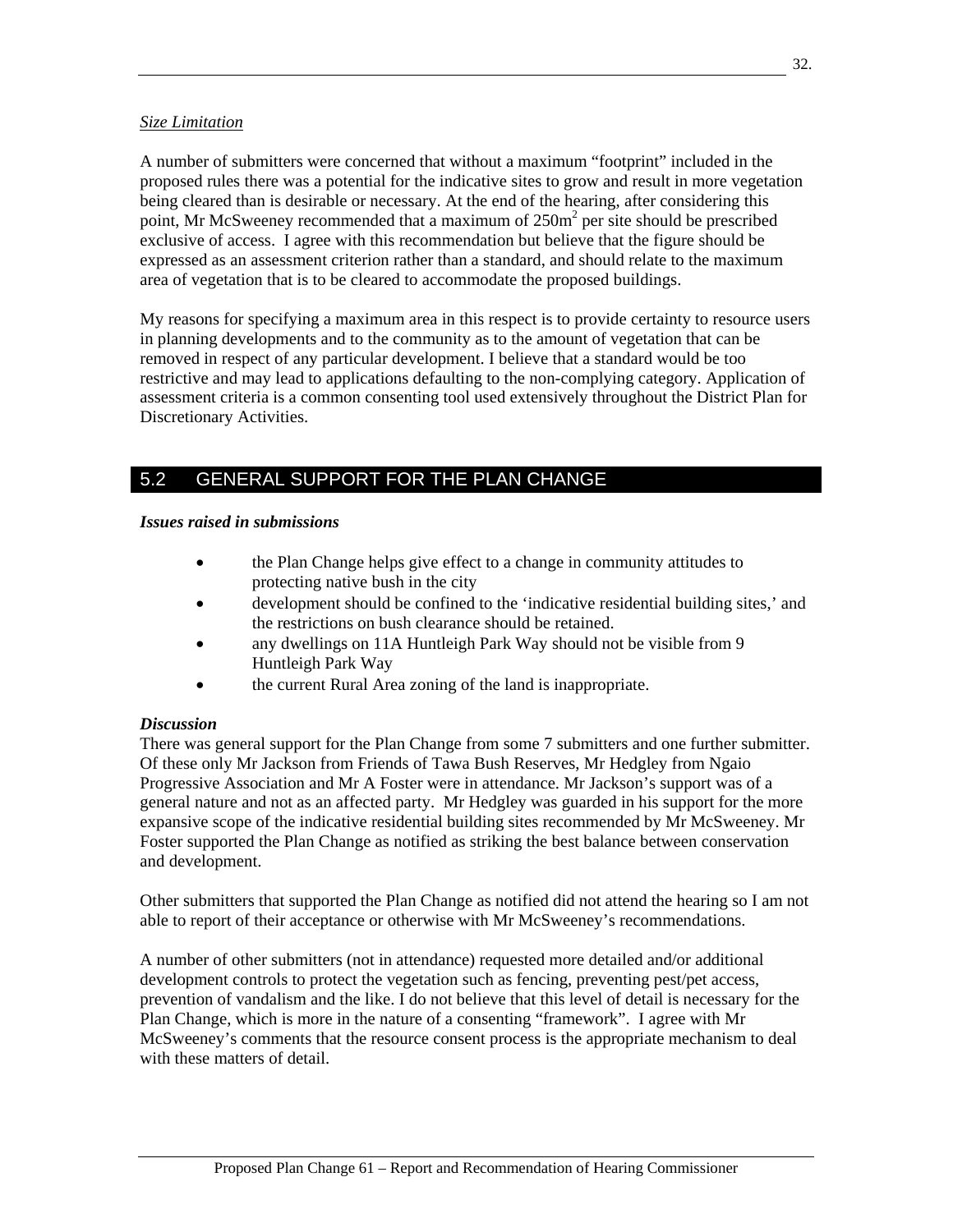*Size Limitation*

A number of submitters were concerned that without a maximum "footprint" included in the proposed rules there was a potential for the indicative sites to grow and result in more vegetation being cleared than is desirable or necessary. At the end of the hearing, after considering this point, Mr McSweeney recommended that a maximum of $250m^2$ per site should be prescribed exclusive of access. I agree with this recommendation but believe that the figure should be expressed as an assessment criterion rather than a standard, and should relate to the maximum area of vegetation that is to be cleared to accommodate the proposed buildings.

My reasons for specifying a maximum area in this respect is to provide certainty to resource users in planning developments and to the community as to the amount of vegetation that can be removed in respect of any particular development. I believe that a standard would be too restrictive and may lead to applications defaulting to the non-complying category. Application of assessment criteria is a common consenting tool used extensively throughout the District Plan for Discretionary Activities.

## 5.2 GENERAL SUPPORT FOR THE PLAN CHANGE

***Issues raised in submissions***

- the Plan Change helps give effect to a change in community attitudes to protecting native bush in the city
- development should be confined to the 'indicative residential building sites,' and the restrictions on bush clearance should be retained.
- any dwellings on 11A Huntleigh Park Way should not be visible from 9 Huntleigh Park Way
- the current Rural Area zoning of the land is inappropriate.

***Discussion***

There was general support for the Plan Change from some 7 submitters and one further submitter. Of these only Mr Jackson from Friends of Tawa Bush Reserves, Mr Hedgley from Ngaio Progressive Association and Mr A Foster were in attendance. Mr Jackson's support was of a general nature and not as an affected party. Mr Hedgley was guarded in his support for the more expansive scope of the indicative residential building sites recommended by Mr McSweeney. Mr Foster supported the Plan Change as notified as striking the best balance between conservation and development.

Other submitters that supported the Plan Change as notified did not attend the hearing so I am not able to report of their acceptance or otherwise with Mr McSweeney's recommendations.

A number of other submitters (not in attendance) requested more detailed and/or additional development controls to protect the vegetation such as fencing, preventing pest/pet access, prevention of vandalism and the like. I do not believe that this level of detail is necessary for the Plan Change, which is more in the nature of a consenting "framework". I agree with Mr McSweeney's comments that the resource consent process is the appropriate mechanism to deal with these matters of detail.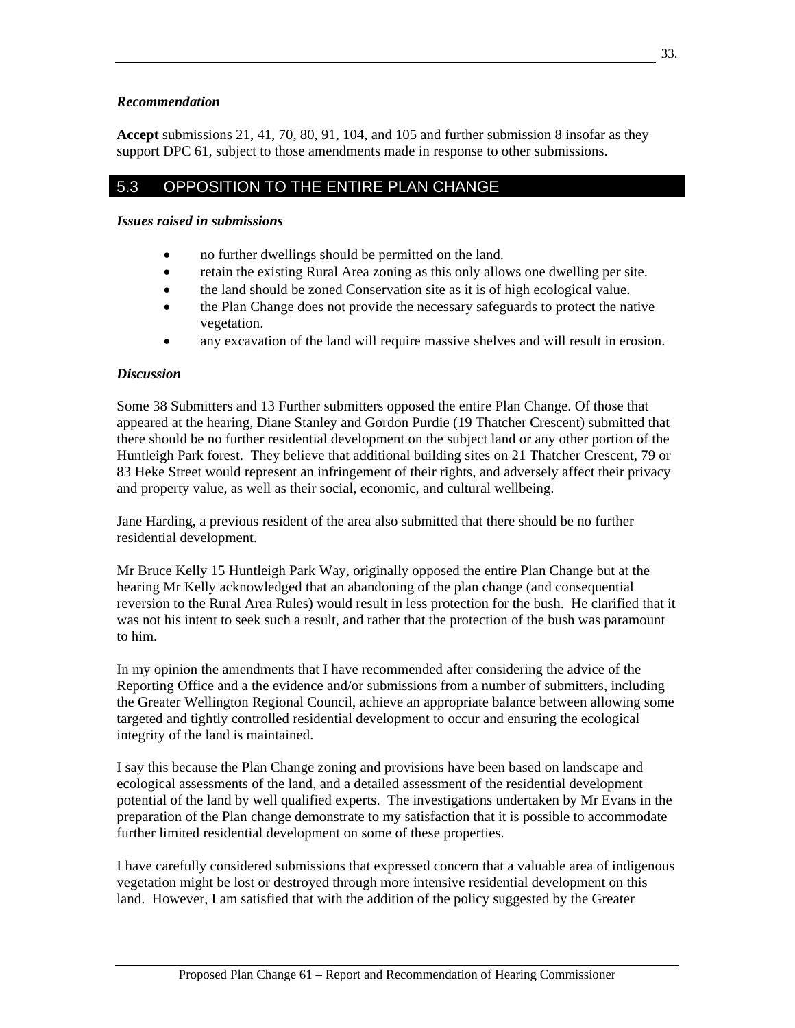***Recommendation***

**Accept** submissions 21, 41, 70, 80, 91, 104, and 105 and further submission 8 insofar as they support DPC 61, subject to those amendments made in response to other submissions.

## 5.3 OPPOSITION TO THE ENTIRE PLAN CHANGE

***Issues raised in submissions***

- no further dwellings should be permitted on the land.
- retain the existing Rural Area zoning as this only allows one dwelling per site.
- the land should be zoned Conservation site as it is of high ecological value.
- the Plan Change does not provide the necessary safeguards to protect the native vegetation.
- any excavation of the land will require massive shelves and will result in erosion.

***Discussion***

Some 38 Submitters and 13 Further submitters opposed the entire Plan Change. Of those that appeared at the hearing, Diane Stanley and Gordon Purdie (19 Thatcher Crescent) submitted that there should be no further residential development on the subject land or any other portion of the Huntleigh Park forest. They believe that additional building sites on 21 Thatcher Crescent, 79 or 83 Heke Street would represent an infringement of their rights, and adversely affect their privacy and property value, as well as their social, economic, and cultural wellbeing.

Jane Harding, a previous resident of the area also submitted that there should be no further residential development.

Mr Bruce Kelly 15 Huntleigh Park Way, originally opposed the entire Plan Change but at the hearing Mr Kelly acknowledged that an abandoning of the plan change (and consequential reversion to the Rural Area Rules) would result in less protection for the bush. He clarified that it was not his intent to seek such a result, and rather that the protection of the bush was paramount to him.

In my opinion the amendments that I have recommended after considering the advice of the Reporting Office and a the evidence and/or submissions from a number of submitters, including the Greater Wellington Regional Council, achieve an appropriate balance between allowing some targeted and tightly controlled residential development to occur and ensuring the ecological integrity of the land is maintained.

I say this because the Plan Change zoning and provisions have been based on landscape and ecological assessments of the land, and a detailed assessment of the residential development potential of the land by well qualified experts. The investigations undertaken by Mr Evans in the preparation of the Plan change demonstrate to my satisfaction that it is possible to accommodate further limited residential development on some of these properties.

I have carefully considered submissions that expressed concern that a valuable area of indigenous vegetation might be lost or destroyed through more intensive residential development on this land. However, I am satisfied that with the addition of the policy suggested by the Greater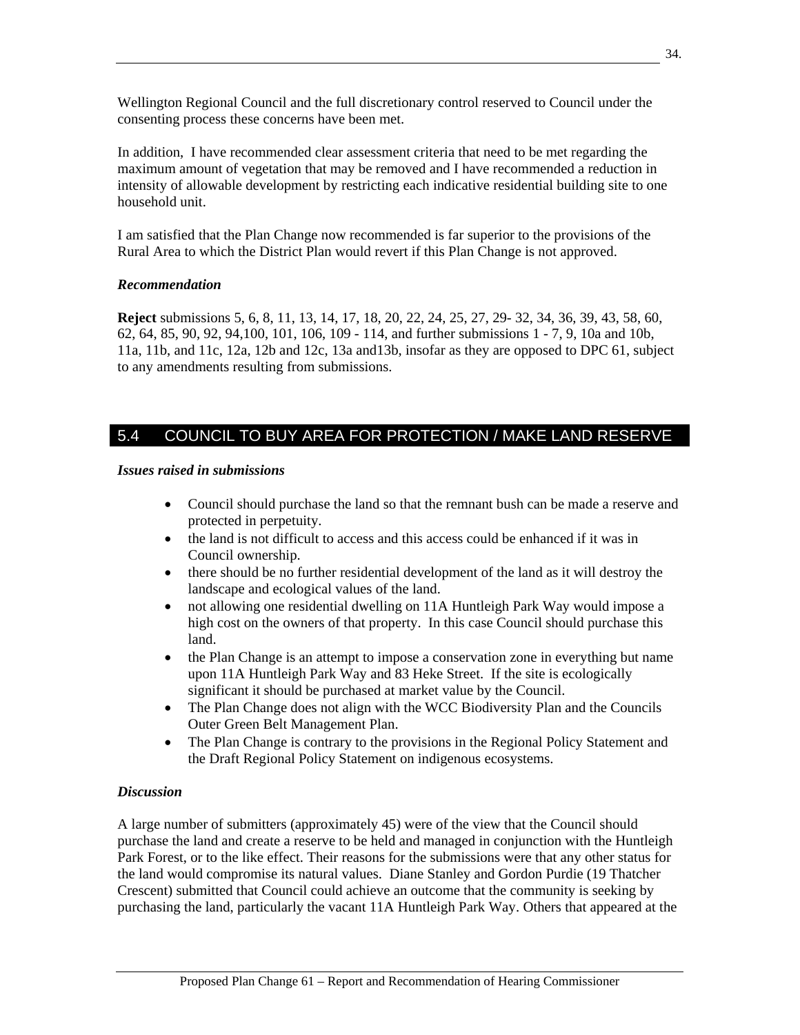Wellington Regional Council and the full discretionary control reserved to Council under the consenting process these concerns have been met.

In addition, I have recommended clear assessment criteria that need to be met regarding the maximum amount of vegetation that may be removed and I have recommended a reduction in intensity of allowable development by restricting each indicative residential building site to one household unit.

I am satisfied that the Plan Change now recommended is far superior to the provisions of the Rural Area to which the District Plan would revert if this Plan Change is not approved.

***Recommendation***

**Reject** submissions 5, 6, 8, 11, 13, 14, 17, 18, 20, 22, 24, 25, 27, 29- 32, 34, 36, 39, 43, 58, 60, 62, 64, 85, 90, 92, 94,100, 101, 106, 109 - 114, and further submissions 1 - 7, 9, 10a and 10b, 11a, 11b, and 11c, 12a, 12b and 12c, 13a and13b, insofar as they are opposed to DPC 61, subject to any amendments resulting from submissions.

## 5.4 COUNCIL TO BUY AREA FOR PROTECTION / MAKE LAND RESERVE

***Issues raised in submissions***

- Council should purchase the land so that the remnant bush can be made a reserve and protected in perpetuity.
- the land is not difficult to access and this access could be enhanced if it was in Council ownership.
- there should be no further residential development of the land as it will destroy the landscape and ecological values of the land.
- not allowing one residential dwelling on 11A Huntleigh Park Way would impose a high cost on the owners of that property. In this case Council should purchase this land.
- the Plan Change is an attempt to impose a conservation zone in everything but name upon 11A Huntleigh Park Way and 83 Heke Street. If the site is ecologically significant it should be purchased at market value by the Council.
- The Plan Change does not align with the WCC Biodiversity Plan and the Councils Outer Green Belt Management Plan.
- The Plan Change is contrary to the provisions in the Regional Policy Statement and the Draft Regional Policy Statement on indigenous ecosystems.

***Discussion***

A large number of submitters (approximately 45) were of the view that the Council should purchase the land and create a reserve to be held and managed in conjunction with the Huntleigh Park Forest, or to the like effect. Their reasons for the submissions were that any other status for the land would compromise its natural values. Diane Stanley and Gordon Purdie (19 Thatcher Crescent) submitted that Council could achieve an outcome that the community is seeking by purchasing the land, particularly the vacant 11A Huntleigh Park Way. Others that appeared at the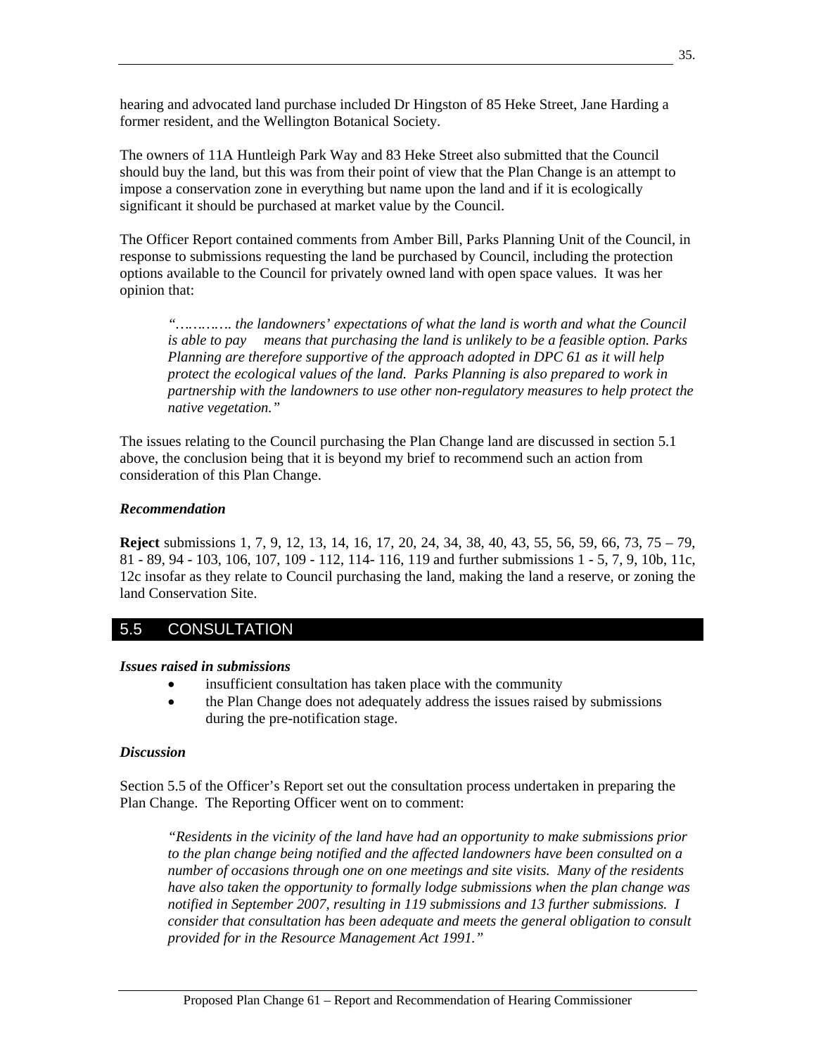hearing and advocated land purchase included Dr Hingston of 85 Heke Street, Jane Harding a former resident, and the Wellington Botanical Society.

The owners of 11A Huntleigh Park Way and 83 Heke Street also submitted that the Council should buy the land, but this was from their point of view that the Plan Change is an attempt to impose a conservation zone in everything but name upon the land and if it is ecologically significant it should be purchased at market value by the Council.

The Officer Report contained comments from Amber Bill, Parks Planning Unit of the Council, in response to submissions requesting the land be purchased by Council, including the protection options available to the Council for privately owned land with open space values. It was her opinion that:

> *"………… the landowners' expectations of what the land is worth and what the Council is able to pay means that purchasing the land is unlikely to be a feasible option. Parks Planning are therefore supportive of the approach adopted in DPC 61 as it will help protect the ecological values of the land. Parks Planning is also prepared to work in partnership with the landowners to use other non-regulatory measures to help protect the native vegetation."*

The issues relating to the Council purchasing the Plan Change land are discussed in section 5.1 above, the conclusion being that it is beyond my brief to recommend such an action from consideration of this Plan Change.

***Recommendation***

**Reject** submissions 1, 7, 9, 12, 13, 14, 16, 17, 20, 24, 34, 38, 40, 43, 55, 56, 59, 66, 73, 75 – 79, 81 - 89, 94 - 103, 106, 107, 109 - 112, 114- 116, 119 and further submissions 1 - 5, 7, 9, 10b, 11c, 12c insofar as they relate to Council purchasing the land, making the land a reserve, or zoning the land Conservation Site.

## 5.5 CONSULTATION

***Issues raised in submissions***

- insufficient consultation has taken place with the community
- the Plan Change does not adequately address the issues raised by submissions during the pre-notification stage.

***Discussion***

Section 5.5 of the Officer's Report set out the consultation process undertaken in preparing the Plan Change. The Reporting Officer went on to comment:

> *"Residents in the vicinity of the land have had an opportunity to make submissions prior to the plan change being notified and the affected landowners have been consulted on a number of occasions through one on one meetings and site visits. Many of the residents have also taken the opportunity to formally lodge submissions when the plan change was notified in September 2007, resulting in 119 submissions and 13 further submissions. I consider that consultation has been adequate and meets the general obligation to consult provided for in the Resource Management Act 1991."*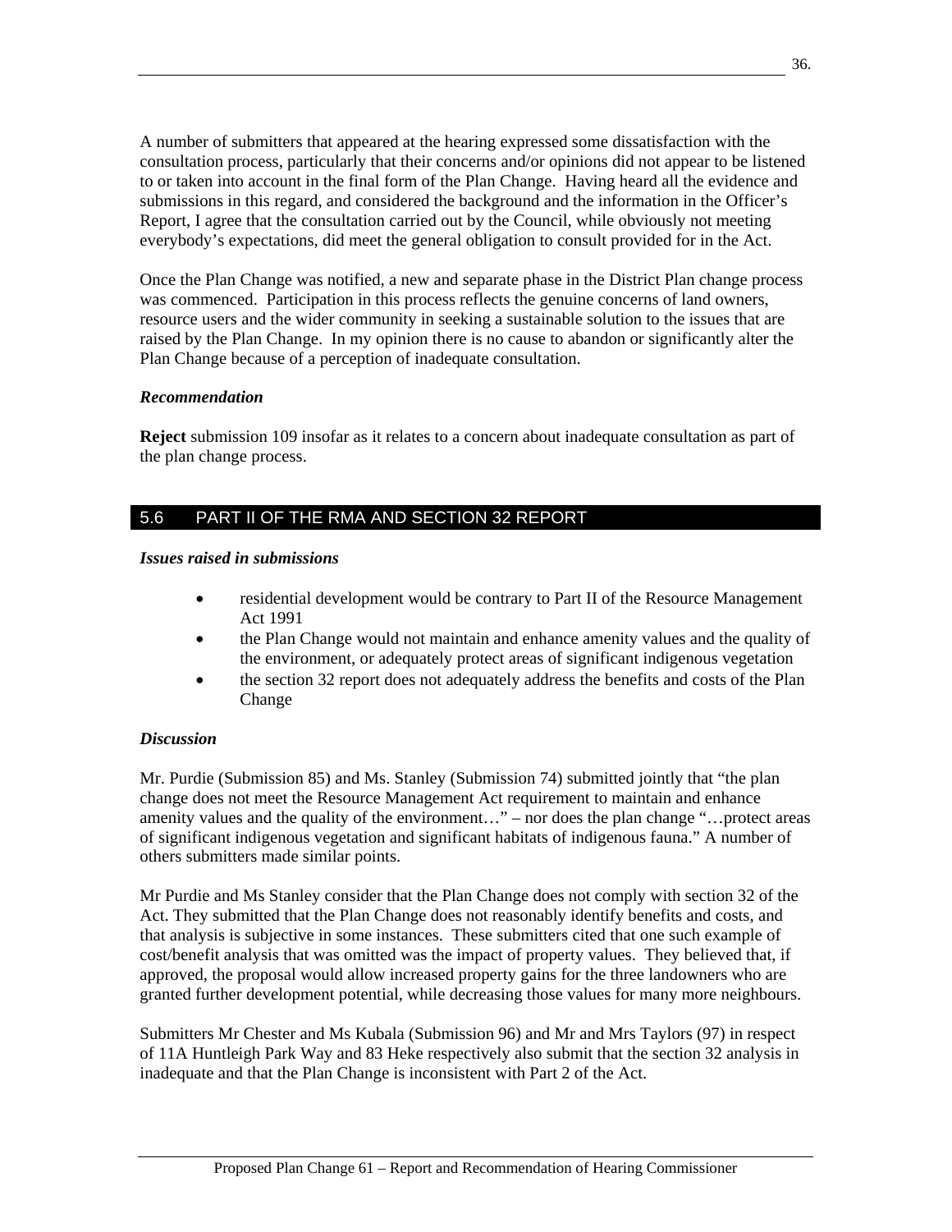A number of submitters that appeared at the hearing expressed some dissatisfaction with the consultation process, particularly that their concerns and/or opinions did not appear to be listened to or taken into account in the final form of the Plan Change. Having heard all the evidence and submissions in this regard, and considered the background and the information in the Officer's Report, I agree that the consultation carried out by the Council, while obviously not meeting everybody's expectations, did meet the general obligation to consult provided for in the Act.

Once the Plan Change was notified, a new and separate phase in the District Plan change process was commenced. Participation in this process reflects the genuine concerns of land owners, resource users and the wider community in seeking a sustainable solution to the issues that are raised by the Plan Change. In my opinion there is no cause to abandon or significantly alter the Plan Change because of a perception of inadequate consultation.

***Recommendation***

**Reject** submission 109 insofar as it relates to a concern about inadequate consultation as part of the plan change process.

## 5.6 PART II OF THE RMA AND SECTION 32 REPORT

***Issues raised in submissions***

- residential development would be contrary to Part II of the Resource Management Act 1991
- the Plan Change would not maintain and enhance amenity values and the quality of the environment, or adequately protect areas of significant indigenous vegetation
- the section 32 report does not adequately address the benefits and costs of the Plan Change

***Discussion***

Mr. Purdie (Submission 85) and Ms. Stanley (Submission 74) submitted jointly that "the plan change does not meet the Resource Management Act requirement to maintain and enhance amenity values and the quality of the environment…" – nor does the plan change "…protect areas of significant indigenous vegetation and significant habitats of indigenous fauna." A number of others submitters made similar points.

Mr Purdie and Ms Stanley consider that the Plan Change does not comply with section 32 of the Act. They submitted that the Plan Change does not reasonably identify benefits and costs, and that analysis is subjective in some instances. These submitters cited that one such example of cost/benefit analysis that was omitted was the impact of property values. They believed that, if approved, the proposal would allow increased property gains for the three landowners who are granted further development potential, while decreasing those values for many more neighbours.

Submitters Mr Chester and Ms Kubala (Submission 96) and Mr and Mrs Taylors (97) in respect of 11A Huntleigh Park Way and 83 Heke respectively also submit that the section 32 analysis in inadequate and that the Plan Change is inconsistent with Part 2 of the Act.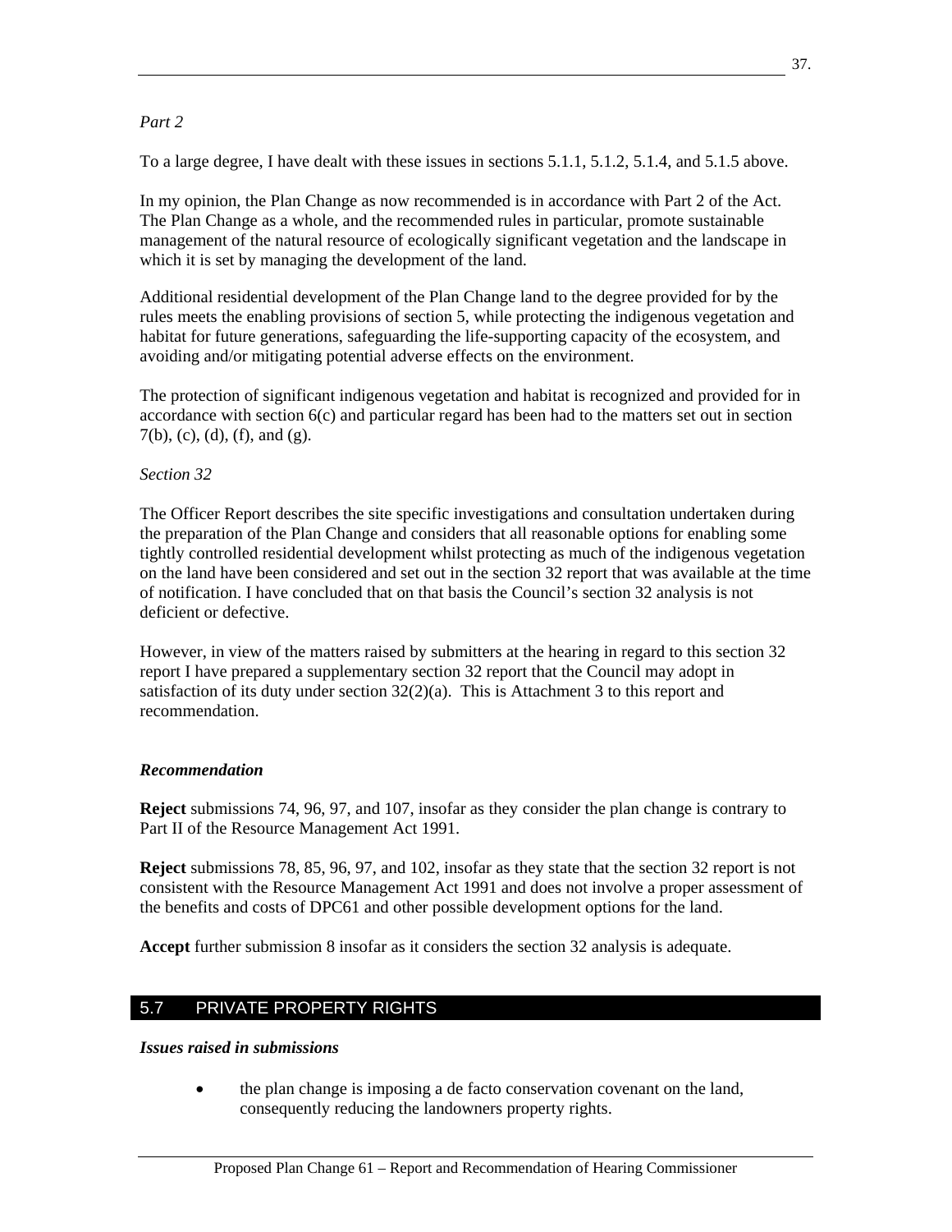*Part 2*

To a large degree, I have dealt with these issues in sections 5.1.1, 5.1.2, 5.1.4, and 5.1.5 above.

In my opinion, the Plan Change as now recommended is in accordance with Part 2 of the Act. The Plan Change as a whole, and the recommended rules in particular, promote sustainable management of the natural resource of ecologically significant vegetation and the landscape in which it is set by managing the development of the land.

Additional residential development of the Plan Change land to the degree provided for by the rules meets the enabling provisions of section 5, while protecting the indigenous vegetation and habitat for future generations, safeguarding the life-supporting capacity of the ecosystem, and avoiding and/or mitigating potential adverse effects on the environment.

The protection of significant indigenous vegetation and habitat is recognized and provided for in accordance with section 6(c) and particular regard has been had to the matters set out in section 7(b), (c), (d), (f), and (g).

*Section 32*

The Officer Report describes the site specific investigations and consultation undertaken during the preparation of the Plan Change and considers that all reasonable options for enabling some tightly controlled residential development whilst protecting as much of the indigenous vegetation on the land have been considered and set out in the section 32 report that was available at the time of notification. I have concluded that on that basis the Council's section 32 analysis is not deficient or defective.

However, in view of the matters raised by submitters at the hearing in regard to this section 32 report I have prepared a supplementary section 32 report that the Council may adopt in satisfaction of its duty under section 32(2)(a). This is Attachment 3 to this report and recommendation.

***Recommendation***

**Reject** submissions 74, 96, 97, and 107, insofar as they consider the plan change is contrary to Part II of the Resource Management Act 1991.

**Reject** submissions 78, 85, 96, 97, and 102, insofar as they state that the section 32 report is not consistent with the Resource Management Act 1991 and does not involve a proper assessment of the benefits and costs of DPC61 and other possible development options for the land.

**Accept** further submission 8 insofar as it considers the section 32 analysis is adequate.

## 5.7 PRIVATE PROPERTY RIGHTS

***Issues raised in submissions***

- the plan change is imposing a de facto conservation covenant on the land, consequently reducing the landowners property rights.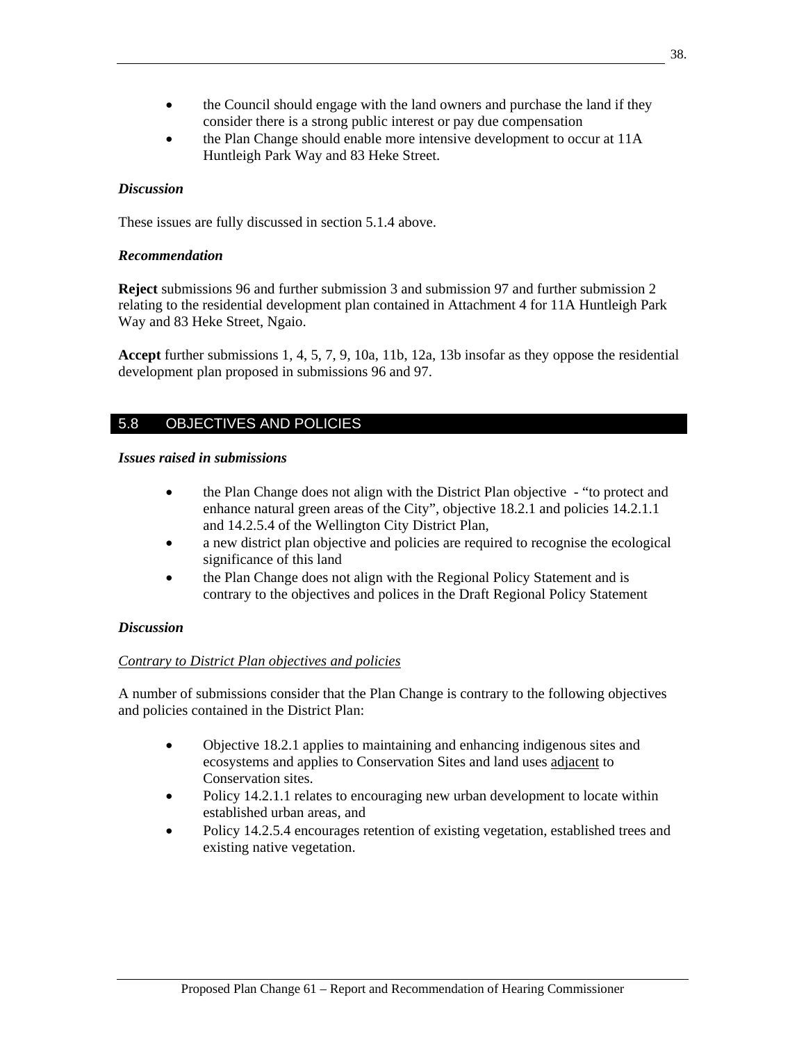- the Council should engage with the land owners and purchase the land if they consider there is a strong public interest or pay due compensation
- the Plan Change should enable more intensive development to occur at 11A Huntleigh Park Way and 83 Heke Street.

*Discussion*

These issues are fully discussed in section 5.1.4 above.

*Recommendation*

**Reject** submissions 96 and further submission 3 and submission 97 and further submission 2 relating to the residential development plan contained in Attachment 4 for 11A Huntleigh Park Way and 83 Heke Street, Ngaio.

**Accept** further submissions 1, 4, 5, 7, 9, 10a, 11b, 12a, 13b insofar as they oppose the residential development plan proposed in submissions 96 and 97.

## 5.8 OBJECTIVES AND POLICIES

***Issues raised in submissions***

- the Plan Change does not align with the District Plan objective - "to protect and enhance natural green areas of the City", objective 18.2.1 and policies 14.2.1.1 and 14.2.5.4 of the Wellington City District Plan,
- a new district plan objective and policies are required to recognise the ecological significance of this land
- the Plan Change does not align with the Regional Policy Statement and is contrary to the objectives and polices in the Draft Regional Policy Statement

***Discussion***

<u>*Contrary to District Plan objectives and policies*</u>

A number of submissions consider that the Plan Change is contrary to the following objectives and policies contained in the District Plan:

- Objective 18.2.1 applies to maintaining and enhancing indigenous sites and ecosystems and applies to Conservation Sites and land uses <u>adjacent</u> to Conservation sites.
- Policy 14.2.1.1 relates to encouraging new urban development to locate within established urban areas, and
- Policy 14.2.5.4 encourages retention of existing vegetation, established trees and existing native vegetation.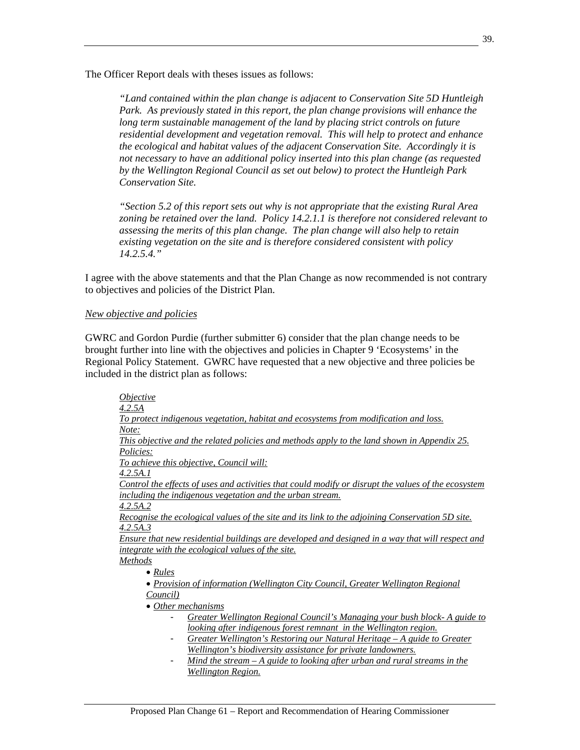The Officer Report deals with theses issues as follows:

> *"Land contained within the plan change is adjacent to Conservation Site 5D Huntleigh Park. As previously stated in this report, the plan change provisions will enhance the long term sustainable management of the land by placing strict controls on future residential development and vegetation removal. This will help to protect and enhance the ecological and habitat values of the adjacent Conservation Site. Accordingly it is not necessary to have an additional policy inserted into this plan change (as requested by the Wellington Regional Council as set out below) to protect the Huntleigh Park Conservation Site.*
>
> *"Section 5.2 of this report sets out why is not appropriate that the existing Rural Area zoning be retained over the land. Policy 14.2.1.1 is therefore not considered relevant to assessing the merits of this plan change. The plan change will also help to retain existing vegetation on the site and is therefore considered consistent with policy 14.2.5.4."*

I agree with the above statements and that the Plan Change as now recommended is not contrary to objectives and policies of the District Plan.

*New objective and policies*

GWRC and Gordon Purdie (further submitter 6) consider that the plan change needs to be brought further into line with the objectives and policies in Chapter 9 'Ecosystems' in the Regional Policy Statement. GWRC have requested that a new objective and three policies be included in the district plan as follows:

> *Objective*
> *4.2.5A*
> *To protect indigenous vegetation, habitat and ecosystems from modification and loss.*
> *Note:*
> *This objective and the related policies and methods apply to the land shown in Appendix 25.*
> *Policies:*
> *To achieve this objective, Council will:*
> *4.2.5A.1*
> *Control the effects of uses and activities that could modify or disrupt the values of the ecosystem including the indigenous vegetation and the urban stream.*
> *4.2.5A.2*
> *Recognise the ecological values of the site and its link to the adjoining Conservation 5D site.*
> *4.2.5A.3*
> *Ensure that new residential buildings are developed and designed in a way that will respect and integrate with the ecological values of the site.*
> *Methods*
>
> - *Rules*
> - *Provision of information (Wellington City Council, Greater Wellington Regional Council)*
> - *Other mechanisms*
>   - *Greater Wellington Regional Council's Managing your bush block- A guide to looking after indigenous forest remnant in the Wellington region.*
>   - *Greater Wellington's Restoring our Natural Heritage – A guide to Greater Wellington's biodiversity assistance for private landowners.*
>   - *Mind the stream – A guide to looking after urban and rural streams in the Wellington Region.*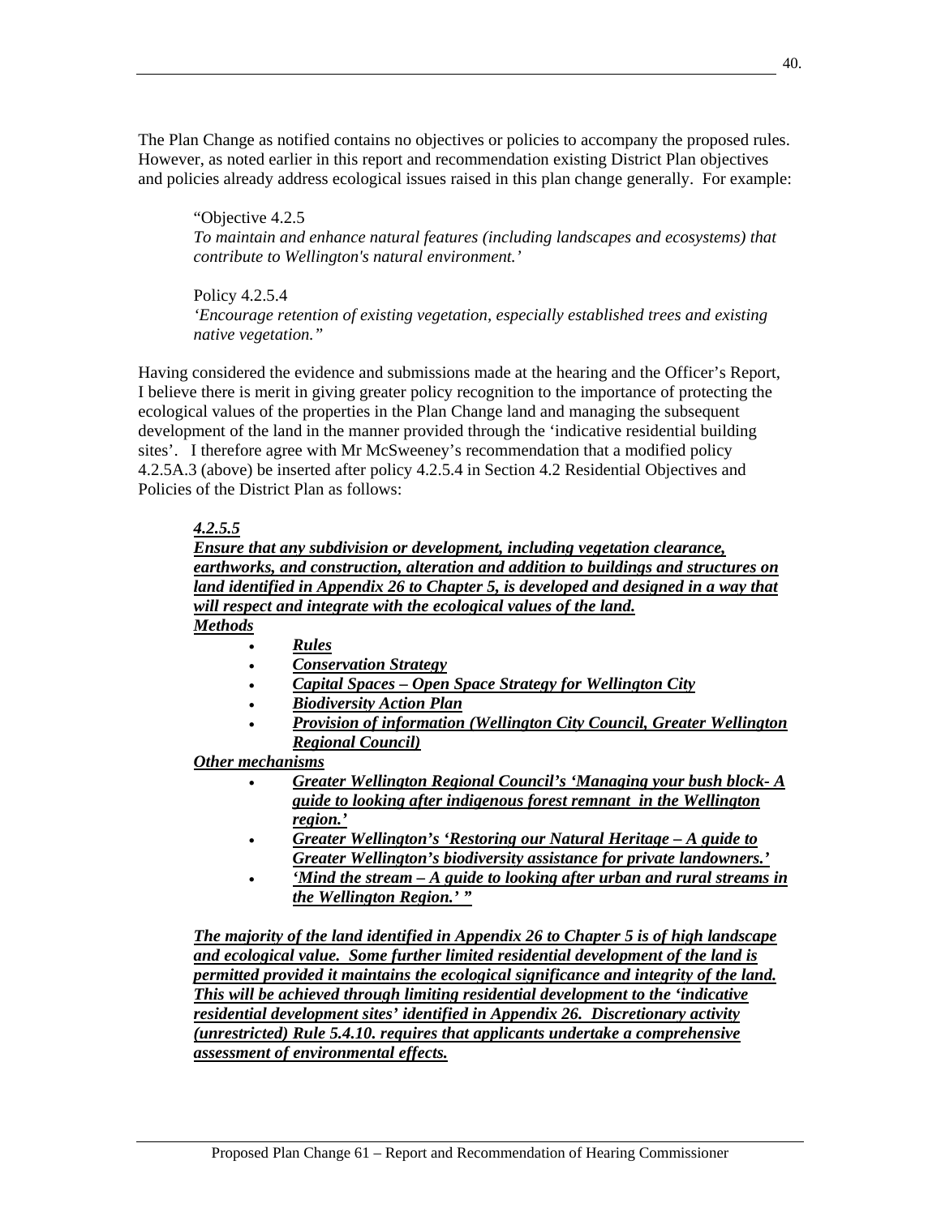The Plan Change as notified contains no objectives or policies to accompany the proposed rules. However, as noted earlier in this report and recommendation existing District Plan objectives and policies already address ecological issues raised in this plan change generally. For example:

> "Objective 4.2.5
> *To maintain and enhance natural features (including landscapes and ecosystems) that contribute to Wellington's natural environment.'*
>
> Policy 4.2.5.4
> *'Encourage retention of existing vegetation, especially established trees and existing native vegetation."*

Having considered the evidence and submissions made at the hearing and the Officer's Report, I believe there is merit in giving greater policy recognition to the importance of protecting the ecological values of the properties in the Plan Change land and managing the subsequent development of the land in the manner provided through the 'indicative residential building sites'. I therefore agree with Mr McSweeney's recommendation that a modified policy 4.2.5A.3 (above) be inserted after policy 4.2.5.4 in Section 4.2 Residential Objectives and Policies of the District Plan as follows:

> ***4.2.5.5***
> ***Ensure that any subdivision or development, including vegetation clearance, earthworks, and construction, alteration and addition to buildings and structures on land identified in Appendix 26 to Chapter 5, is developed and designed in a way that will respect and integrate with the ecological values of the land.***
>
> ***Methods***
> - ***Rules***
> - ***Conservation Strategy***
> - ***Capital Spaces – Open Space Strategy for Wellington City***
> - ***Biodiversity Action Plan***
> - ***Provision of information (Wellington City Council, Greater Wellington Regional Council)***
>
> ***Other mechanisms***
> - ***Greater Wellington Regional Council's 'Managing your bush block- A guide to looking after indigenous forest remnant in the Wellington region.'***
> - ***Greater Wellington's 'Restoring our Natural Heritage – A guide to Greater Wellington's biodiversity assistance for private landowners.'***
> - ***'Mind the stream – A guide to looking after urban and rural streams in the Wellington Region.' "***
>
> ***The majority of the land identified in Appendix 26 to Chapter 5 is of high landscape and ecological value. Some further limited residential development of the land is permitted provided it maintains the ecological significance and integrity of the land. This will be achieved through limiting residential development to the 'indicative residential development sites' identified in Appendix 26. Discretionary activity (unrestricted) Rule 5.4.10. requires that applicants undertake a comprehensive assessment of environmental effects.***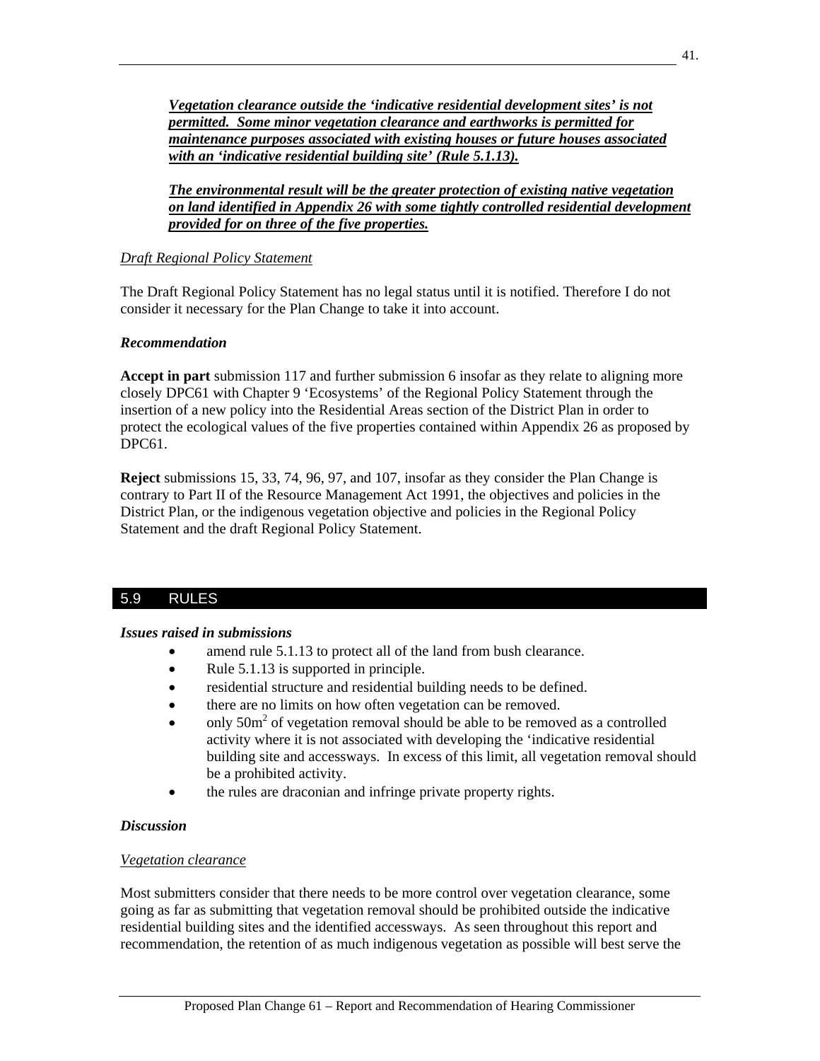***Vegetation clearance outside the 'indicative residential development sites' is not permitted. Some minor vegetation clearance and earthworks is permitted for maintenance purposes associated with existing houses or future houses associated with an 'indicative residential building site' (Rule 5.1.13).***

***The environmental result will be the greater protection of existing native vegetation on land identified in Appendix 26 with some tightly controlled residential development provided for on three of the five properties.***

*Draft Regional Policy Statement*

The Draft Regional Policy Statement has no legal status until it is notified. Therefore I do not consider it necessary for the Plan Change to take it into account.

***Recommendation***

**Accept in part** submission 117 and further submission 6 insofar as they relate to aligning more closely DPC61 with Chapter 9 'Ecosystems' of the Regional Policy Statement through the insertion of a new policy into the Residential Areas section of the District Plan in order to protect the ecological values of the five properties contained within Appendix 26 as proposed by DPC61.

**Reject** submissions 15, 33, 74, 96, 97, and 107, insofar as they consider the Plan Change is contrary to Part II of the Resource Management Act 1991, the objectives and policies in the District Plan, or the indigenous vegetation objective and policies in the Regional Policy Statement and the draft Regional Policy Statement.

## 5.9 RULES

***Issues raised in submissions***

- amend rule 5.1.13 to protect all of the land from bush clearance.
- Rule 5.1.13 is supported in principle.
- residential structure and residential building needs to be defined.
- there are no limits on how often vegetation can be removed.
- only $50m^2$ of vegetation removal should be able to be removed as a controlled activity where it is not associated with developing the 'indicative residential building site and accessways. In excess of this limit, all vegetation removal should be a prohibited activity.
- the rules are draconian and infringe private property rights.

***Discussion***

*Vegetation clearance*

Most submitters consider that there needs to be more control over vegetation clearance, some going as far as submitting that vegetation removal should be prohibited outside the indicative residential building sites and the identified accessways. As seen throughout this report and recommendation, the retention of as much indigenous vegetation as possible will best serve the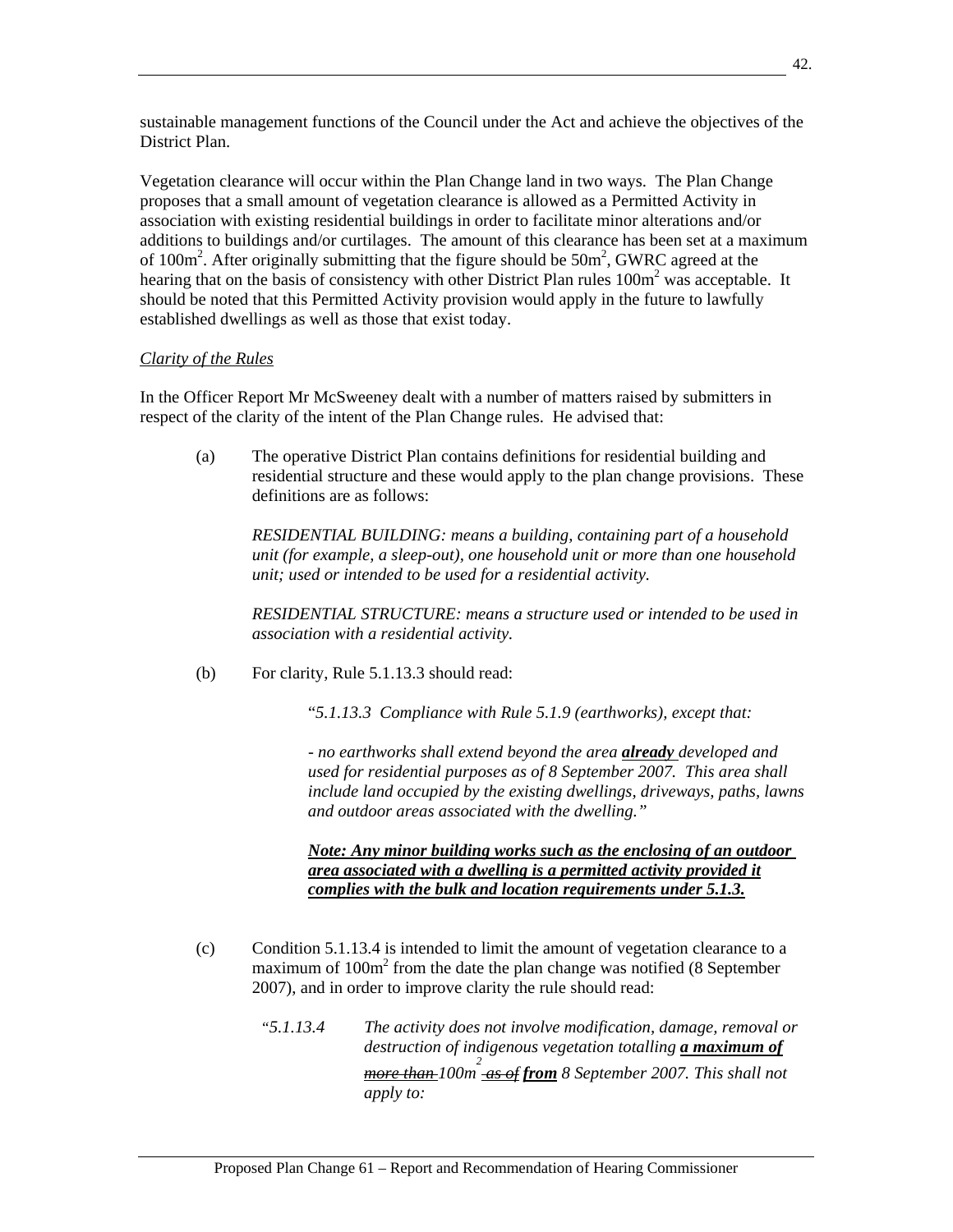sustainable management functions of the Council under the Act and achieve the objectives of the District Plan.

Vegetation clearance will occur within the Plan Change land in two ways. The Plan Change proposes that a small amount of vegetation clearance is allowed as a Permitted Activity in association with existing residential buildings in order to facilitate minor alterations and/or additions to buildings and/or curtilages. The amount of this clearance has been set at a maximum of $100m^2$. After originally submitting that the figure should be $50m^2$, GWRC agreed at the hearing that on the basis of consistency with other District Plan rules $100m^2$ was acceptable. It should be noted that this Permitted Activity provision would apply in the future to lawfully established dwellings as well as those that exist today.

<u>Clarity of the Rules</u>

In the Officer Report Mr McSweeney dealt with a number of matters raised by submitters in respect of the clarity of the intent of the Plan Change rules. He advised that:

(a) The operative District Plan contains definitions for residential building and residential structure and these would apply to the plan change provisions. These definitions are as follows:

*RESIDENTIAL BUILDING: means a building, containing part of a household unit (for example, a sleep-out), one household unit or more than one household unit; used or intended to be used for a residential activity.*

*RESIDENTIAL STRUCTURE: means a structure used or intended to be used in association with a residential activity.*

(b) For clarity, Rule 5.1.13.3 should read:

"*5.1.13.3 Compliance with Rule 5.1.9 (earthworks), except that:*

*- no earthworks shall extend beyond the area **<u>already</u>** developed and used for residential purposes as of 8 September 2007. This area shall include land occupied by the existing dwellings, driveways, paths, lawns and outdoor areas associated with the dwelling."*

***<u>Note: Any minor building works such as the enclosing of an outdoor area associated with a dwelling is a permitted activity provided it complies with the bulk and location requirements under 5.1.3.</u>***

(c) Condition 5.1.13.4 is intended to limit the amount of vegetation clearance to a maximum of $100m^2$ from the date the plan change was notified (8 September 2007), and in order to improve clarity the rule should read:

"*5.1.13.4 The activity does not involve modification, damage, removal or destruction of indigenous vegetation totalling **<u>a maximum of</u>** ~~more than~~ 100m² ~~as of~~ **<u>from</u>** 8 September 2007. This shall not apply to:*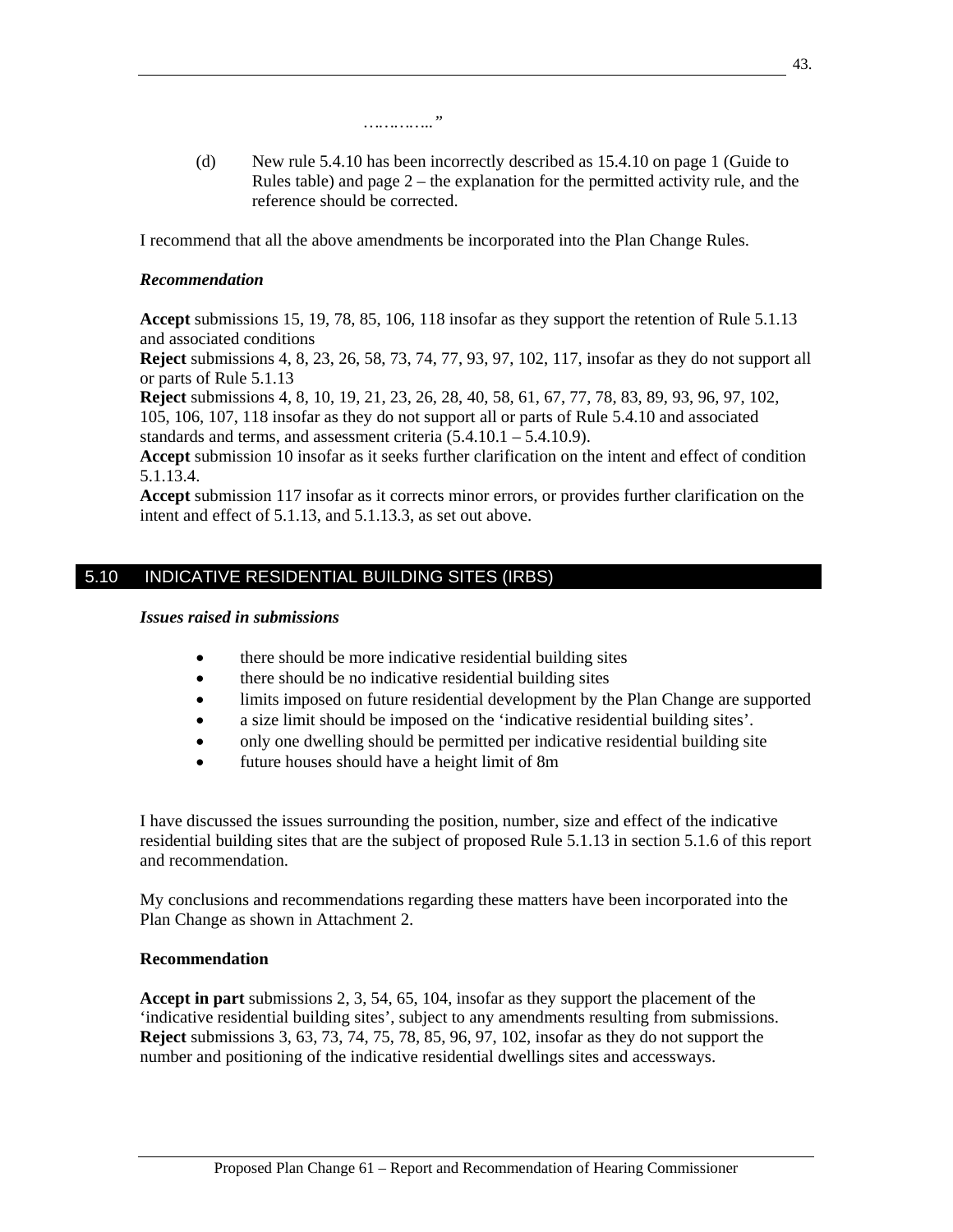"…………."

(d) New rule 5.4.10 has been incorrectly described as 15.4.10 on page 1 (Guide to Rules table) and page 2 – the explanation for the permitted activity rule, and the reference should be corrected.

I recommend that all the above amendments be incorporated into the Plan Change Rules.

***Recommendation***

**Accept** submissions 15, 19, 78, 85, 106, 118 insofar as they support the retention of Rule 5.1.13 and associated conditions
**Reject** submissions 4, 8, 23, 26, 58, 73, 74, 77, 93, 97, 102, 117, insofar as they do not support all or parts of Rule 5.1.13
**Reject** submissions 4, 8, 10, 19, 21, 23, 26, 28, 40, 58, 61, 67, 77, 78, 83, 89, 93, 96, 97, 102, 105, 106, 107, 118 insofar as they do not support all or parts of Rule 5.4.10 and associated standards and terms, and assessment criteria (5.4.10.1 – 5.4.10.9).
**Accept** submission 10 insofar as it seeks further clarification on the intent and effect of condition 5.1.13.4.
**Accept** submission 117 insofar as it corrects minor errors, or provides further clarification on the intent and effect of 5.1.13, and 5.1.13.3, as set out above.

## 5.10 INDICATIVE RESIDENTIAL BUILDING SITES (IRBS)

***Issues raised in submissions***

- there should be more indicative residential building sites
- there should be no indicative residential building sites
- limits imposed on future residential development by the Plan Change are supported
- a size limit should be imposed on the 'indicative residential building sites'.
- only one dwelling should be permitted per indicative residential building site
- future houses should have a height limit of 8m

I have discussed the issues surrounding the position, number, size and effect of the indicative residential building sites that are the subject of proposed Rule 5.1.13 in section 5.1.6 of this report and recommendation.

My conclusions and recommendations regarding these matters have been incorporated into the Plan Change as shown in Attachment 2.

**Recommendation**

**Accept in part** submissions 2, 3, 54, 65, 104, insofar as they support the placement of the 'indicative residential building sites', subject to any amendments resulting from submissions.
**Reject** submissions 3, 63, 73, 74, 75, 78, 85, 96, 97, 102, insofar as they do not support the number and positioning of the indicative residential dwellings sites and accessways.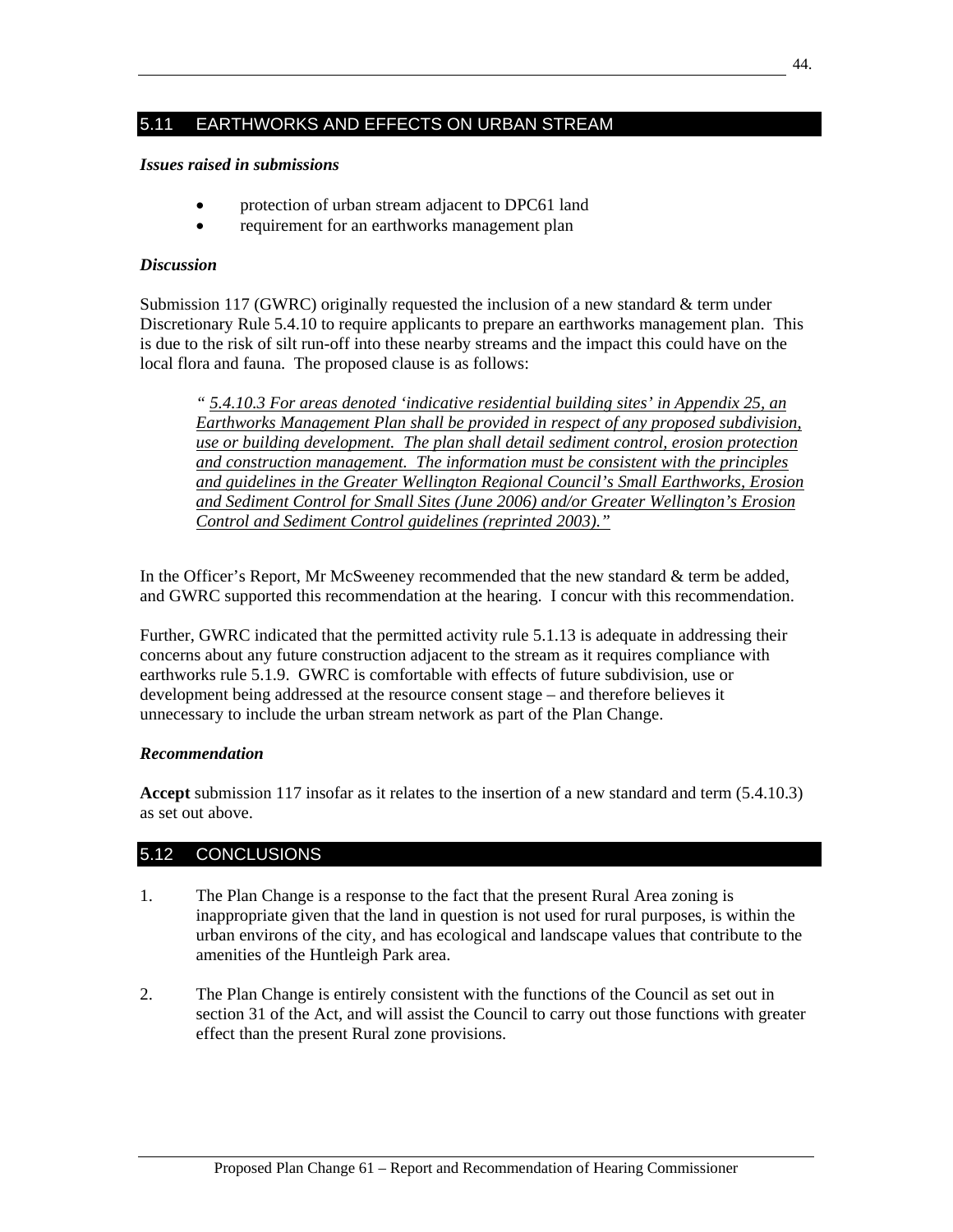## 5.11 EARTHWORKS AND EFFECTS ON URBAN STREAM

***Issues raised in submissions***

- protection of urban stream adjacent to DPC61 land
- requirement for an earthworks management plan

***Discussion***

Submission 117 (GWRC) originally requested the inclusion of a new standard & term under Discretionary Rule 5.4.10 to require applicants to prepare an earthworks management plan. This is due to the risk of silt run-off into these nearby streams and the impact this could have on the local flora and fauna. The proposed clause is as follows:

> *" <u>5.4.10.3 For areas denoted 'indicative residential building sites' in Appendix 25, an Earthworks Management Plan shall be provided in respect of any proposed subdivision, use or building development. The plan shall detail sediment control, erosion protection and construction management. The information must be consistent with the principles and guidelines in the Greater Wellington Regional Council's Small Earthworks, Erosion and Sediment Control for Small Sites (June 2006) and/or Greater Wellington's Erosion Control and Sediment Control guidelines (reprinted 2003)."</u>*

In the Officer's Report, Mr McSweeney recommended that the new standard & term be added, and GWRC supported this recommendation at the hearing. I concur with this recommendation.

Further, GWRC indicated that the permitted activity rule 5.1.13 is adequate in addressing their concerns about any future construction adjacent to the stream as it requires compliance with earthworks rule 5.1.9. GWRC is comfortable with effects of future subdivision, use or development being addressed at the resource consent stage – and therefore believes it unnecessary to include the urban stream network as part of the Plan Change.

***Recommendation***

**Accept** submission 117 insofar as it relates to the insertion of a new standard and term (5.4.10.3) as set out above.

## 5.12 CONCLUSIONS

1. The Plan Change is a response to the fact that the present Rural Area zoning is inappropriate given that the land in question is not used for rural purposes, is within the urban environs of the city, and has ecological and landscape values that contribute to the amenities of the Huntleigh Park area.

2. The Plan Change is entirely consistent with the functions of the Council as set out in section 31 of the Act, and will assist the Council to carry out those functions with greater effect than the present Rural zone provisions.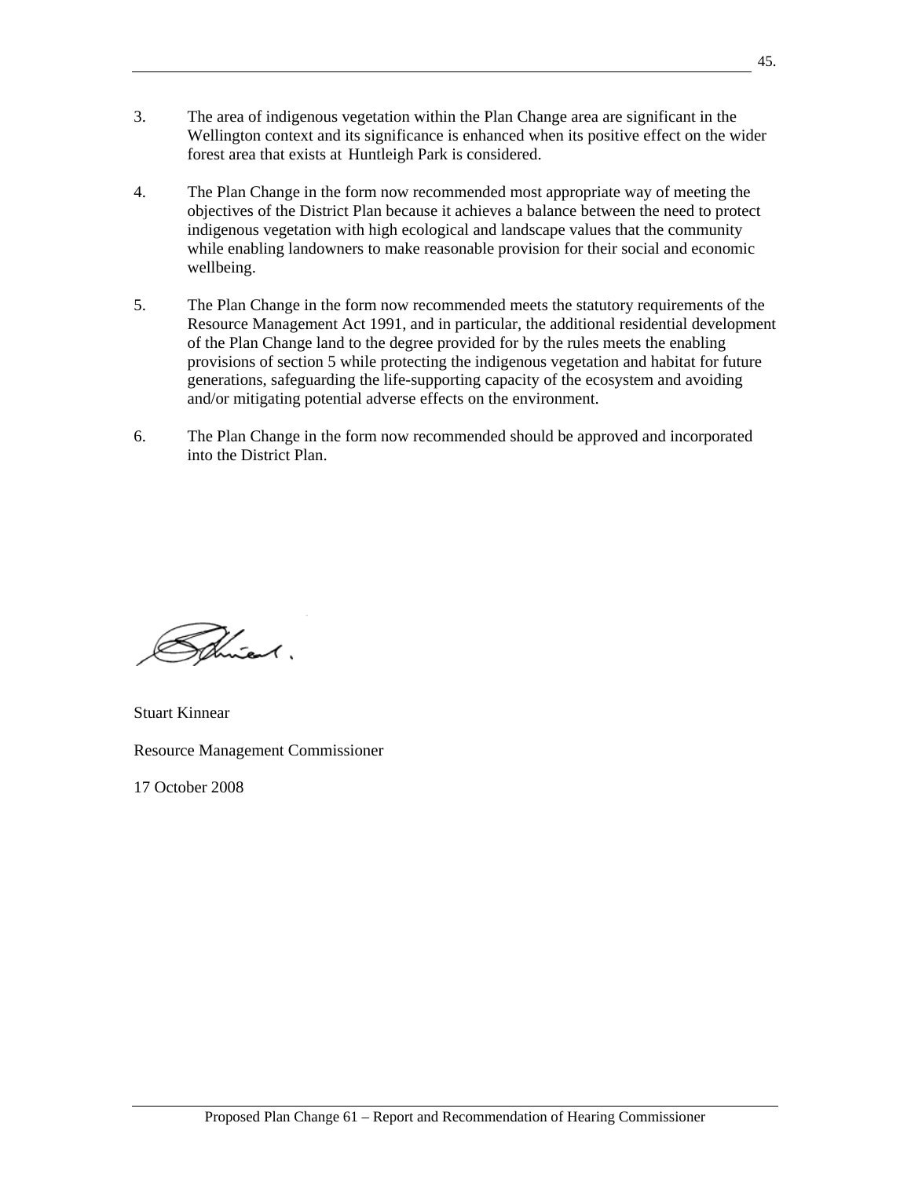3. The area of indigenous vegetation within the Plan Change area are significant in the Wellington context and its significance is enhanced when its positive effect on the wider forest area that exists at Huntleigh Park is considered.

4. The Plan Change in the form now recommended most appropriate way of meeting the objectives of the District Plan because it achieves a balance between the need to protect indigenous vegetation with high ecological and landscape values that the community while enabling landowners to make reasonable provision for their social and economic wellbeing.

5. The Plan Change in the form now recommended meets the statutory requirements of the Resource Management Act 1991, and in particular, the additional residential development of the Plan Change land to the degree provided for by the rules meets the enabling provisions of section 5 while protecting the indigenous vegetation and habitat for future generations, safeguarding the life-supporting capacity of the ecosystem and avoiding and/or mitigating potential adverse effects on the environment.

6. The Plan Change in the form now recommended should be approved and incorporated into the District Plan.

Stuart Kinnear

Resource Management Commissioner

17 October 2008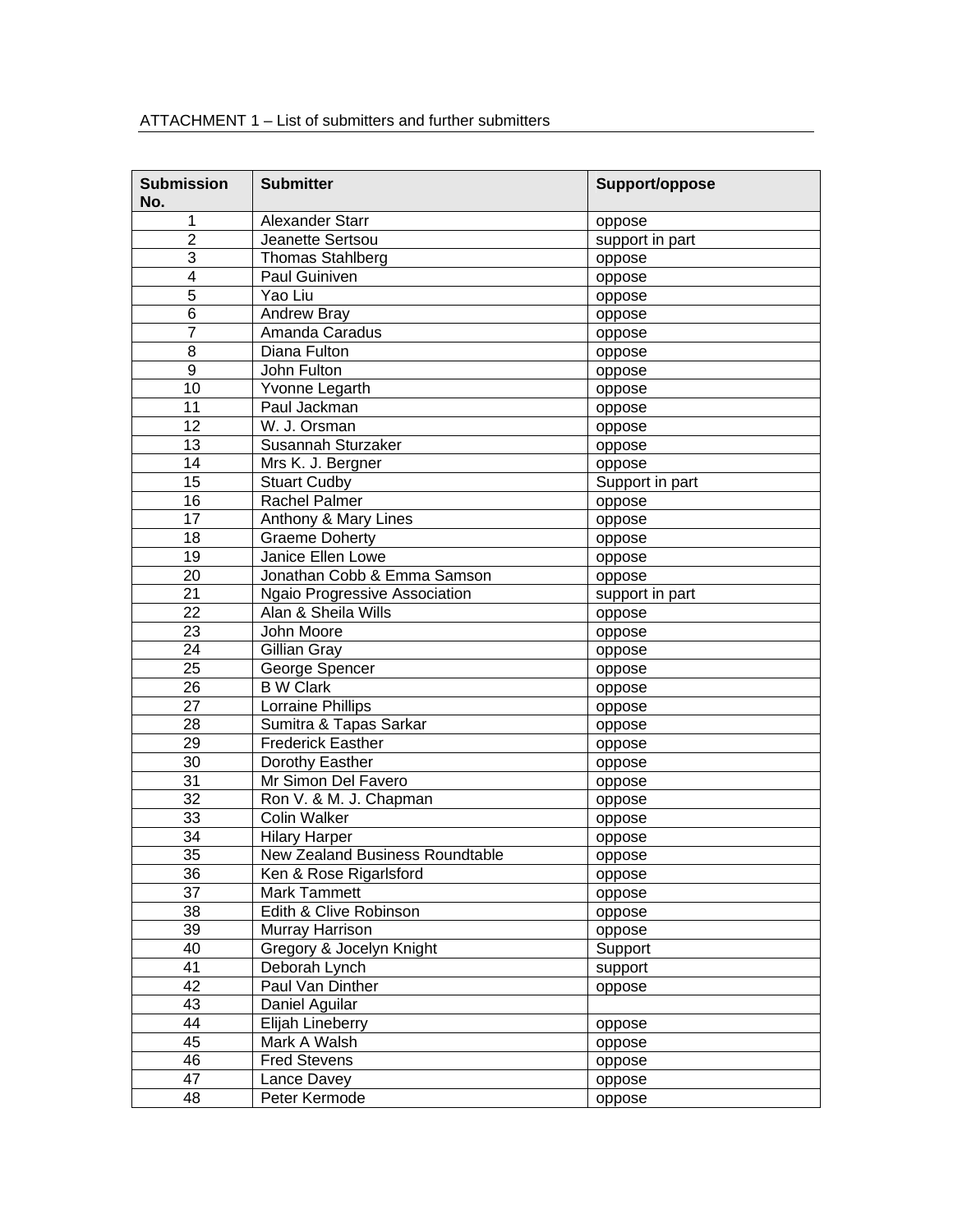ATTACHMENT 1 – List of submitters and further submitters

| Submission No. | Submitter | Support/oppose |
|---|---|---|
| 1 | Alexander Starr | oppose |
| 2 | Jeanette Sertsou | support in part |
| 3 | Thomas Stahlberg | oppose |
| 4 | Paul Guiniven | oppose |
| 5 | Yao Liu | oppose |
| 6 | Andrew Bray | oppose |
| 7 | Amanda Caradus | oppose |
| 8 | Diana Fulton | oppose |
| 9 | John Fulton | oppose |
| 10 | Yvonne Legarth | oppose |
| 11 | Paul Jackman | oppose |
| 12 | W. J. Orsman | oppose |
| 13 | Susannah Sturzaker | oppose |
| 14 | Mrs K. J. Bergner | oppose |
| 15 | Stuart Cudby | Support in part |
| 16 | Rachel Palmer | oppose |
| 17 | Anthony & Mary Lines | oppose |
| 18 | Graeme Doherty | oppose |
| 19 | Janice Ellen Lowe | oppose |
| 20 | Jonathan Cobb & Emma Samson | oppose |
| 21 | Ngaio Progressive Association | support in part |
| 22 | Alan & Sheila Wills | oppose |
| 23 | John Moore | oppose |
| 24 | Gillian Gray | oppose |
| 25 | George Spencer | oppose |
| 26 | B W Clark | oppose |
| 27 | Lorraine Phillips | oppose |
| 28 | Sumitra & Tapas Sarkar | oppose |
| 29 | Frederick Easther | oppose |
| 30 | Dorothy Easther | oppose |
| 31 | Mr Simon Del Favero | oppose |
| 32 | Ron V. & M. J. Chapman | oppose |
| 33 | Colin Walker | oppose |
| 34 | Hilary Harper | oppose |
| 35 | New Zealand Business Roundtable | oppose |
| 36 | Ken & Rose Rigarlsford | oppose |
| 37 | Mark Tammett | oppose |
| 38 | Edith & Clive Robinson | oppose |
| 39 | Murray Harrison | oppose |
| 40 | Gregory & Jocelyn Knight | Support |
| 41 | Deborah Lynch | support |
| 42 | Paul Van Dinther | oppose |
| 43 | Daniel Aguilar | |
| 44 | Elijah Lineberry | oppose |
| 45 | Mark A Walsh | oppose |
| 46 | Fred Stevens | oppose |
| 47 | Lance Davey | oppose |
| 48 | Peter Kermode | oppose |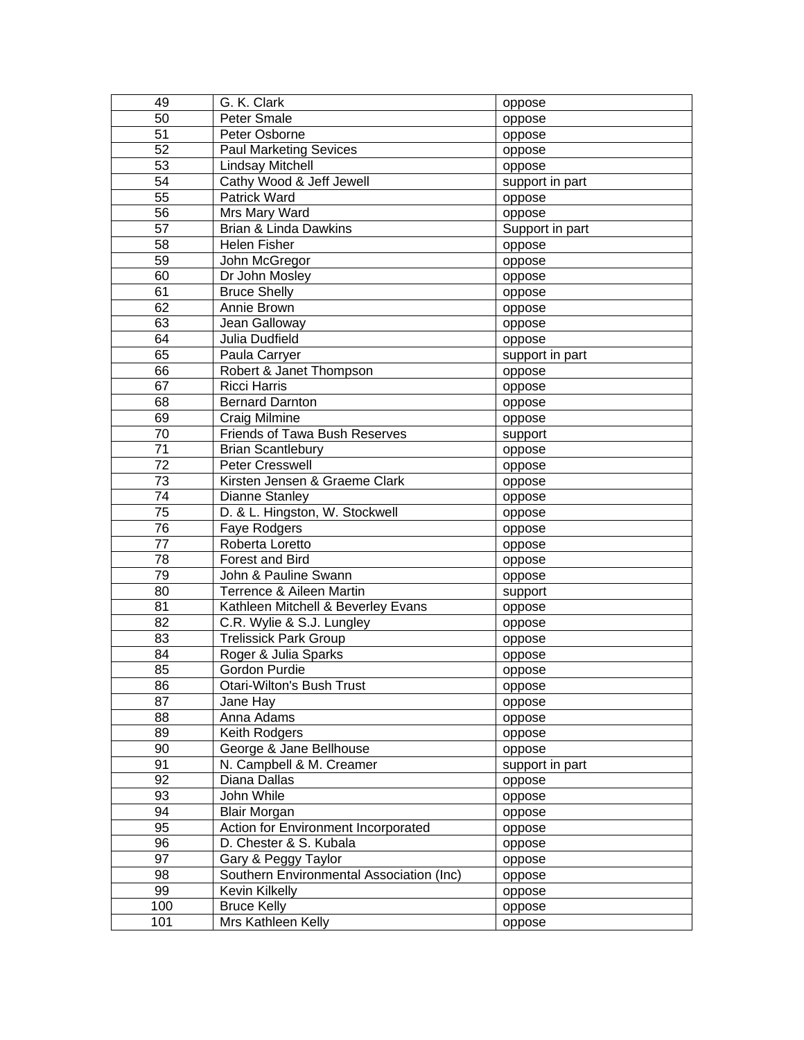| | | |
|---|---|---|
| 49 | G. K. Clark | oppose |
| 50 | Peter Smale | oppose |
| 51 | Peter Osborne | oppose |
| 52 | Paul Marketing Sevices | oppose |
| 53 | Lindsay Mitchell | oppose |
| 54 | Cathy Wood & Jeff Jewell | support in part |
| 55 | Patrick Ward | oppose |
| 56 | Mrs Mary Ward | oppose |
| 57 | Brian & Linda Dawkins | Support in part |
| 58 | Helen Fisher | oppose |
| 59 | John McGregor | oppose |
| 60 | Dr John Mosley | oppose |
| 61 | Bruce Shelly | oppose |
| 62 | Annie Brown | oppose |
| 63 | Jean Galloway | oppose |
| 64 | Julia Dudfield | oppose |
| 65 | Paula Carryer | support in part |
| 66 | Robert & Janet Thompson | oppose |
| 67 | Ricci Harris | oppose |
| 68 | Bernard Darnton | oppose |
| 69 | Craig Milmine | oppose |
| 70 | Friends of Tawa Bush Reserves | support |
| 71 | Brian Scantlebury | oppose |
| 72 | Peter Cresswell | oppose |
| 73 | Kirsten Jensen & Graeme Clark | oppose |
| 74 | Dianne Stanley | oppose |
| 75 | D. & L. Hingston, W. Stockwell | oppose |
| 76 | Faye Rodgers | oppose |
| 77 | Roberta Loretto | oppose |
| 78 | Forest and Bird | oppose |
| 79 | John & Pauline Swann | oppose |
| 80 | Terrence & Aileen Martin | support |
| 81 | Kathleen Mitchell & Beverley Evans | oppose |
| 82 | C.R. Wylie & S.J. Lungley | oppose |
| 83 | Trelissick Park Group | oppose |
| 84 | Roger & Julia Sparks | oppose |
| 85 | Gordon Purdie | oppose |
| 86 | Otari-Wilton's Bush Trust | oppose |
| 87 | Jane Hay | oppose |
| 88 | Anna Adams | oppose |
| 89 | Keith Rodgers | oppose |
| 90 | George & Jane Bellhouse | oppose |
| 91 | N. Campbell & M. Creamer | support in part |
| 92 | Diana Dallas | oppose |
| 93 | John While | oppose |
| 94 | Blair Morgan | oppose |
| 95 | Action for Environment Incorporated | oppose |
| 96 | D. Chester & S. Kubala | oppose |
| 97 | Gary & Peggy Taylor | oppose |
| 98 | Southern Environmental Association (Inc) | oppose |
| 99 | Kevin Kilkelly | oppose |
| 100 | Bruce Kelly | oppose |
| 101 | Mrs Kathleen Kelly | oppose |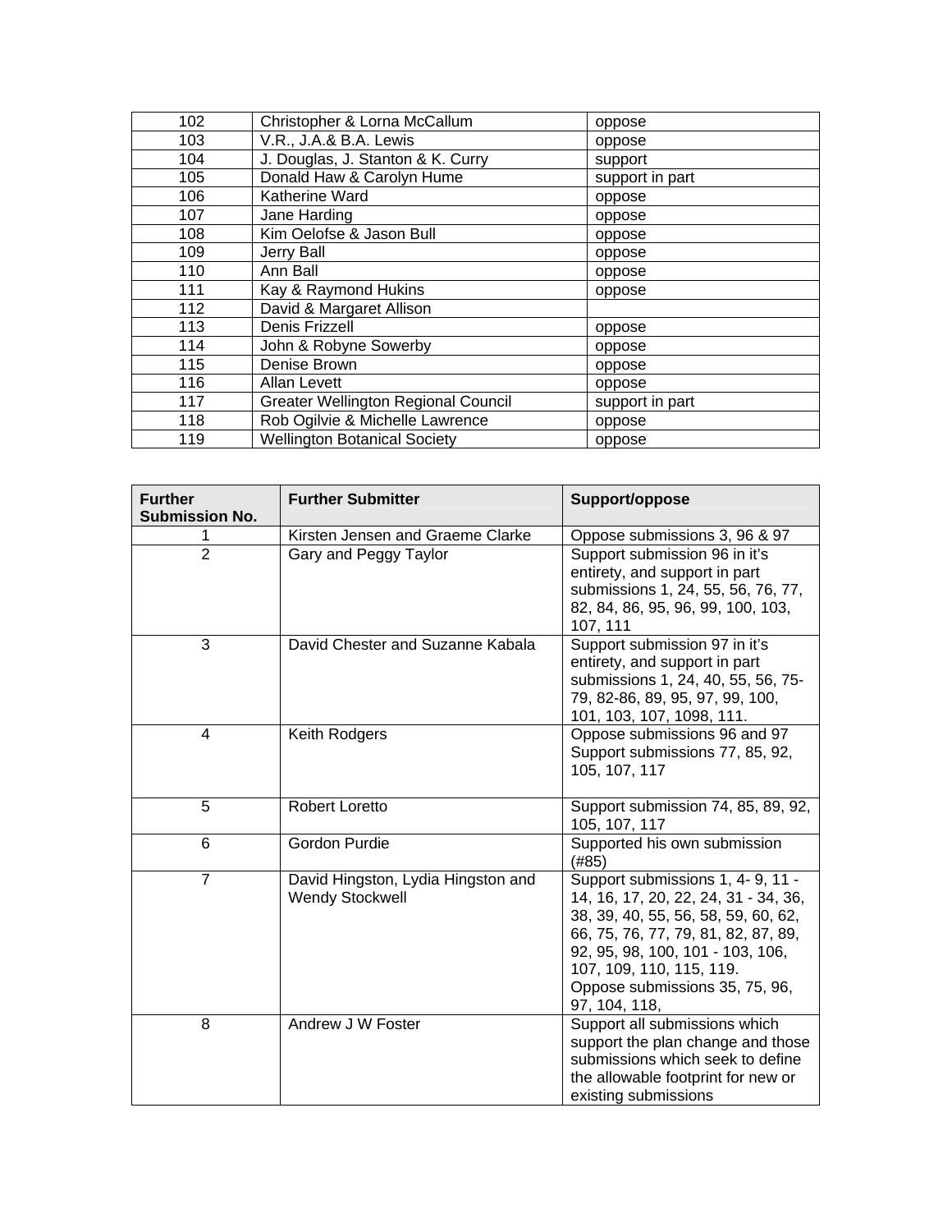| | | |
|---|---|---|
| 102 | Christopher & Lorna McCallum | oppose |
| 103 | V.R., J.A.& B.A. Lewis | oppose |
| 104 | J. Douglas, J. Stanton & K. Curry | support |
| 105 | Donald Haw & Carolyn Hume | support in part |
| 106 | Katherine Ward | oppose |
| 107 | Jane Harding | oppose |
| 108 | Kim Oelofse & Jason Bull | oppose |
| 109 | Jerry Ball | oppose |
| 110 | Ann Ball | oppose |
| 111 | Kay & Raymond Hukins | oppose |
| 112 | David & Margaret Allison | |
| 113 | Denis Frizzell | oppose |
| 114 | John & Robyne Sowerby | oppose |
| 115 | Denise Brown | oppose |
| 116 | Allan Levett | oppose |
| 117 | Greater Wellington Regional Council | support in part |
| 118 | Rob Ogilvie & Michelle Lawrence | oppose |
| 119 | Wellington Botanical Society | oppose |

| **Further Submission No.** | **Further Submitter** | **Support/oppose** |
|---|---|---|
| 1 | Kirsten Jensen and Graeme Clarke | Oppose submissions 3, 96 & 97 |
| 2 | Gary and Peggy Taylor | Support submission 96 in it's entirety, and support in part submissions 1, 24, 55, 56, 76, 77, 82, 84, 86, 95, 96, 99, 100, 103, 107, 111 |
| 3 | David Chester and Suzanne Kabala | Support submission 97 in it's entirety, and support in part submissions 1, 24, 40, 55, 56, 75-79, 82-86, 89, 95, 97, 99, 100, 101, 103, 107, 1098, 111. |
| 4 | Keith Rodgers | Oppose submissions 96 and 97 Support submissions 77, 85, 92, 105, 107, 117 |
| 5 | Robert Loretto | Support submission 74, 85, 89, 92, 105, 107, 117 |
| 6 | Gordon Purdie | Supported his own submission (#85) |
| 7 | David Hingston, Lydia Hingston and Wendy Stockwell | Support submissions 1, 4- 9, 11 - 14, 16, 17, 20, 22, 24, 31 - 34, 36, 38, 39, 40, 55, 56, 58, 59, 60, 62, 66, 75, 76, 77, 79, 81, 82, 87, 89, 92, 95, 98, 100, 101 - 103, 106, 107, 109, 110, 115, 119. Oppose submissions 35, 75, 96, 97, 104, 118, |
| 8 | Andrew J W Foster | Support all submissions which support the plan change and those submissions which seek to define the allowable footprint for new or existing submissions |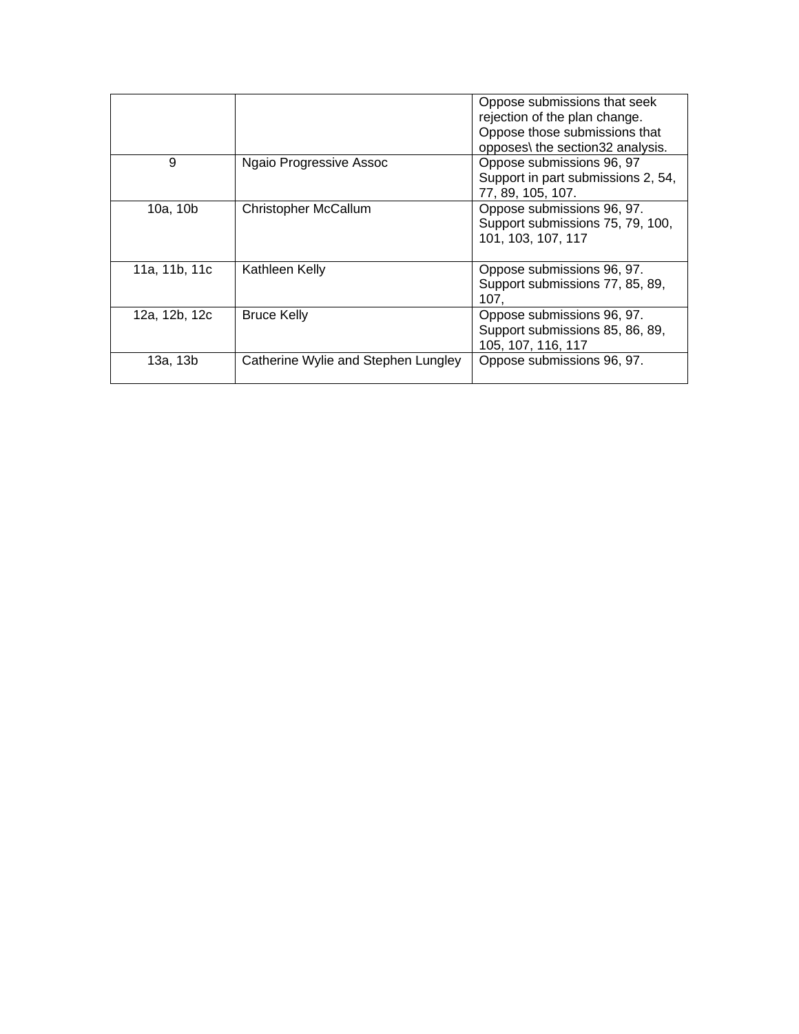| | | |
|---|---|---|
| | | Oppose submissions that seek rejection of the plan change. Oppose those submissions that opposes\ the section32 analysis. |
| 9 | Ngaio Progressive Assoc | Oppose submissions 96, 97 Support in part submissions 2, 54, 77, 89, 105, 107. |
| 10a, 10b | Christopher McCallum | Oppose submissions 96, 97. Support submissions 75, 79, 100, 101, 103, 107, 117 |
| 11a, 11b, 11c | Kathleen Kelly | Oppose submissions 96, 97. Support submissions 77, 85, 89, 107, |
| 12a, 12b, 12c | Bruce Kelly | Oppose submissions 96, 97. Support submissions 85, 86, 89, 105, 107, 116, 117 |
| 13a, 13b | Catherine Wylie and Stephen Lungley | Oppose submissions 96, 97. |